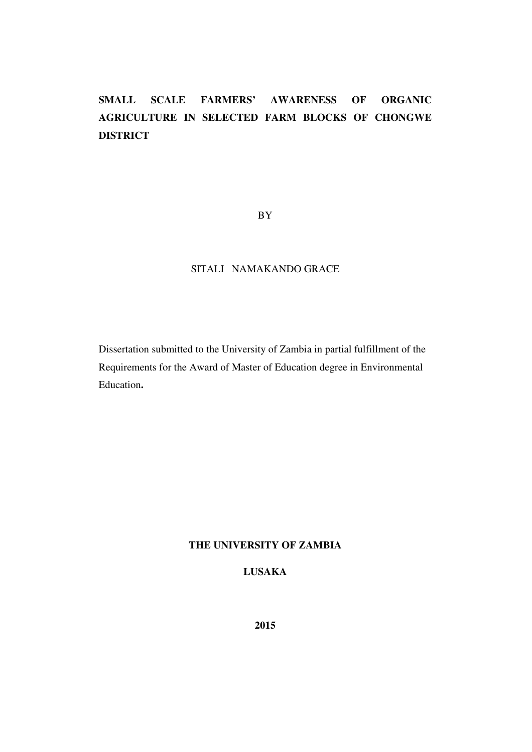# SMALL SCALE FARMERS' AWARENESS OF ORGANIC AGRICULTURE IN SELECTED FARM BLOCKS OF CHONGWE DISTRICT

BY

SITALI NAMAKANDO GRACE

Dissertation submitted to the University of Zambia in partial fulfillment of the Requirements for the Award of Master of Education degree in Environmental Education.

**THE UNIVERSITY OF ZAMBIA**

**LUSAKA**

**2015**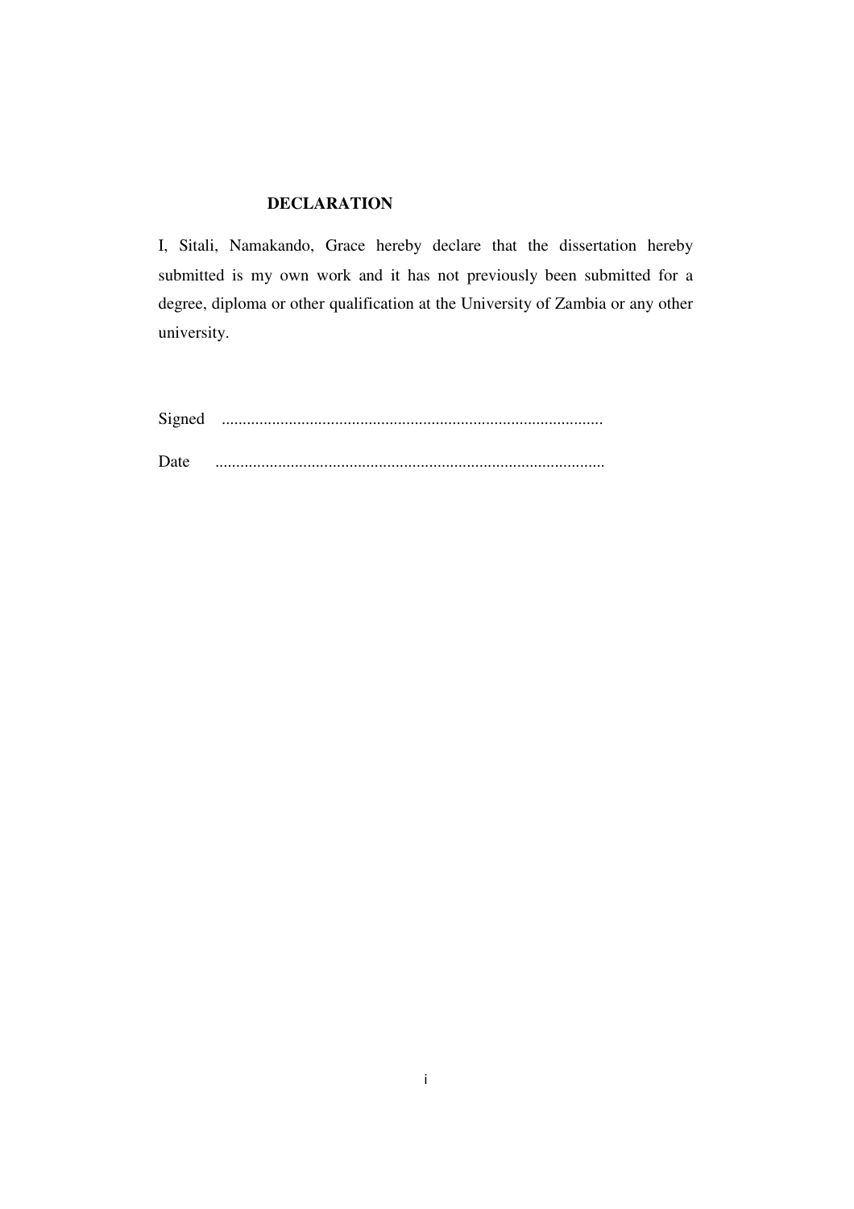# DECLARATION

I, Sitali, Namakando, Grace hereby declare that the dissertation hereby submitted is my own work and it has not previously been submitted for a degree, diploma or other qualification at the University of Zambia or any other university.

Signed ..........................................................................................

Date ............................................................................................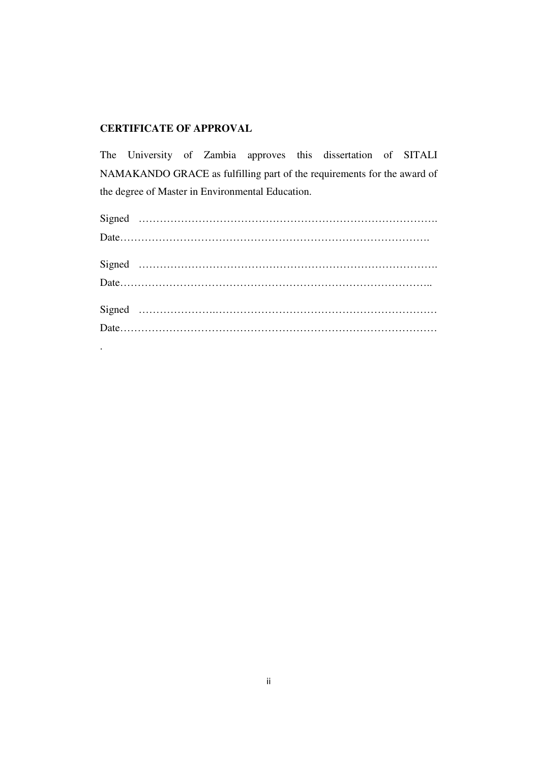## CERTIFICATE OF APPROVAL

The University of Zambia approves this dissertation of SITALI NAMAKANDO GRACE as fulfilling part of the requirements for the award of the degree of Master in Environmental Education.

Signed ………………………………………………………………………….

Date…………………………………………………………………………….

Signed ………………………………………………………………………….

Date……………………………………………………………………………..

Signed ………………….………………………………………………………

Date………………………………………………………………………………

.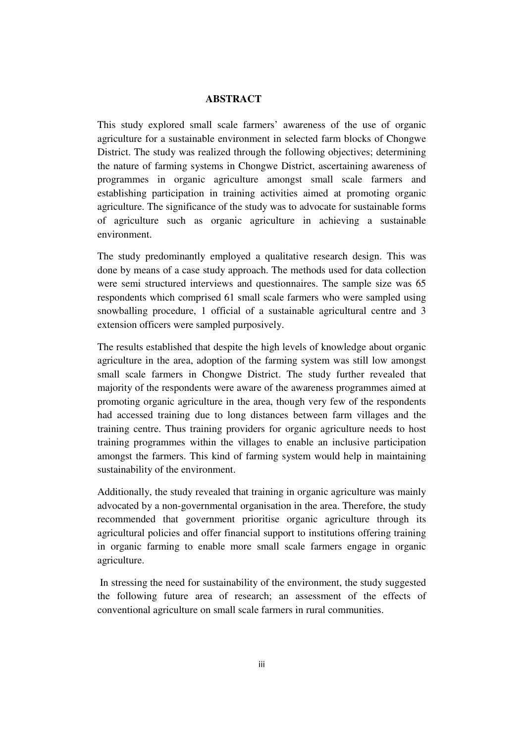## ABSTRACT

This study explored small scale farmers' awareness of the use of organic agriculture for a sustainable environment in selected farm blocks of Chongwe District. The study was realized through the following objectives; determining the nature of farming systems in Chongwe District, ascertaining awareness of programmes in organic agriculture amongst small scale farmers and establishing participation in training activities aimed at promoting organic agriculture. The significance of the study was to advocate for sustainable forms of agriculture such as organic agriculture in achieving a sustainable environment.

The study predominantly employed a qualitative research design. This was done by means of a case study approach. The methods used for data collection were semi structured interviews and questionnaires. The sample size was 65 respondents which comprised 61 small scale farmers who were sampled using snowballing procedure, 1 official of a sustainable agricultural centre and 3 extension officers were sampled purposively.

The results established that despite the high levels of knowledge about organic agriculture in the area, adoption of the farming system was still low amongst small scale farmers in Chongwe District. The study further revealed that majority of the respondents were aware of the awareness programmes aimed at promoting organic agriculture in the area, though very few of the respondents had accessed training due to long distances between farm villages and the training centre. Thus training providers for organic agriculture needs to host training programmes within the villages to enable an inclusive participation amongst the farmers. This kind of farming system would help in maintaining sustainability of the environment.

Additionally, the study revealed that training in organic agriculture was mainly advocated by a non-governmental organisation in the area. Therefore, the study recommended that government prioritise organic agriculture through its agricultural policies and offer financial support to institutions offering training in organic farming to enable more small scale farmers engage in organic agriculture.

In stressing the need for sustainability of the environment, the study suggested the following future area of research; an assessment of the effects of conventional agriculture on small scale farmers in rural communities.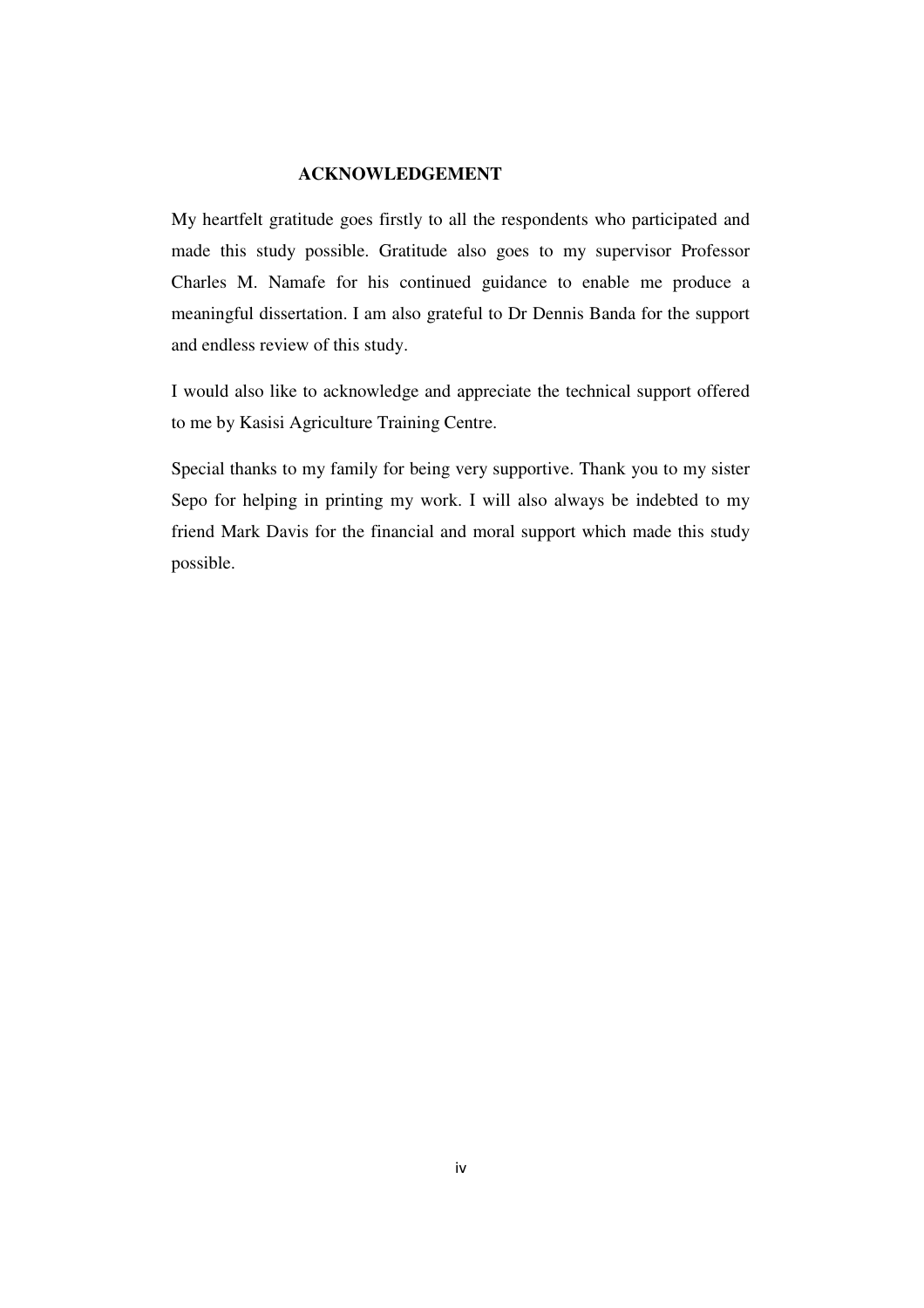# ACKNOWLEDGEMENT

My heartfelt gratitude goes firstly to all the respondents who participated and made this study possible. Gratitude also goes to my supervisor Professor Charles M. Namafe for his continued guidance to enable me produce a meaningful dissertation. I am also grateful to Dr Dennis Banda for the support and endless review of this study.

I would also like to acknowledge and appreciate the technical support offered to me by Kasisi Agriculture Training Centre.

Special thanks to my family for being very supportive. Thank you to my sister Sepo for helping in printing my work. I will also always be indebted to my friend Mark Davis for the financial and moral support which made this study possible.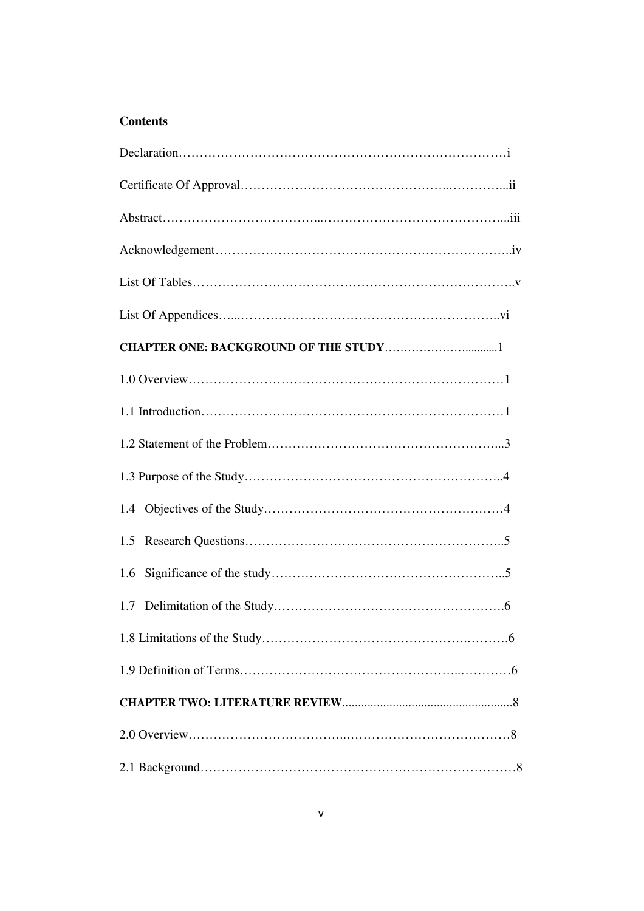**Contents**

Declaration……………………………………………………………………i

Certificate Of Approval…………………………………………..…………...ii

Abstract………………………………...……………………………………...iii

Acknowledgement……………………………………………………………..iv

List Of Tables…………………………………………………………………..v

List Of Appendices…...……………………………………………………..vi

**CHAPTER ONE: BACKGROUND OF THE STUDY**……………….........1

1.0 Overview…………………………………………………………………1

1.1 Introduction………………………………………………………………1

1.2 Statement of the Problem………………………………………………...3

1.3 Purpose of the Study……………………………………………………..4

1.4 Objectives of the Study…………………………………………………4

1.5 Research Questions……………………………………………………..5

1.6 Significance of the study………………………………………………..5

1.7 Delimitation of the Study……………………………………………….6

1.8 Limitations of the Study………………………………………….……….6

1.9 Definition of Terms…………………………………………..…………6

**CHAPTER TWO: LITERATURE REVIEW**.......................................................8

2.0 Overview……………………………..…………………………………8

2.1 Background………………………………………………………………8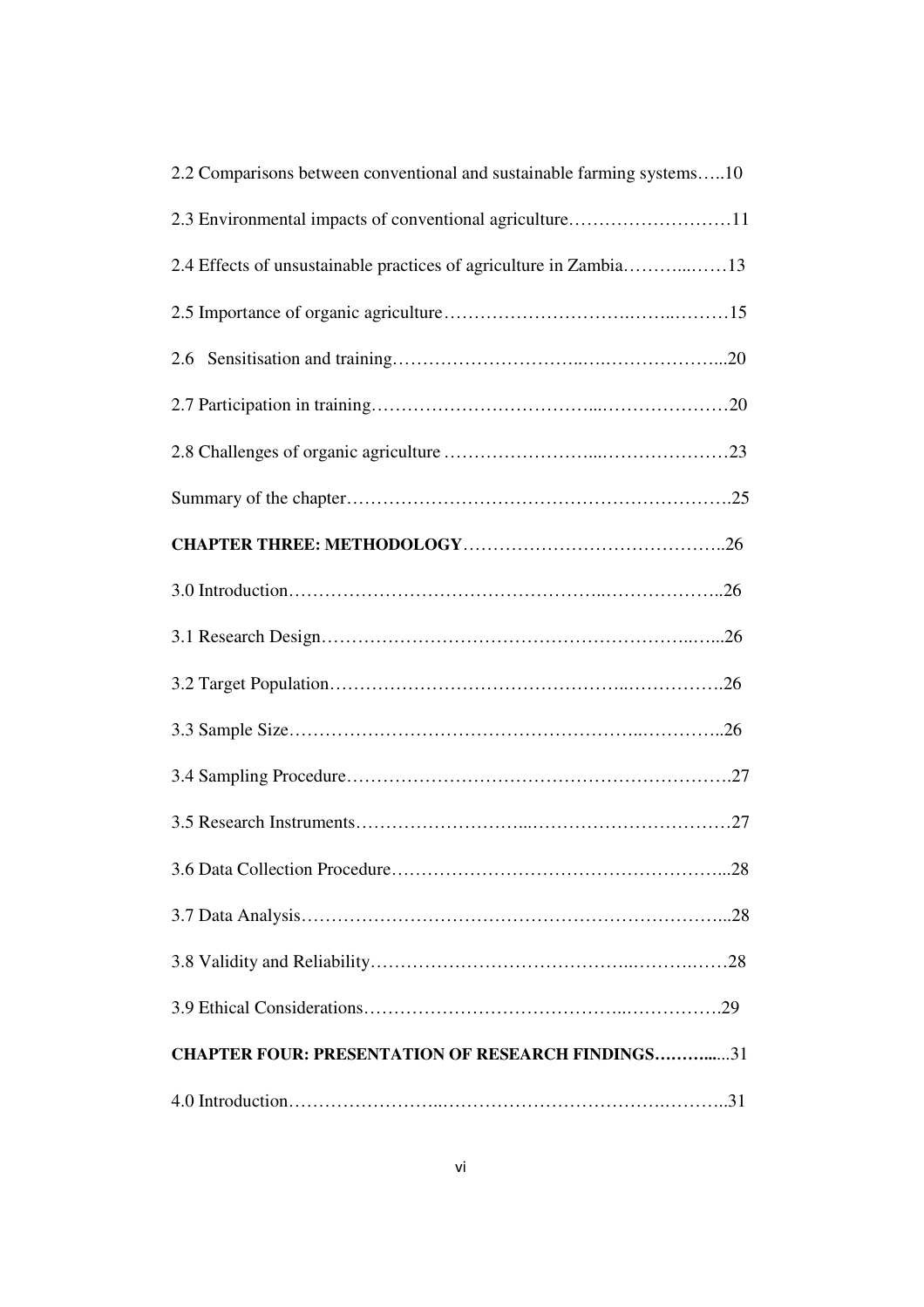2.2 Comparisons between conventional and sustainable farming systems…..10

2.3 Environmental impacts of conventional agriculture………………………11

2.4 Effects of unsustainable practices of agriculture in Zambia………..……13

2.5 Importance of organic agriculture…………………………….……..………15

2.6 Sensitisation and training……………………………..….………………...20

2.7 Participation in training……………………………….....…………………20

2.8 Challenges of organic agriculture ……………………....…………………23

Summary of the chapter……………………………………………………….25

**CHAPTER THREE: METHODOLOGY**……………………………………..26

3.0 Introduction…………………………………………..………………..26

3.1 Research Design……………………………………………………..…...26

3.2 Target Population……………………………………….……………….26

3.3 Sample Size…………………………………………………..…………..26

3.4 Sampling Procedure……………………………………………………….27

3.5 Research Instruments……………………...……………………………27

3.6 Data Collection Procedure……………………………………………...28

3.7 Data Analysis………………………………………………………………...28

3.8 Validity and Reliability………………………………….……….……28

3.9 Ethical Considerations…………………………………..…………….29

**CHAPTER FOUR: PRESENTATION OF RESEARCH FINDINGS………....**.31

4.0 Introduction……………………..…………………………….………..31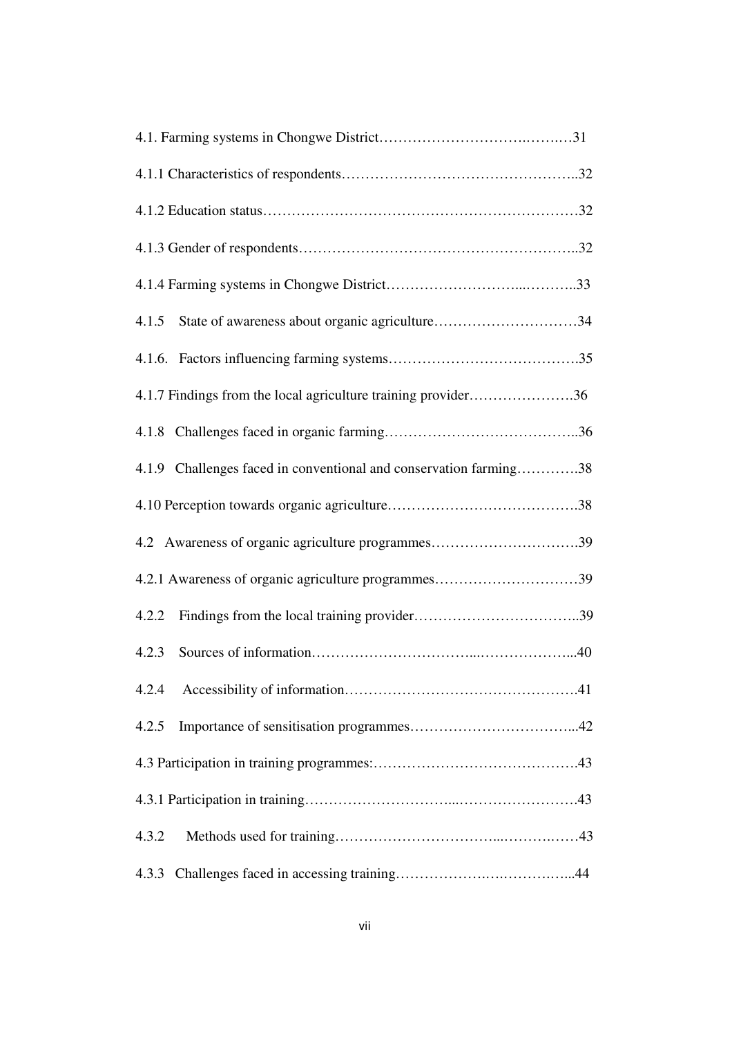4.1. Farming systems in Chongwe District……………………….…….…31

4.1.1 Characteristics of respondents………………………………………..32

4.1.2 Education status…………………………………………………………32

4.1.3 Gender of respondents………………………………………………..32

4.1.4 Farming systems in Chongwe District……………………...………..33

4.1.5 State of awareness about organic agriculture…………………………34

4.1.6. Factors influencing farming systems………………………………….35

4.1.7 Findings from the local agriculture training provider………………….36

4.1.8 Challenges faced in organic farming…………………………………..36

4.1.9 Challenges faced in conventional and conservation farming………….38

4.10 Perception towards organic agriculture……………………………….38

4.2 Awareness of organic agriculture programmes………………………….39

4.2.1 Awareness of organic agriculture programmes…………………………39

4.2.2 Findings from the local training provider……………………………..39

4.2.3 Sources of information……………………………...………………...40

4.2.4 Accessibility of information……………………………………….41

4.2.5 Importance of sensitisation programmes……………………………...42

4.3 Participation in training programmes:…………………………………….43

4.3.1 Participation in training…………………………...…………………….43

4.3.2 Methods used for training…………………………...……….……43

4.3.3 Challenges faced in accessing training……………….….…….…...44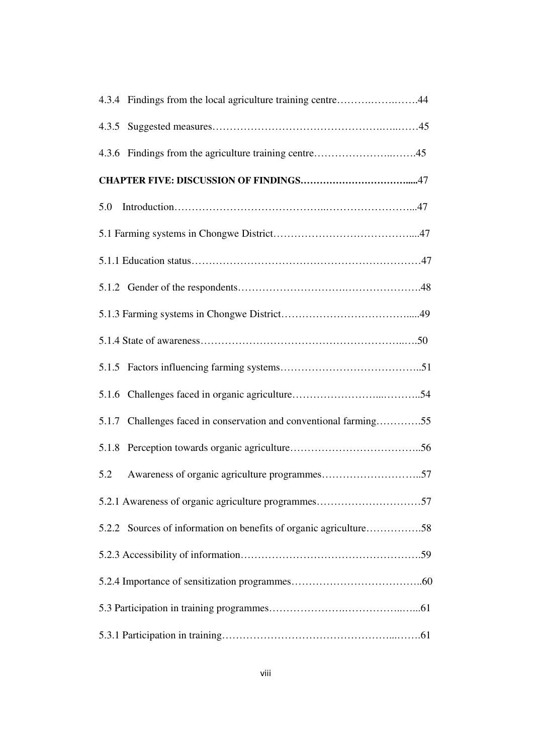4.3.4 Findings from the local agriculture training centre……….…….…….44

4.3.5 Suggested measures…………………………………………….…..……45

4.3.6 Findings from the agriculture training centre…………………..…….45

**CHAPTER FIVE: DISCUSSION OF FINDINGS……………………………......47**

5.0 Introduction……………………………………..……………………...47

5.1 Farming systems in Chongwe District…………………………………....47

5.1.1 Education status…………………………………………………………47

5.1.2 Gender of the respondents……………………….…………………….48

5.1.3 Farming systems in Chongwe District……………………………….....49

5.1.4 State of awareness…………………………………………………..….50

5.1.5 Factors influencing farming systems…………………………………..51

5.1.6 Challenges faced in organic agriculture…………………....………..54

5.1.7 Challenges faced in conservation and conventional farming………….55

5.1.8 Perception towards organic agriculture………………………………..56

5.2 Awareness of organic agriculture programmes………………………..57

5.2.1 Awareness of organic agriculture programmes…………………………57

5.2.2 Sources of information on benefits of organic agriculture…………….58

5.2.3 Accessibility of information…………………………………………….59

5.2.4 Importance of sensitization programmes………………………………..60

5.3 Participation in training programmes………………….…………..…...61

5.3.1 Participation in training………………………………………...…….61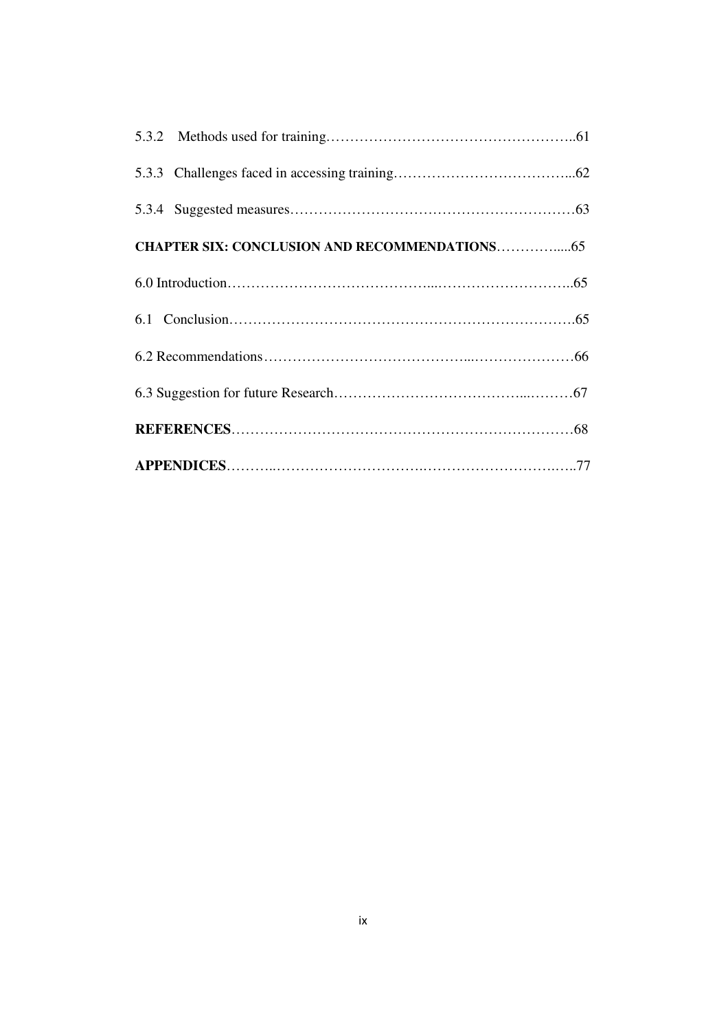5.3.2 Methods used for training……………………………………………..61

5.3.3 Challenges faced in accessing training………………………………...62

5.3.4 Suggested measures……………………………………………………63

**CHAPTER SIX: CONCLUSION AND RECOMMENDATIONS**…………......65

6.0 Introduction……………………………………...………………………..65

6.1 Conclusion……………………………………………………………….65

6.2 Recommendations…………………………………...…………………66

6.3 Suggestion for future Research………………………………...………67

**REFERENCES**………………………………………………………………68

**APPENDICES**………..………………………….…………………………..77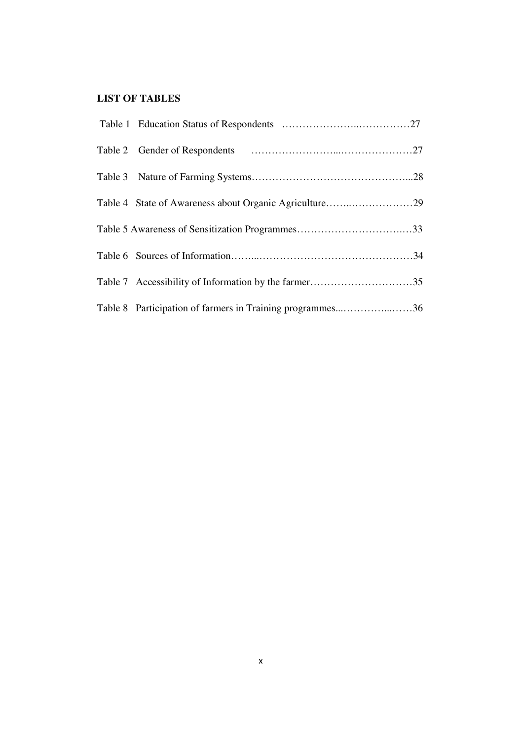**LIST OF TABLES**

Table 1 Education Status of Respondents ………………………..……………27

Table 2 Gender of Respondents ……………………...…………………27

Table 3 Nature of Farming Systems……………………………………...28

Table 4 State of Awareness about Organic Agriculture……..………………29

Table 5 Awareness of Sensitization Programmes…………………………..…33

Table 6 Sources of Information……...………………………………………34

Table 7 Accessibility of Information by the farmer…………………………35

Table 8 Participation of farmers in Training programmes...…………...……36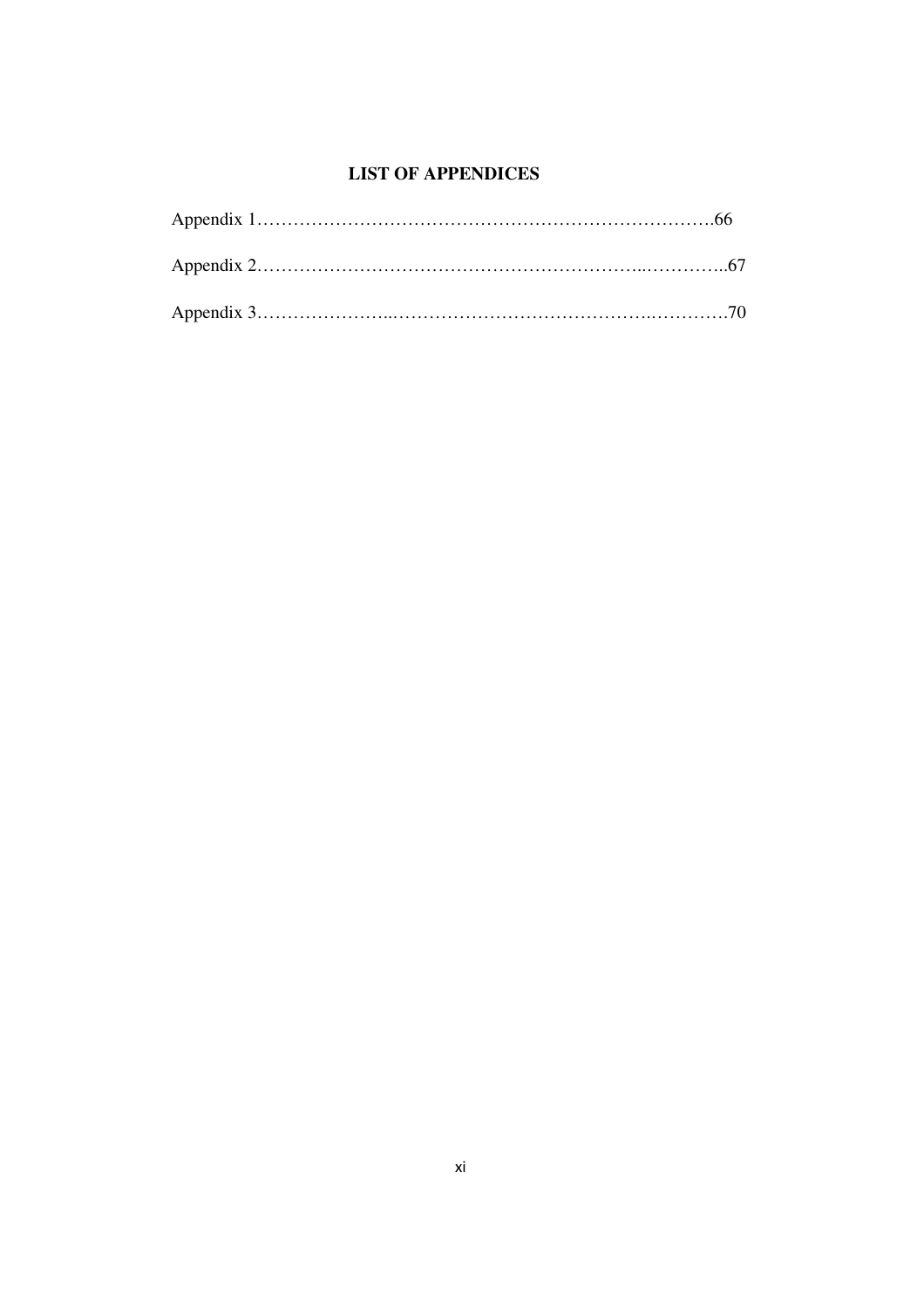## LIST OF APPENDICES

Appendix 1……………………………………………………………………….66

Appendix 2…………………………………………………………..…………..67

Appendix 3…………………..……………………………………..………….70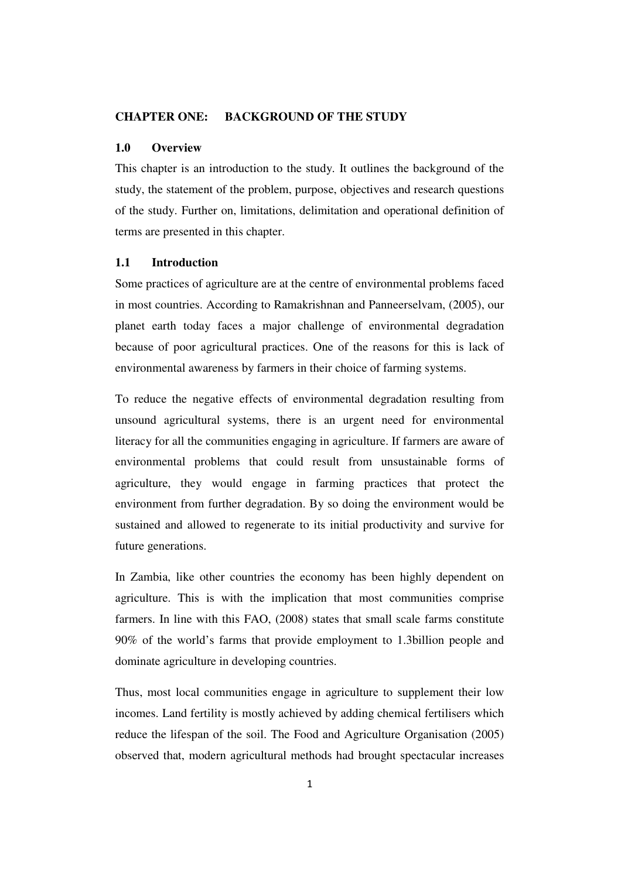# CHAPTER ONE: BACKGROUND OF THE STUDY

## 1.0 Overview

This chapter is an introduction to the study. It outlines the background of the study, the statement of the problem, purpose, objectives and research questions of the study. Further on, limitations, delimitation and operational definition of terms are presented in this chapter.

## 1.1 Introduction

Some practices of agriculture are at the centre of environmental problems faced in most countries. According to Ramakrishnan and Panneerselvam, (2005), our planet earth today faces a major challenge of environmental degradation because of poor agricultural practices. One of the reasons for this is lack of environmental awareness by farmers in their choice of farming systems.

To reduce the negative effects of environmental degradation resulting from unsound agricultural systems, there is an urgent need for environmental literacy for all the communities engaging in agriculture. If farmers are aware of environmental problems that could result from unsustainable forms of agriculture, they would engage in farming practices that protect the environment from further degradation. By so doing the environment would be sustained and allowed to regenerate to its initial productivity and survive for future generations.

In Zambia, like other countries the economy has been highly dependent on agriculture. This is with the implication that most communities comprise farmers. In line with this FAO, (2008) states that small scale farms constitute 90% of the world's farms that provide employment to 1.3billion people and dominate agriculture in developing countries.

Thus, most local communities engage in agriculture to supplement their low incomes. Land fertility is mostly achieved by adding chemical fertilisers which reduce the lifespan of the soil. The Food and Agriculture Organisation (2005) observed that, modern agricultural methods had brought spectacular increases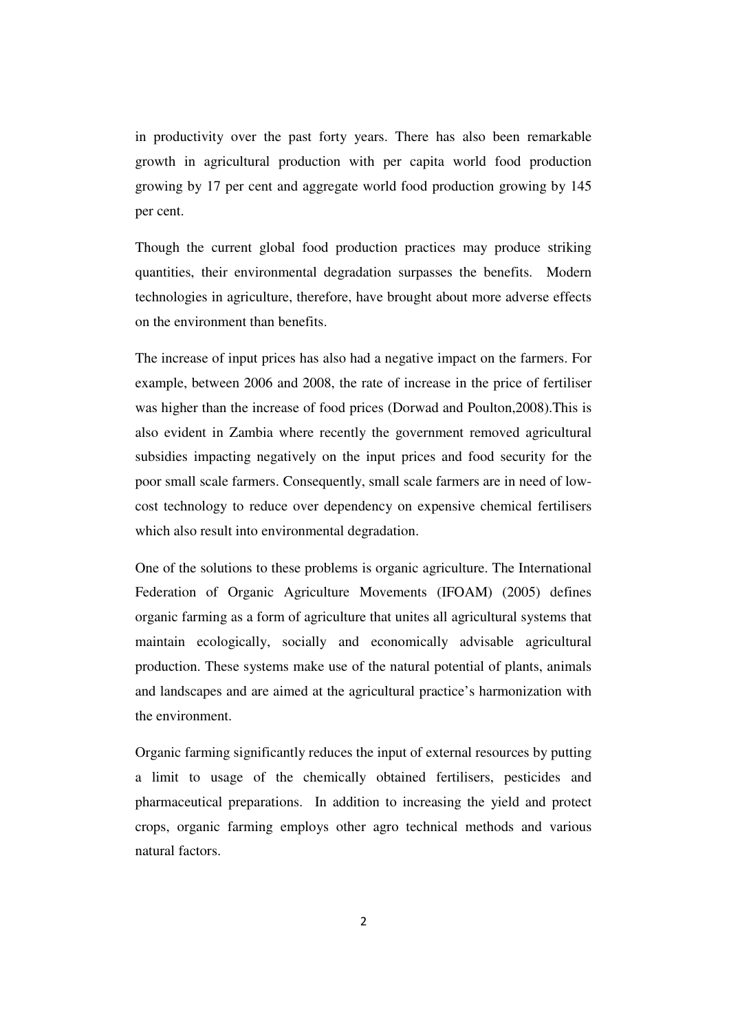in productivity over the past forty years. There has also been remarkable growth in agricultural production with per capita world food production growing by 17 per cent and aggregate world food production growing by 145 per cent.

Though the current global food production practices may produce striking quantities, their environmental degradation surpasses the benefits. Modern technologies in agriculture, therefore, have brought about more adverse effects on the environment than benefits.

The increase of input prices has also had a negative impact on the farmers. For example, between 2006 and 2008, the rate of increase in the price of fertiliser was higher than the increase of food prices (Dorwad and Poulton,2008).This is also evident in Zambia where recently the government removed agricultural subsidies impacting negatively on the input prices and food security for the poor small scale farmers. Consequently, small scale farmers are in need of low-cost technology to reduce over dependency on expensive chemical fertilisers which also result into environmental degradation.

One of the solutions to these problems is organic agriculture. The International Federation of Organic Agriculture Movements (IFOAM) (2005) defines organic farming as a form of agriculture that unites all agricultural systems that maintain ecologically, socially and economically advisable agricultural production. These systems make use of the natural potential of plants, animals and landscapes and are aimed at the agricultural practice's harmonization with the environment.

Organic farming significantly reduces the input of external resources by putting a limit to usage of the chemically obtained fertilisers, pesticides and pharmaceutical preparations. In addition to increasing the yield and protect crops, organic farming employs other agro technical methods and various natural factors.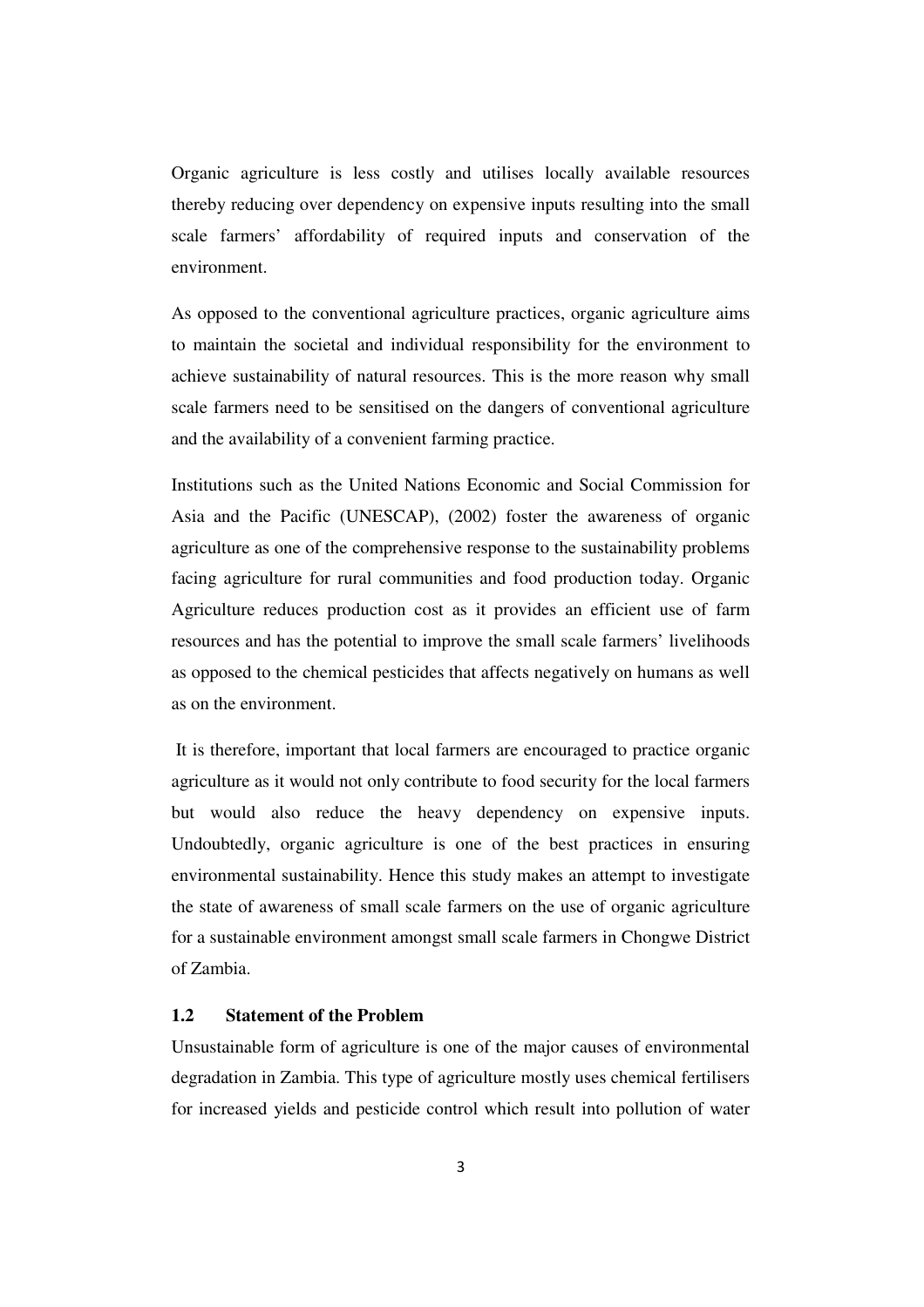Organic agriculture is less costly and utilises locally available resources thereby reducing over dependency on expensive inputs resulting into the small scale farmers' affordability of required inputs and conservation of the environment.

As opposed to the conventional agriculture practices, organic agriculture aims to maintain the societal and individual responsibility for the environment to achieve sustainability of natural resources. This is the more reason why small scale farmers need to be sensitised on the dangers of conventional agriculture and the availability of a convenient farming practice.

Institutions such as the United Nations Economic and Social Commission for Asia and the Pacific (UNESCAP), (2002) foster the awareness of organic agriculture as one of the comprehensive response to the sustainability problems facing agriculture for rural communities and food production today. Organic Agriculture reduces production cost as it provides an efficient use of farm resources and has the potential to improve the small scale farmers' livelihoods as opposed to the chemical pesticides that affects negatively on humans as well as on the environment.

It is therefore, important that local farmers are encouraged to practice organic agriculture as it would not only contribute to food security for the local farmers but would also reduce the heavy dependency on expensive inputs. Undoubtedly, organic agriculture is one of the best practices in ensuring environmental sustainability. Hence this study makes an attempt to investigate the state of awareness of small scale farmers on the use of organic agriculture for a sustainable environment amongst small scale farmers in Chongwe District of Zambia.

### 1.2 Statement of the Problem

Unsustainable form of agriculture is one of the major causes of environmental degradation in Zambia. This type of agriculture mostly uses chemical fertilisers for increased yields and pesticide control which result into pollution of water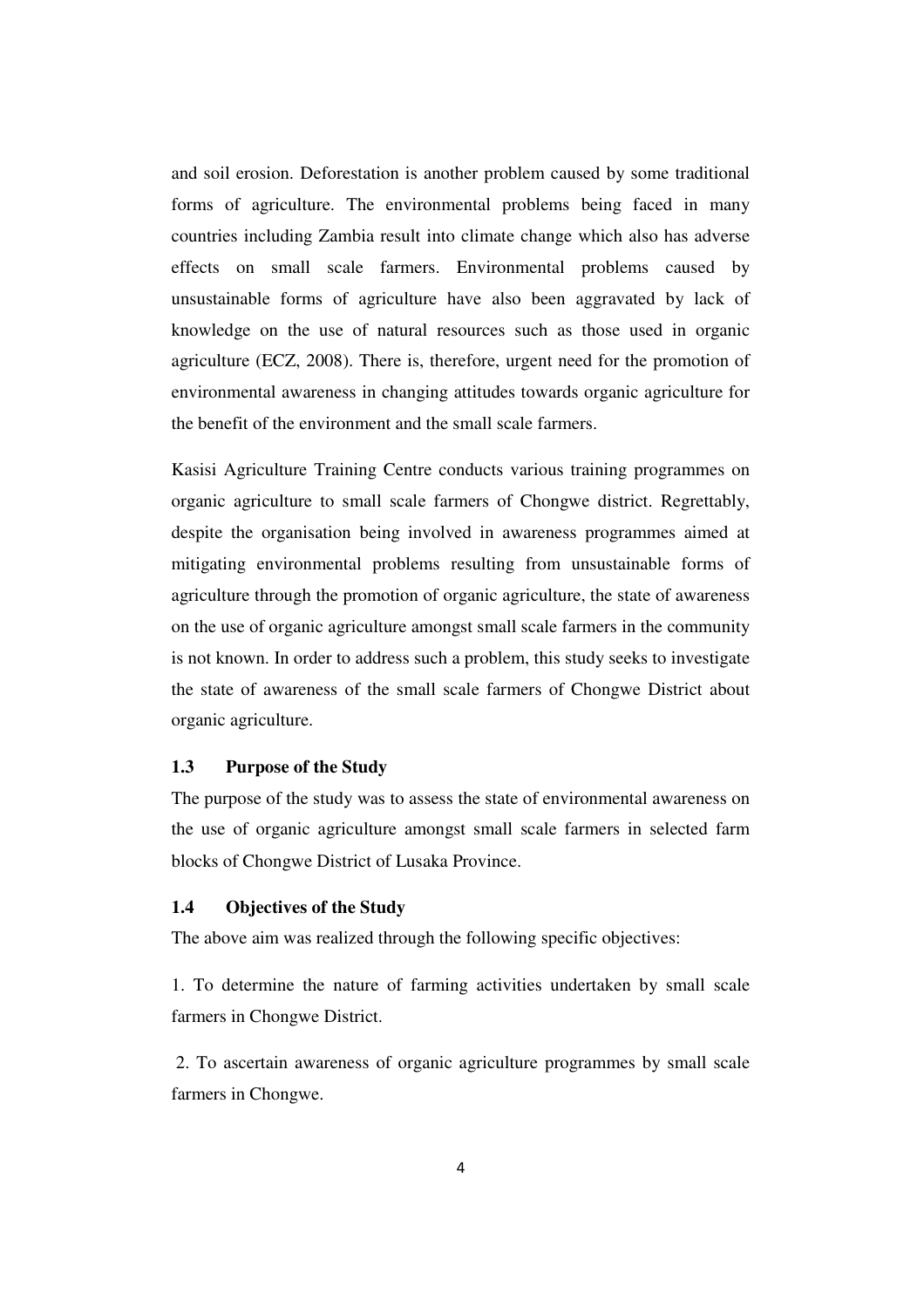and soil erosion. Deforestation is another problem caused by some traditional forms of agriculture. The environmental problems being faced in many countries including Zambia result into climate change which also has adverse effects on small scale farmers. Environmental problems caused by unsustainable forms of agriculture have also been aggravated by lack of knowledge on the use of natural resources such as those used in organic agriculture (ECZ, 2008). There is, therefore, urgent need for the promotion of environmental awareness in changing attitudes towards organic agriculture for the benefit of the environment and the small scale farmers.

Kasisi Agriculture Training Centre conducts various training programmes on organic agriculture to small scale farmers of Chongwe district. Regrettably, despite the organisation being involved in awareness programmes aimed at mitigating environmental problems resulting from unsustainable forms of agriculture through the promotion of organic agriculture, the state of awareness on the use of organic agriculture amongst small scale farmers in the community is not known. In order to address such a problem, this study seeks to investigate the state of awareness of the small scale farmers of Chongwe District about organic agriculture.

### 1.3 Purpose of the Study

The purpose of the study was to assess the state of environmental awareness on the use of organic agriculture amongst small scale farmers in selected farm blocks of Chongwe District of Lusaka Province.

### 1.4 Objectives of the Study

The above aim was realized through the following specific objectives:

1. To determine the nature of farming activities undertaken by small scale farmers in Chongwe District.

2. To ascertain awareness of organic agriculture programmes by small scale farmers in Chongwe.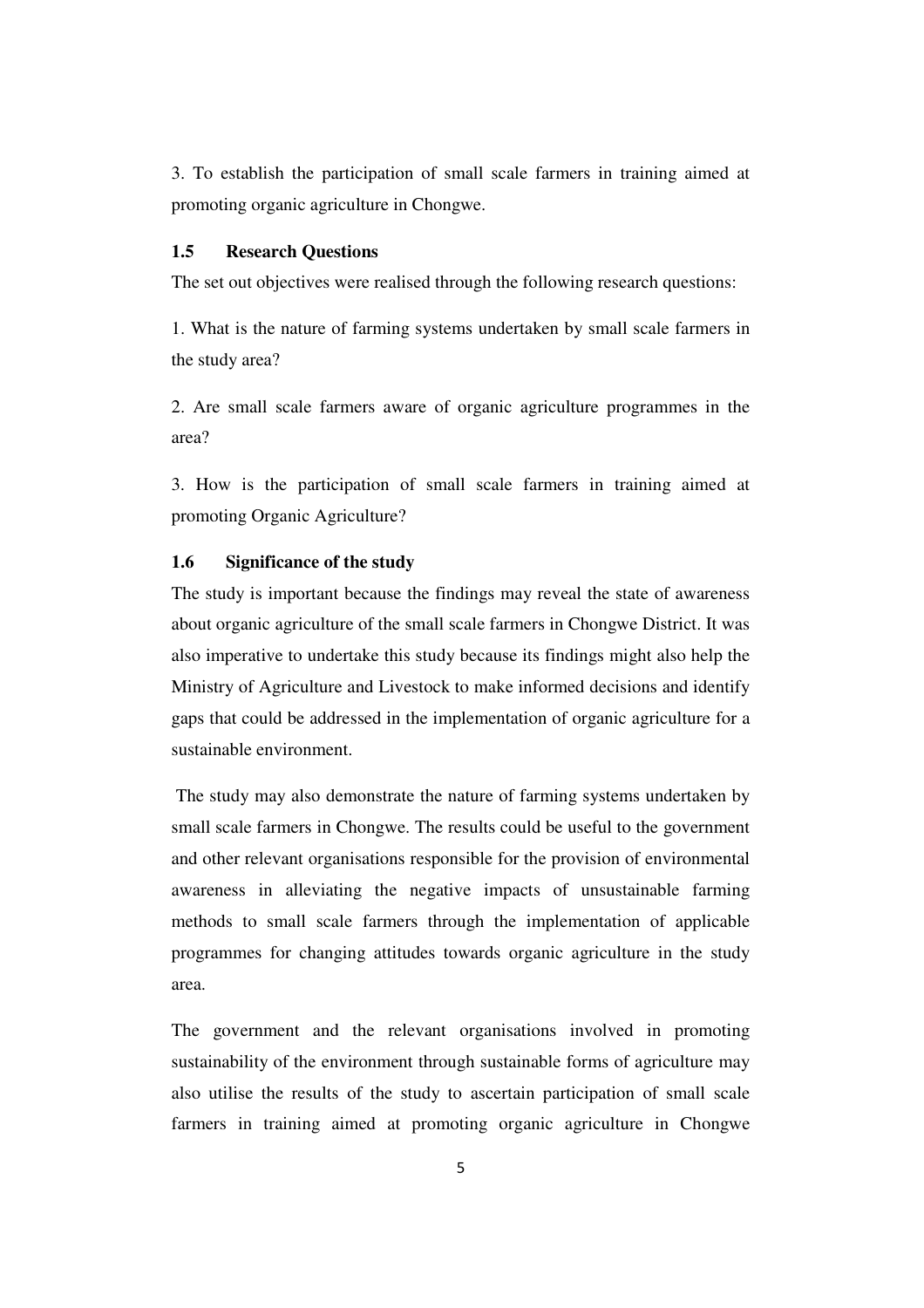3. To establish the participation of small scale farmers in training aimed at promoting organic agriculture in Chongwe.

### 1.5 Research Questions

The set out objectives were realised through the following research questions:

1. What is the nature of farming systems undertaken by small scale farmers in the study area?

2. Are small scale farmers aware of organic agriculture programmes in the area?

3. How is the participation of small scale farmers in training aimed at promoting Organic Agriculture?

### 1.6 Significance of the study

The study is important because the findings may reveal the state of awareness about organic agriculture of the small scale farmers in Chongwe District. It was also imperative to undertake this study because its findings might also help the Ministry of Agriculture and Livestock to make informed decisions and identify gaps that could be addressed in the implementation of organic agriculture for a sustainable environment.

The study may also demonstrate the nature of farming systems undertaken by small scale farmers in Chongwe. The results could be useful to the government and other relevant organisations responsible for the provision of environmental awareness in alleviating the negative impacts of unsustainable farming methods to small scale farmers through the implementation of applicable programmes for changing attitudes towards organic agriculture in the study area.

The government and the relevant organisations involved in promoting sustainability of the environment through sustainable forms of agriculture may also utilise the results of the study to ascertain participation of small scale farmers in training aimed at promoting organic agriculture in Chongwe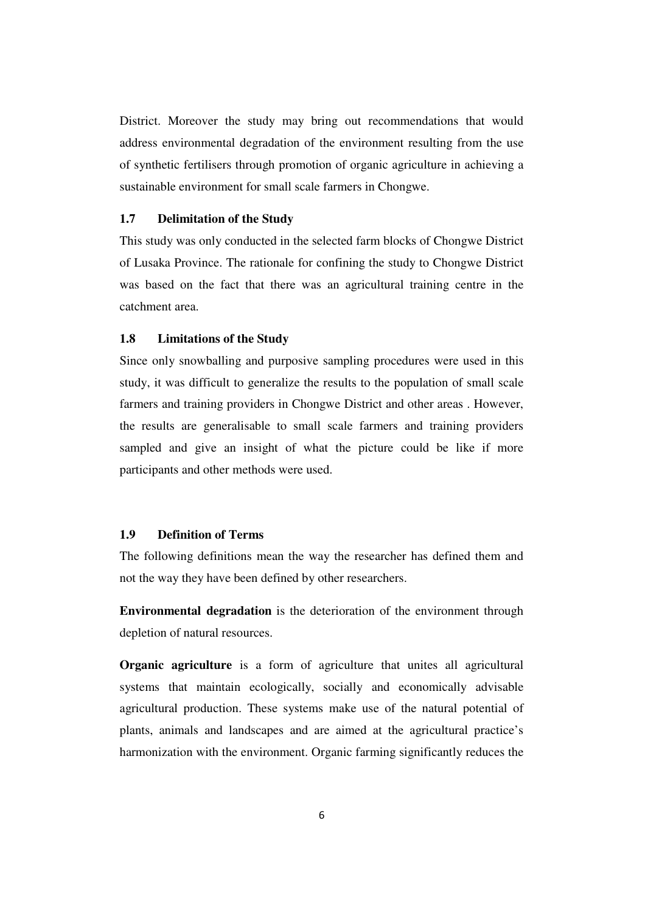District. Moreover the study may bring out recommendations that would address environmental degradation of the environment resulting from the use of synthetic fertilisers through promotion of organic agriculture in achieving a sustainable environment for small scale farmers in Chongwe.

### 1.7 Delimitation of the Study

This study was only conducted in the selected farm blocks of Chongwe District of Lusaka Province. The rationale for confining the study to Chongwe District was based on the fact that there was an agricultural training centre in the catchment area.

### 1.8 Limitations of the Study

Since only snowballing and purposive sampling procedures were used in this study, it was difficult to generalize the results to the population of small scale farmers and training providers in Chongwe District and other areas . However, the results are generalisable to small scale farmers and training providers sampled and give an insight of what the picture could be like if more participants and other methods were used.

### 1.9 Definition of Terms

The following definitions mean the way the researcher has defined them and not the way they have been defined by other researchers.

**Environmental degradation** is the deterioration of the environment through depletion of natural resources.

**Organic agriculture** is a form of agriculture that unites all agricultural systems that maintain ecologically, socially and economically advisable agricultural production. These systems make use of the natural potential of plants, animals and landscapes and are aimed at the agricultural practice's harmonization with the environment. Organic farming significantly reduces the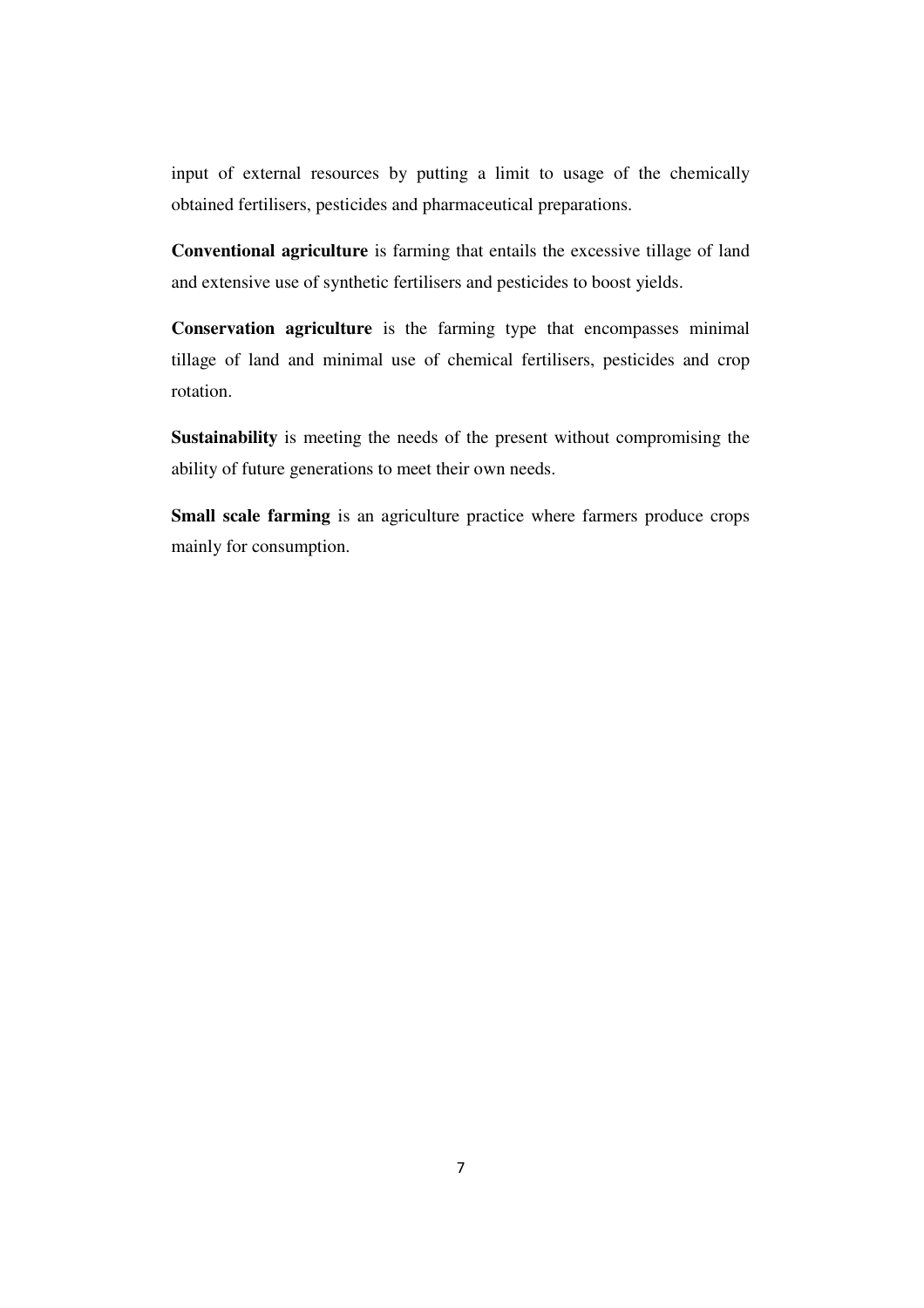input of external resources by putting a limit to usage of the chemically obtained fertilisers, pesticides and pharmaceutical preparations.

**Conventional agriculture** is farming that entails the excessive tillage of land and extensive use of synthetic fertilisers and pesticides to boost yields.

**Conservation agriculture** is the farming type that encompasses minimal tillage of land and minimal use of chemical fertilisers, pesticides and crop rotation.

**Sustainability** is meeting the needs of the present without compromising the ability of future generations to meet their own needs.

**Small scale farming** is an agriculture practice where farmers produce crops mainly for consumption.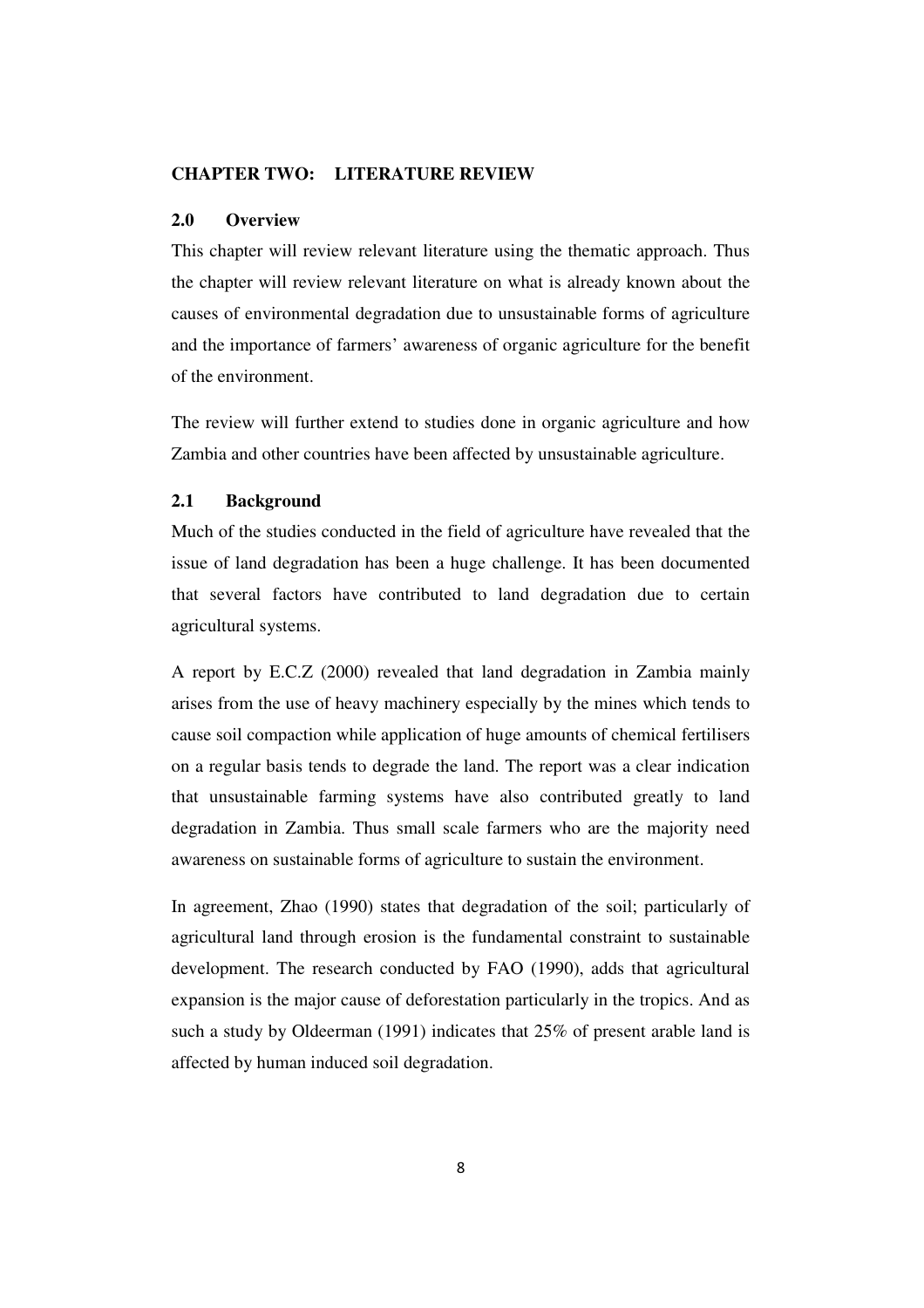## CHAPTER TWO: LITERATURE REVIEW

### 2.0 Overview

This chapter will review relevant literature using the thematic approach. Thus the chapter will review relevant literature on what is already known about the causes of environmental degradation due to unsustainable forms of agriculture and the importance of farmers' awareness of organic agriculture for the benefit of the environment.

The review will further extend to studies done in organic agriculture and how Zambia and other countries have been affected by unsustainable agriculture.

### 2.1 Background

Much of the studies conducted in the field of agriculture have revealed that the issue of land degradation has been a huge challenge. It has been documented that several factors have contributed to land degradation due to certain agricultural systems.

A report by E.C.Z (2000) revealed that land degradation in Zambia mainly arises from the use of heavy machinery especially by the mines which tends to cause soil compaction while application of huge amounts of chemical fertilisers on a regular basis tends to degrade the land. The report was a clear indication that unsustainable farming systems have also contributed greatly to land degradation in Zambia. Thus small scale farmers who are the majority need awareness on sustainable forms of agriculture to sustain the environment.

In agreement, Zhao (1990) states that degradation of the soil; particularly of agricultural land through erosion is the fundamental constraint to sustainable development. The research conducted by FAO (1990), adds that agricultural expansion is the major cause of deforestation particularly in the tropics. And as such a study by Oldeerman (1991) indicates that 25% of present arable land is affected by human induced soil degradation.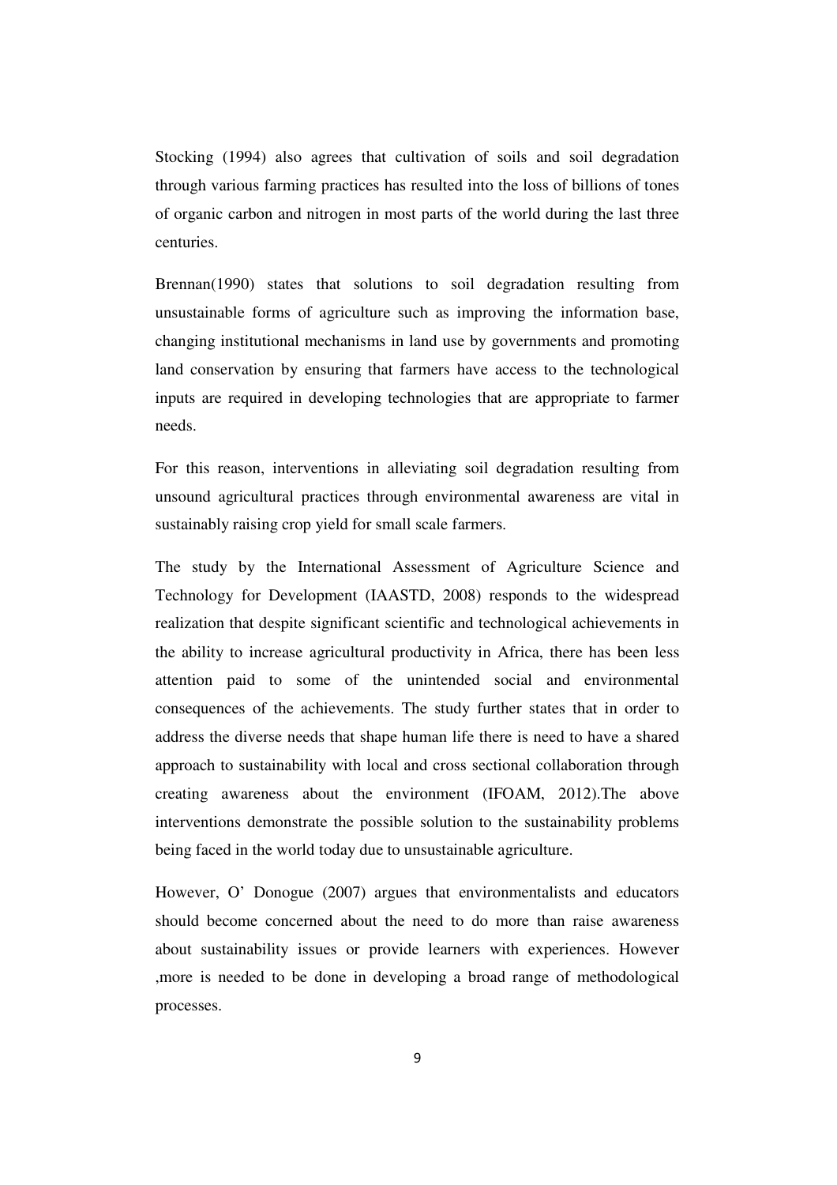Stocking (1994) also agrees that cultivation of soils and soil degradation through various farming practices has resulted into the loss of billions of tones of organic carbon and nitrogen in most parts of the world during the last three centuries.

Brennan(1990) states that solutions to soil degradation resulting from unsustainable forms of agriculture such as improving the information base, changing institutional mechanisms in land use by governments and promoting land conservation by ensuring that farmers have access to the technological inputs are required in developing technologies that are appropriate to farmer needs.

For this reason, interventions in alleviating soil degradation resulting from unsound agricultural practices through environmental awareness are vital in sustainably raising crop yield for small scale farmers.

The study by the International Assessment of Agriculture Science and Technology for Development (IAASTD, 2008) responds to the widespread realization that despite significant scientific and technological achievements in the ability to increase agricultural productivity in Africa, there has been less attention paid to some of the unintended social and environmental consequences of the achievements. The study further states that in order to address the diverse needs that shape human life there is need to have a shared approach to sustainability with local and cross sectional collaboration through creating awareness about the environment (IFOAM, 2012).The above interventions demonstrate the possible solution to the sustainability problems being faced in the world today due to unsustainable agriculture.

However, O' Donogue (2007) argues that environmentalists and educators should become concerned about the need to do more than raise awareness about sustainability issues or provide learners with experiences. However ,more is needed to be done in developing a broad range of methodological processes.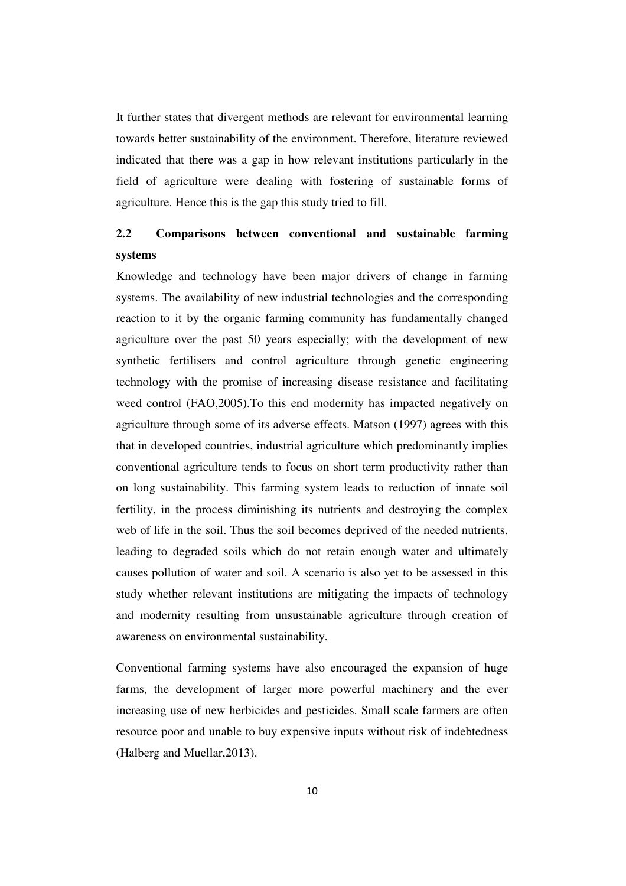It further states that divergent methods are relevant for environmental learning towards better sustainability of the environment. Therefore, literature reviewed indicated that there was a gap in how relevant institutions particularly in the field of agriculture were dealing with fostering of sustainable forms of agriculture. Hence this is the gap this study tried to fill.

## 2.2 Comparisons between conventional and sustainable farming systems

Knowledge and technology have been major drivers of change in farming systems. The availability of new industrial technologies and the corresponding reaction to it by the organic farming community has fundamentally changed agriculture over the past 50 years especially; with the development of new synthetic fertilisers and control agriculture through genetic engineering technology with the promise of increasing disease resistance and facilitating weed control (FAO,2005).To this end modernity has impacted negatively on agriculture through some of its adverse effects. Matson (1997) agrees with this that in developed countries, industrial agriculture which predominantly implies conventional agriculture tends to focus on short term productivity rather than on long sustainability. This farming system leads to reduction of innate soil fertility, in the process diminishing its nutrients and destroying the complex web of life in the soil. Thus the soil becomes deprived of the needed nutrients, leading to degraded soils which do not retain enough water and ultimately causes pollution of water and soil. A scenario is also yet to be assessed in this study whether relevant institutions are mitigating the impacts of technology and modernity resulting from unsustainable agriculture through creation of awareness on environmental sustainability.

Conventional farming systems have also encouraged the expansion of huge farms, the development of larger more powerful machinery and the ever increasing use of new herbicides and pesticides. Small scale farmers are often resource poor and unable to buy expensive inputs without risk of indebtedness (Halberg and Muellar,2013).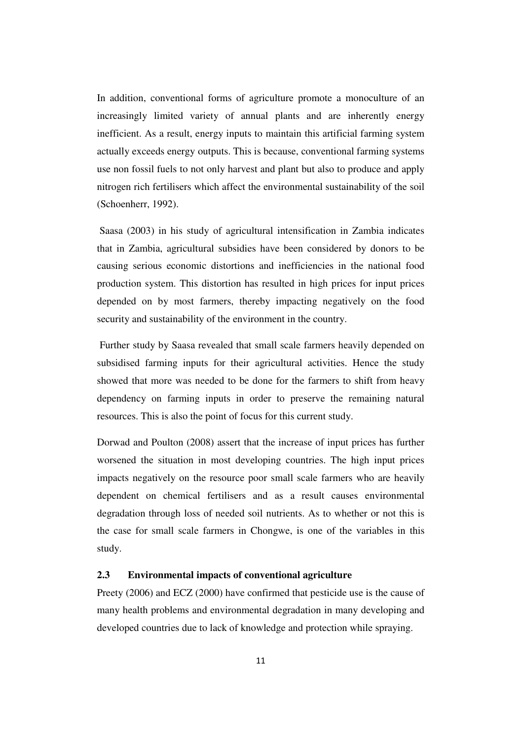In addition, conventional forms of agriculture promote a monoculture of an increasingly limited variety of annual plants and are inherently energy inefficient. As a result, energy inputs to maintain this artificial farming system actually exceeds energy outputs. This is because, conventional farming systems use non fossil fuels to not only harvest and plant but also to produce and apply nitrogen rich fertilisers which affect the environmental sustainability of the soil (Schoenherr, 1992).

Saasa (2003) in his study of agricultural intensification in Zambia indicates that in Zambia, agricultural subsidies have been considered by donors to be causing serious economic distortions and inefficiencies in the national food production system. This distortion has resulted in high prices for input prices depended on by most farmers, thereby impacting negatively on the food security and sustainability of the environment in the country.

Further study by Saasa revealed that small scale farmers heavily depended on subsidised farming inputs for their agricultural activities. Hence the study showed that more was needed to be done for the farmers to shift from heavy dependency on farming inputs in order to preserve the remaining natural resources. This is also the point of focus for this current study.

Dorwad and Poulton (2008) assert that the increase of input prices has further worsened the situation in most developing countries. The high input prices impacts negatively on the resource poor small scale farmers who are heavily dependent on chemical fertilisers and as a result causes environmental degradation through loss of needed soil nutrients. As to whether or not this is the case for small scale farmers in Chongwe, is one of the variables in this study.

### 2.3 Environmental impacts of conventional agriculture

Preety (2006) and ECZ (2000) have confirmed that pesticide use is the cause of many health problems and environmental degradation in many developing and developed countries due to lack of knowledge and protection while spraying.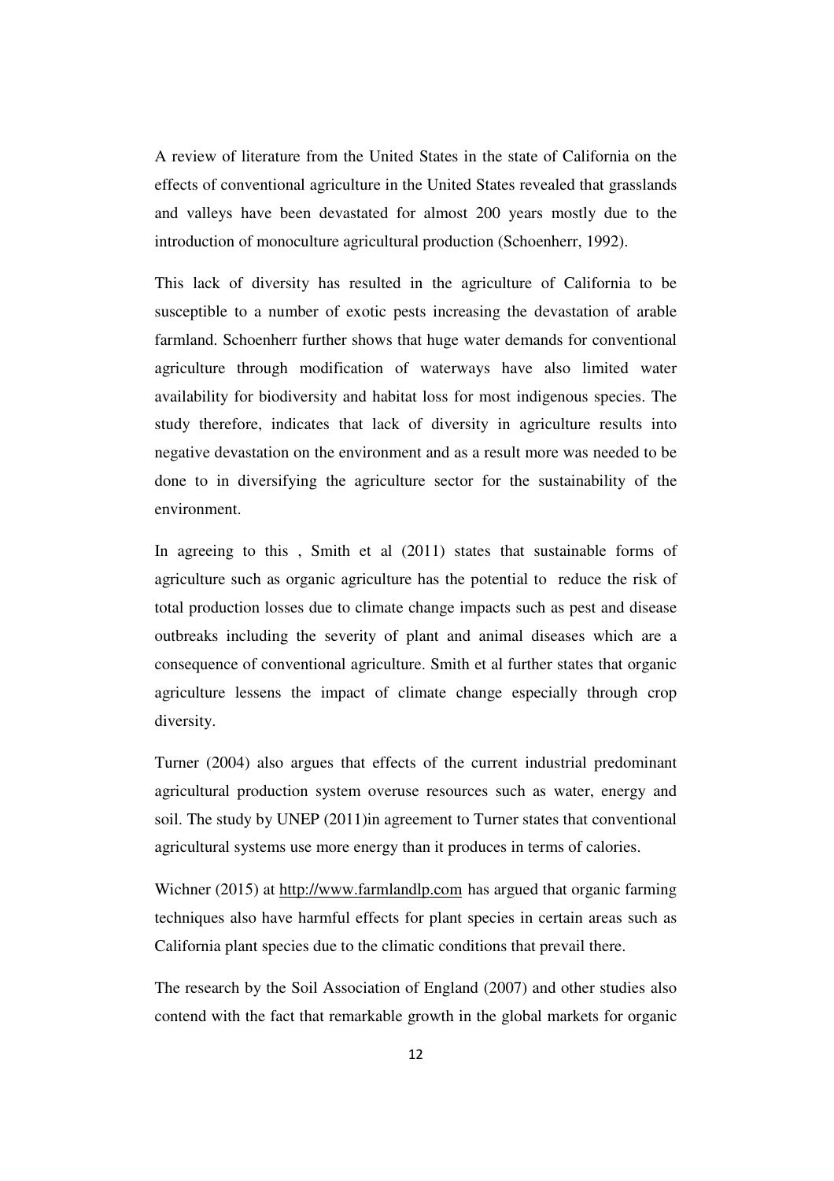A review of literature from the United States in the state of California on the effects of conventional agriculture in the United States revealed that grasslands and valleys have been devastated for almost 200 years mostly due to the introduction of monoculture agricultural production (Schoenherr, 1992).

This lack of diversity has resulted in the agriculture of California to be susceptible to a number of exotic pests increasing the devastation of arable farmland. Schoenherr further shows that huge water demands for conventional agriculture through modification of waterways have also limited water availability for biodiversity and habitat loss for most indigenous species. The study therefore, indicates that lack of diversity in agriculture results into negative devastation on the environment and as a result more was needed to be done to in diversifying the agriculture sector for the sustainability of the environment.

In agreeing to this , Smith et al (2011) states that sustainable forms of agriculture such as organic agriculture has the potential to reduce the risk of total production losses due to climate change impacts such as pest and disease outbreaks including the severity of plant and animal diseases which are a consequence of conventional agriculture. Smith et al further states that organic agriculture lessens the impact of climate change especially through crop diversity.

Turner (2004) also argues that effects of the current industrial predominant agricultural production system overuse resources such as water, energy and soil. The study by UNEP (2011)in agreement to Turner states that conventional agricultural systems use more energy than it produces in terms of calories.

Wichner (2015) at http://www.farmlandlp.com has argued that organic farming techniques also have harmful effects for plant species in certain areas such as California plant species due to the climatic conditions that prevail there.

The research by the Soil Association of England (2007) and other studies also contend with the fact that remarkable growth in the global markets for organic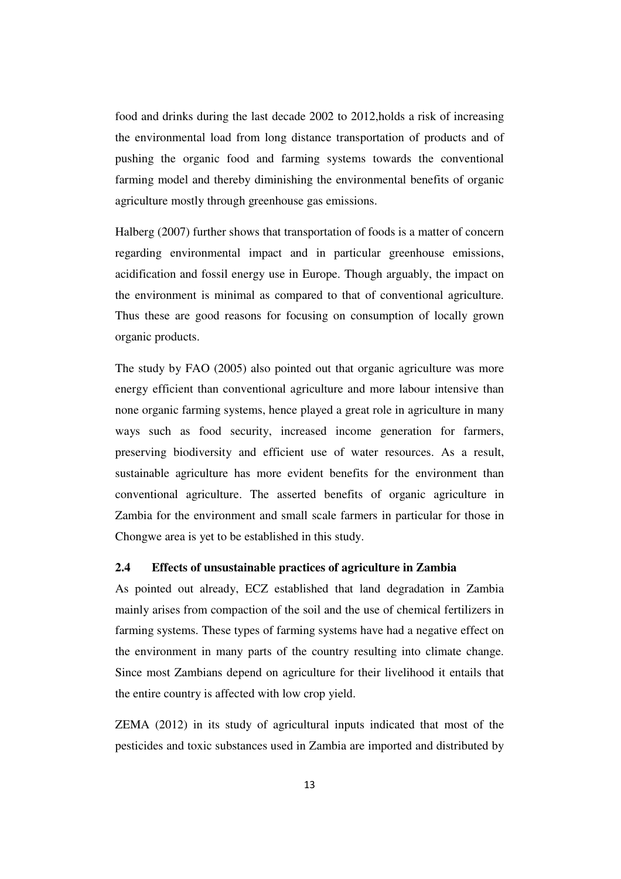food and drinks during the last decade 2002 to 2012,holds a risk of increasing the environmental load from long distance transportation of products and of pushing the organic food and farming systems towards the conventional farming model and thereby diminishing the environmental benefits of organic agriculture mostly through greenhouse gas emissions.

Halberg (2007) further shows that transportation of foods is a matter of concern regarding environmental impact and in particular greenhouse emissions, acidification and fossil energy use in Europe. Though arguably, the impact on the environment is minimal as compared to that of conventional agriculture. Thus these are good reasons for focusing on consumption of locally grown organic products.

The study by FAO (2005) also pointed out that organic agriculture was more energy efficient than conventional agriculture and more labour intensive than none organic farming systems, hence played a great role in agriculture in many ways such as food security, increased income generation for farmers, preserving biodiversity and efficient use of water resources. As a result, sustainable agriculture has more evident benefits for the environment than conventional agriculture. The asserted benefits of organic agriculture in Zambia for the environment and small scale farmers in particular for those in Chongwe area is yet to be established in this study.

### 2.4 Effects of unsustainable practices of agriculture in Zambia

As pointed out already, ECZ established that land degradation in Zambia mainly arises from compaction of the soil and the use of chemical fertilizers in farming systems. These types of farming systems have had a negative effect on the environment in many parts of the country resulting into climate change. Since most Zambians depend on agriculture for their livelihood it entails that the entire country is affected with low crop yield.

ZEMA (2012) in its study of agricultural inputs indicated that most of the pesticides and toxic substances used in Zambia are imported and distributed by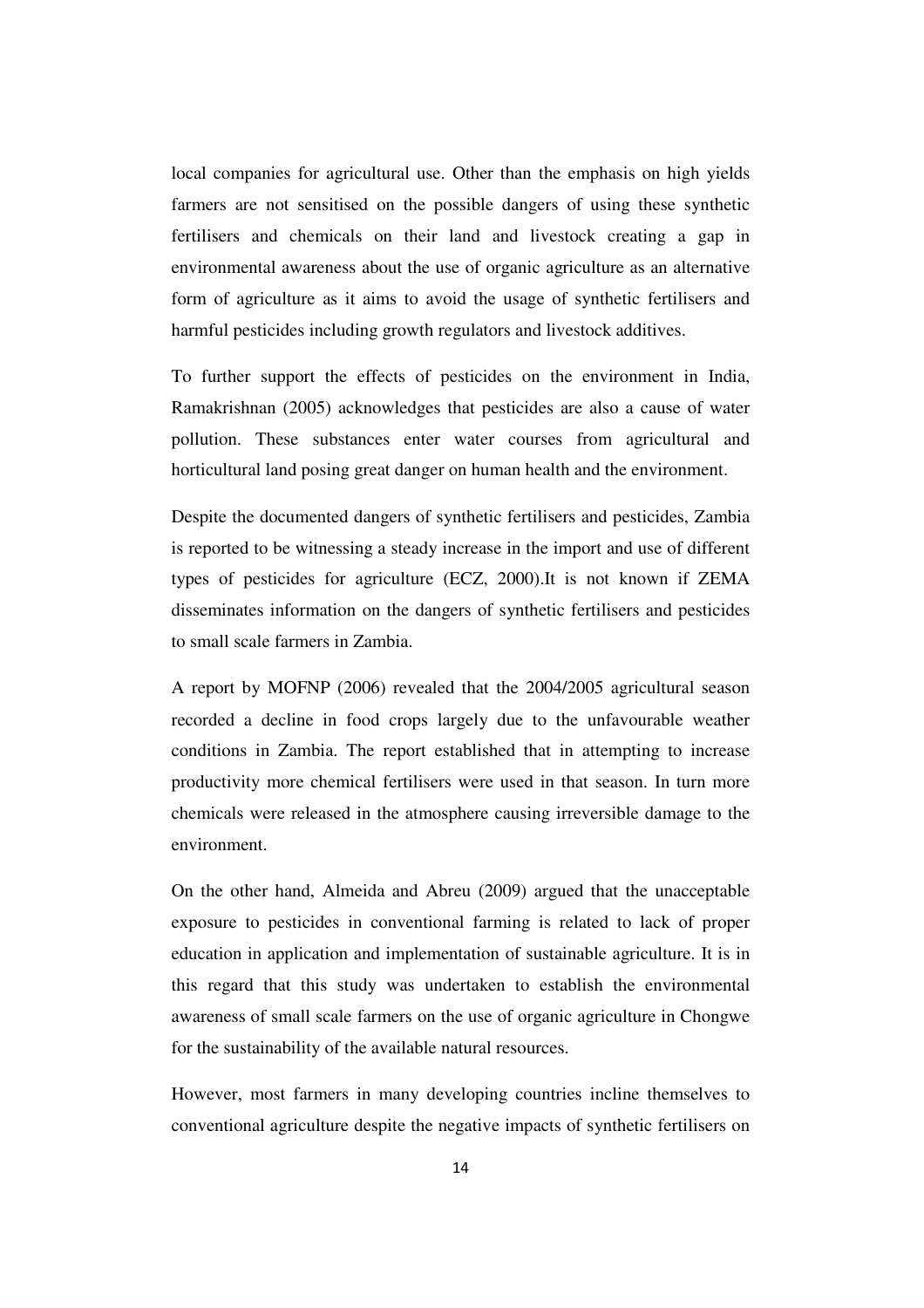local companies for agricultural use. Other than the emphasis on high yields farmers are not sensitised on the possible dangers of using these synthetic fertilisers and chemicals on their land and livestock creating a gap in environmental awareness about the use of organic agriculture as an alternative form of agriculture as it aims to avoid the usage of synthetic fertilisers and harmful pesticides including growth regulators and livestock additives.

To further support the effects of pesticides on the environment in India, Ramakrishnan (2005) acknowledges that pesticides are also a cause of water pollution. These substances enter water courses from agricultural and horticultural land posing great danger on human health and the environment.

Despite the documented dangers of synthetic fertilisers and pesticides, Zambia is reported to be witnessing a steady increase in the import and use of different types of pesticides for agriculture (ECZ, 2000).It is not known if ZEMA disseminates information on the dangers of synthetic fertilisers and pesticides to small scale farmers in Zambia.

A report by MOFNP (2006) revealed that the 2004/2005 agricultural season recorded a decline in food crops largely due to the unfavourable weather conditions in Zambia. The report established that in attempting to increase productivity more chemical fertilisers were used in that season. In turn more chemicals were released in the atmosphere causing irreversible damage to the environment.

On the other hand, Almeida and Abreu (2009) argued that the unacceptable exposure to pesticides in conventional farming is related to lack of proper education in application and implementation of sustainable agriculture. It is in this regard that this study was undertaken to establish the environmental awareness of small scale farmers on the use of organic agriculture in Chongwe for the sustainability of the available natural resources.

However, most farmers in many developing countries incline themselves to conventional agriculture despite the negative impacts of synthetic fertilisers on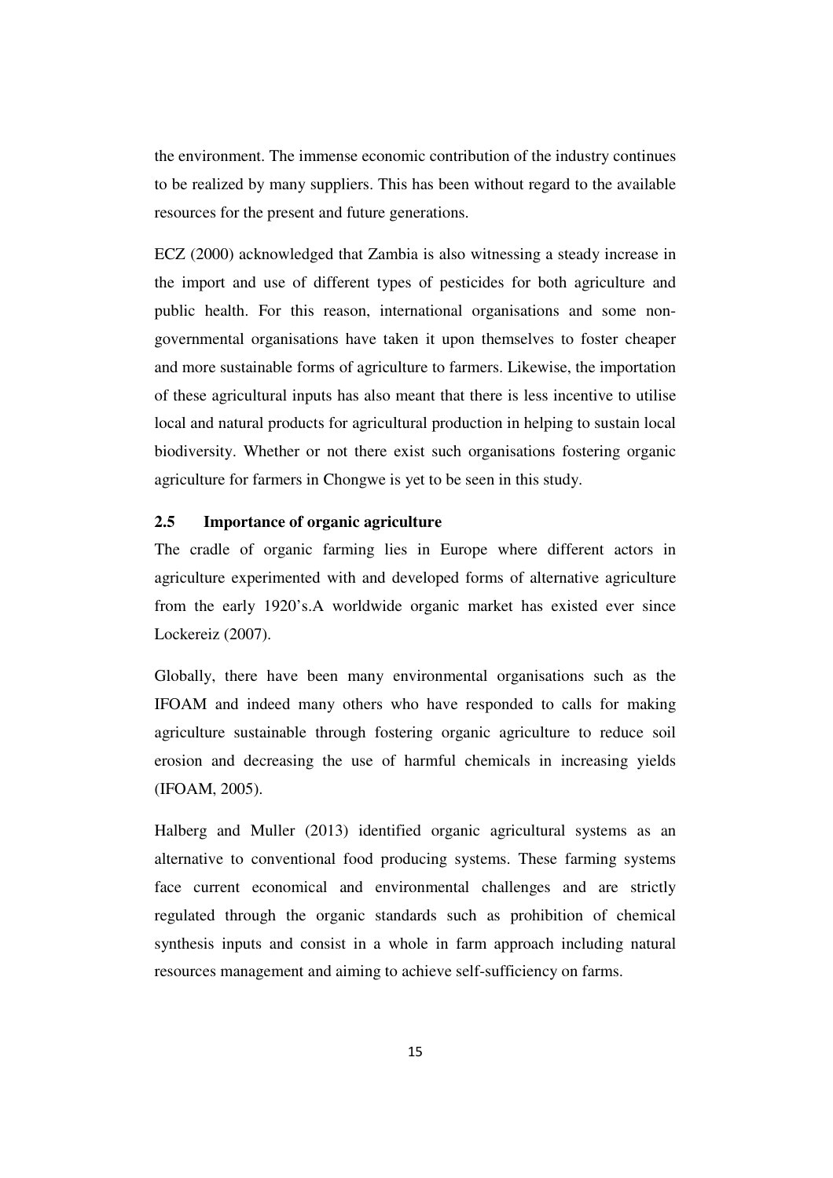the environment. The immense economic contribution of the industry continues to be realized by many suppliers. This has been without regard to the available resources for the present and future generations.

ECZ (2000) acknowledged that Zambia is also witnessing a steady increase in the import and use of different types of pesticides for both agriculture and public health. For this reason, international organisations and some non-governmental organisations have taken it upon themselves to foster cheaper and more sustainable forms of agriculture to farmers. Likewise, the importation of these agricultural inputs has also meant that there is less incentive to utilise local and natural products for agricultural production in helping to sustain local biodiversity. Whether or not there exist such organisations fostering organic agriculture for farmers in Chongwe is yet to be seen in this study.

### 2.5 Importance of organic agriculture

The cradle of organic farming lies in Europe where different actors in agriculture experimented with and developed forms of alternative agriculture from the early 1920's.A worldwide organic market has existed ever since Lockereiz (2007).

Globally, there have been many environmental organisations such as the IFOAM and indeed many others who have responded to calls for making agriculture sustainable through fostering organic agriculture to reduce soil erosion and decreasing the use of harmful chemicals in increasing yields (IFOAM, 2005).

Halberg and Muller (2013) identified organic agricultural systems as an alternative to conventional food producing systems. These farming systems face current economical and environmental challenges and are strictly regulated through the organic standards such as prohibition of chemical synthesis inputs and consist in a whole in farm approach including natural resources management and aiming to achieve self-sufficiency on farms.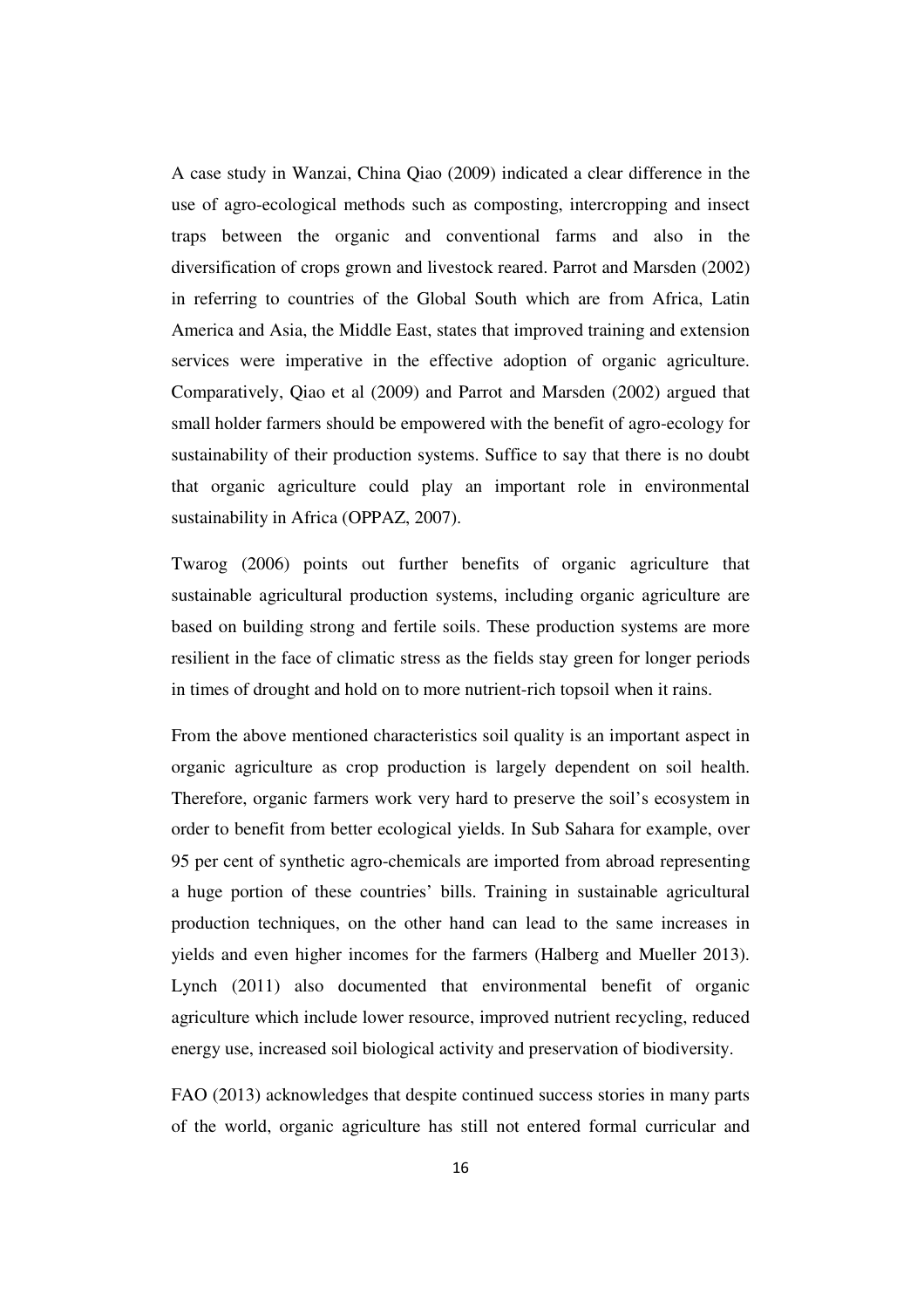A case study in Wanzai, China Qiao (2009) indicated a clear difference in the use of agro-ecological methods such as composting, intercropping and insect traps between the organic and conventional farms and also in the diversification of crops grown and livestock reared. Parrot and Marsden (2002) in referring to countries of the Global South which are from Africa, Latin America and Asia, the Middle East, states that improved training and extension services were imperative in the effective adoption of organic agriculture. Comparatively, Qiao et al (2009) and Parrot and Marsden (2002) argued that small holder farmers should be empowered with the benefit of agro-ecology for sustainability of their production systems. Suffice to say that there is no doubt that organic agriculture could play an important role in environmental sustainability in Africa (OPPAZ, 2007).

Twarog (2006) points out further benefits of organic agriculture that sustainable agricultural production systems, including organic agriculture are based on building strong and fertile soils. These production systems are more resilient in the face of climatic stress as the fields stay green for longer periods in times of drought and hold on to more nutrient-rich topsoil when it rains.

From the above mentioned characteristics soil quality is an important aspect in organic agriculture as crop production is largely dependent on soil health. Therefore, organic farmers work very hard to preserve the soil's ecosystem in order to benefit from better ecological yields. In Sub Sahara for example, over 95 per cent of synthetic agro-chemicals are imported from abroad representing a huge portion of these countries' bills. Training in sustainable agricultural production techniques, on the other hand can lead to the same increases in yields and even higher incomes for the farmers (Halberg and Mueller 2013). Lynch (2011) also documented that environmental benefit of organic agriculture which include lower resource, improved nutrient recycling, reduced energy use, increased soil biological activity and preservation of biodiversity.

FAO (2013) acknowledges that despite continued success stories in many parts of the world, organic agriculture has still not entered formal curricular and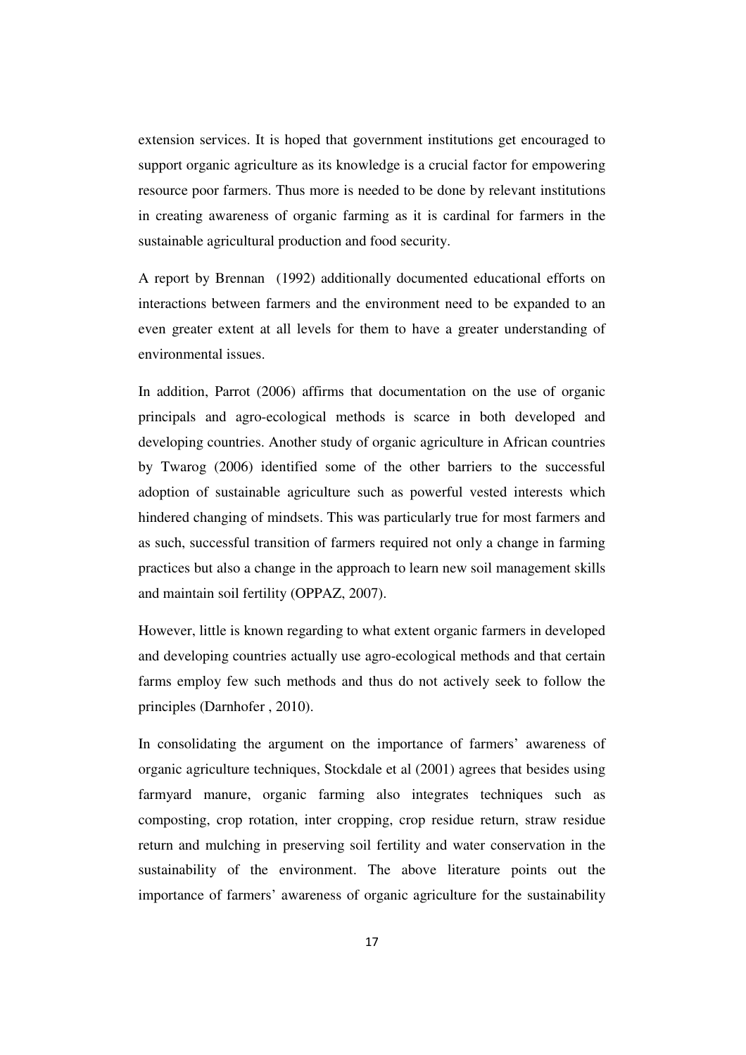extension services. It is hoped that government institutions get encouraged to support organic agriculture as its knowledge is a crucial factor for empowering resource poor farmers. Thus more is needed to be done by relevant institutions in creating awareness of organic farming as it is cardinal for farmers in the sustainable agricultural production and food security.

A report by Brennan (1992) additionally documented educational efforts on interactions between farmers and the environment need to be expanded to an even greater extent at all levels for them to have a greater understanding of environmental issues.

In addition, Parrot (2006) affirms that documentation on the use of organic principals and agro-ecological methods is scarce in both developed and developing countries. Another study of organic agriculture in African countries by Twarog (2006) identified some of the other barriers to the successful adoption of sustainable agriculture such as powerful vested interests which hindered changing of mindsets. This was particularly true for most farmers and as such, successful transition of farmers required not only a change in farming practices but also a change in the approach to learn new soil management skills and maintain soil fertility (OPPAZ, 2007).

However, little is known regarding to what extent organic farmers in developed and developing countries actually use agro-ecological methods and that certain farms employ few such methods and thus do not actively seek to follow the principles (Darnhofer , 2010).

In consolidating the argument on the importance of farmers' awareness of organic agriculture techniques, Stockdale et al (2001) agrees that besides using farmyard manure, organic farming also integrates techniques such as composting, crop rotation, inter cropping, crop residue return, straw residue return and mulching in preserving soil fertility and water conservation in the sustainability of the environment. The above literature points out the importance of farmers' awareness of organic agriculture for the sustainability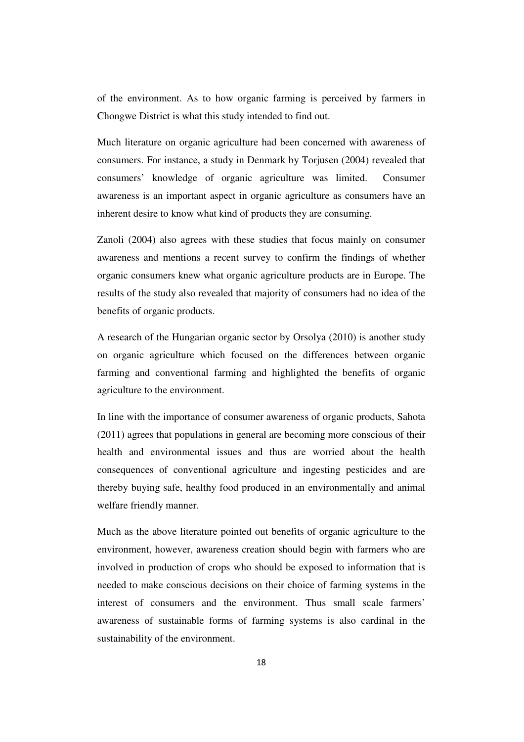of the environment. As to how organic farming is perceived by farmers in Chongwe District is what this study intended to find out.

Much literature on organic agriculture had been concerned with awareness of consumers. For instance, a study in Denmark by Torjusen (2004) revealed that consumers' knowledge of organic agriculture was limited. Consumer awareness is an important aspect in organic agriculture as consumers have an inherent desire to know what kind of products they are consuming.

Zanoli (2004) also agrees with these studies that focus mainly on consumer awareness and mentions a recent survey to confirm the findings of whether organic consumers knew what organic agriculture products are in Europe. The results of the study also revealed that majority of consumers had no idea of the benefits of organic products.

A research of the Hungarian organic sector by Orsolya (2010) is another study on organic agriculture which focused on the differences between organic farming and conventional farming and highlighted the benefits of organic agriculture to the environment.

In line with the importance of consumer awareness of organic products, Sahota (2011) agrees that populations in general are becoming more conscious of their health and environmental issues and thus are worried about the health consequences of conventional agriculture and ingesting pesticides and are thereby buying safe, healthy food produced in an environmentally and animal welfare friendly manner.

Much as the above literature pointed out benefits of organic agriculture to the environment, however, awareness creation should begin with farmers who are involved in production of crops who should be exposed to information that is needed to make conscious decisions on their choice of farming systems in the interest of consumers and the environment. Thus small scale farmers' awareness of sustainable forms of farming systems is also cardinal in the sustainability of the environment.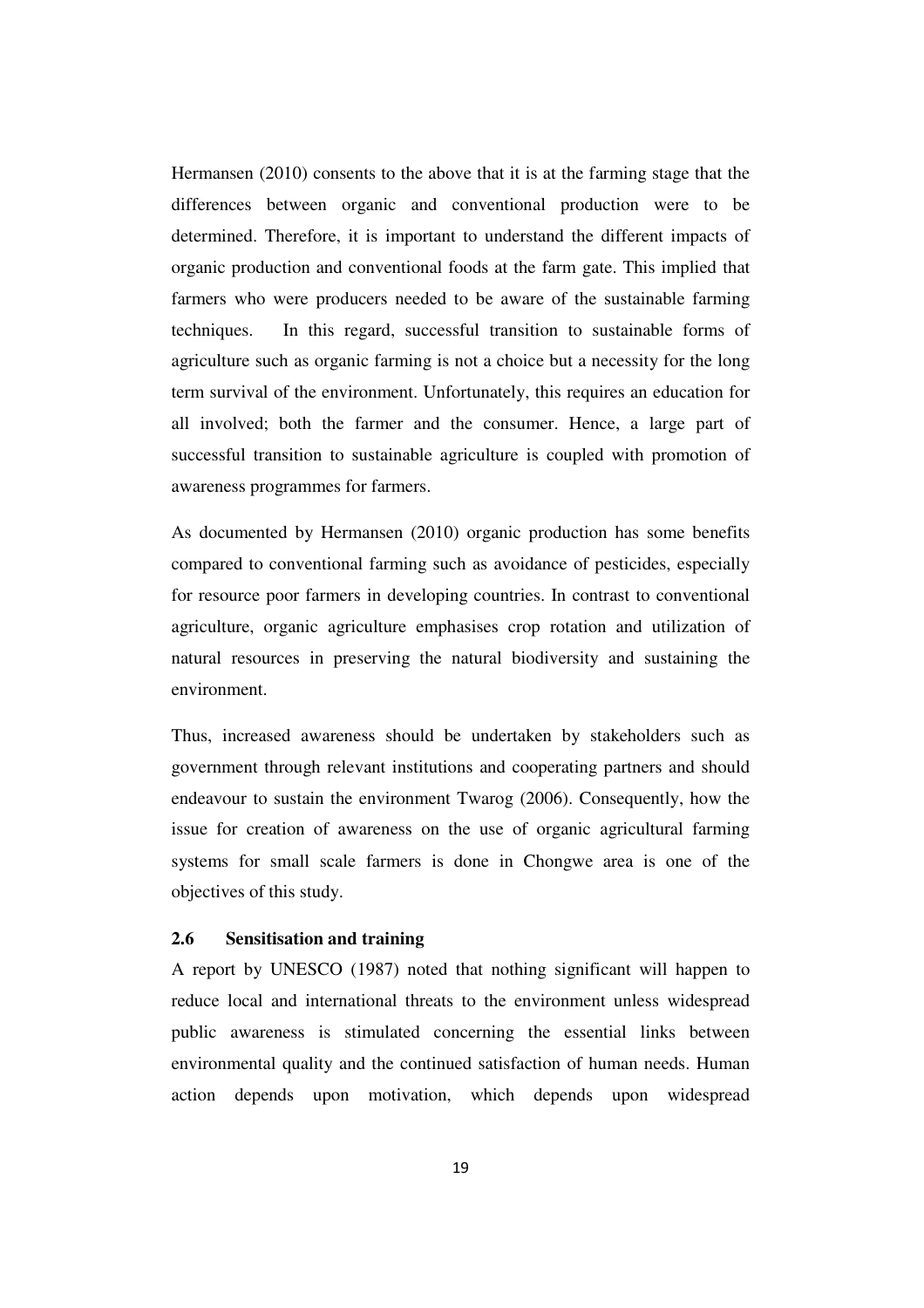Hermansen (2010) consents to the above that it is at the farming stage that the differences between organic and conventional production were to be determined. Therefore, it is important to understand the different impacts of organic production and conventional foods at the farm gate. This implied that farmers who were producers needed to be aware of the sustainable farming techniques. In this regard, successful transition to sustainable forms of agriculture such as organic farming is not a choice but a necessity for the long term survival of the environment. Unfortunately, this requires an education for all involved; both the farmer and the consumer. Hence, a large part of successful transition to sustainable agriculture is coupled with promotion of awareness programmes for farmers.

As documented by Hermansen (2010) organic production has some benefits compared to conventional farming such as avoidance of pesticides, especially for resource poor farmers in developing countries. In contrast to conventional agriculture, organic agriculture emphasises crop rotation and utilization of natural resources in preserving the natural biodiversity and sustaining the environment.

Thus, increased awareness should be undertaken by stakeholders such as government through relevant institutions and cooperating partners and should endeavour to sustain the environment Twarog (2006). Consequently, how the issue for creation of awareness on the use of organic agricultural farming systems for small scale farmers is done in Chongwe area is one of the objectives of this study.

### 2.6 Sensitisation and training

A report by UNESCO (1987) noted that nothing significant will happen to reduce local and international threats to the environment unless widespread public awareness is stimulated concerning the essential links between environmental quality and the continued satisfaction of human needs. Human action depends upon motivation, which depends upon widespread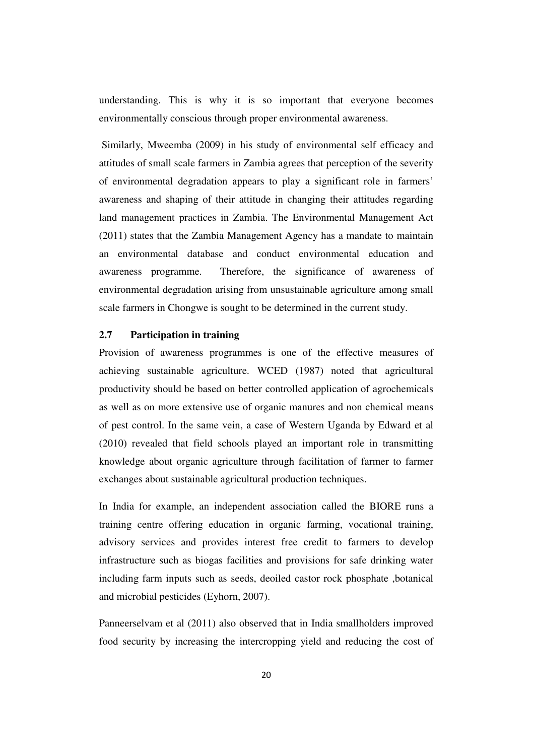understanding. This is why it is so important that everyone becomes environmentally conscious through proper environmental awareness.

Similarly, Mweemba (2009) in his study of environmental self efficacy and attitudes of small scale farmers in Zambia agrees that perception of the severity of environmental degradation appears to play a significant role in farmers' awareness and shaping of their attitude in changing their attitudes regarding land management practices in Zambia. The Environmental Management Act (2011) states that the Zambia Management Agency has a mandate to maintain an environmental database and conduct environmental education and awareness programme. Therefore, the significance of awareness of environmental degradation arising from unsustainable agriculture among small scale farmers in Chongwe is sought to be determined in the current study.

### 2.7 Participation in training

Provision of awareness programmes is one of the effective measures of achieving sustainable agriculture. WCED (1987) noted that agricultural productivity should be based on better controlled application of agrochemicals as well as on more extensive use of organic manures and non chemical means of pest control. In the same vein, a case of Western Uganda by Edward et al (2010) revealed that field schools played an important role in transmitting knowledge about organic agriculture through facilitation of farmer to farmer exchanges about sustainable agricultural production techniques.

In India for example, an independent association called the BIORE runs a training centre offering education in organic farming, vocational training, advisory services and provides interest free credit to farmers to develop infrastructure such as biogas facilities and provisions for safe drinking water including farm inputs such as seeds, deoiled castor rock phosphate ,botanical and microbial pesticides (Eyhorn, 2007).

Panneerselvam et al (2011) also observed that in India smallholders improved food security by increasing the intercropping yield and reducing the cost of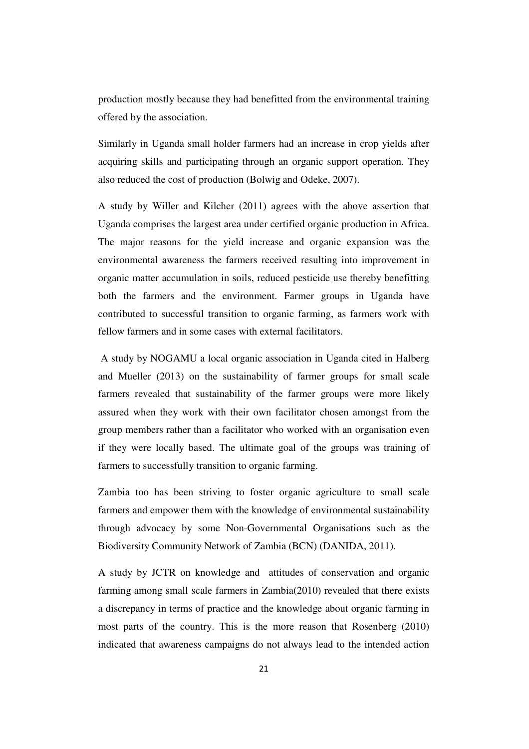production mostly because they had benefitted from the environmental training offered by the association.

Similarly in Uganda small holder farmers had an increase in crop yields after acquiring skills and participating through an organic support operation. They also reduced the cost of production (Bolwig and Odeke, 2007).

A study by Willer and Kilcher (2011) agrees with the above assertion that Uganda comprises the largest area under certified organic production in Africa. The major reasons for the yield increase and organic expansion was the environmental awareness the farmers received resulting into improvement in organic matter accumulation in soils, reduced pesticide use thereby benefitting both the farmers and the environment. Farmer groups in Uganda have contributed to successful transition to organic farming, as farmers work with fellow farmers and in some cases with external facilitators.

A study by NOGAMU a local organic association in Uganda cited in Halberg and Mueller (2013) on the sustainability of farmer groups for small scale farmers revealed that sustainability of the farmer groups were more likely assured when they work with their own facilitator chosen amongst from the group members rather than a facilitator who worked with an organisation even if they were locally based. The ultimate goal of the groups was training of farmers to successfully transition to organic farming.

Zambia too has been striving to foster organic agriculture to small scale farmers and empower them with the knowledge of environmental sustainability through advocacy by some Non-Governmental Organisations such as the Biodiversity Community Network of Zambia (BCN) (DANIDA, 2011).

A study by JCTR on knowledge and attitudes of conservation and organic farming among small scale farmers in Zambia(2010) revealed that there exists a discrepancy in terms of practice and the knowledge about organic farming in most parts of the country. This is the more reason that Rosenberg (2010) indicated that awareness campaigns do not always lead to the intended action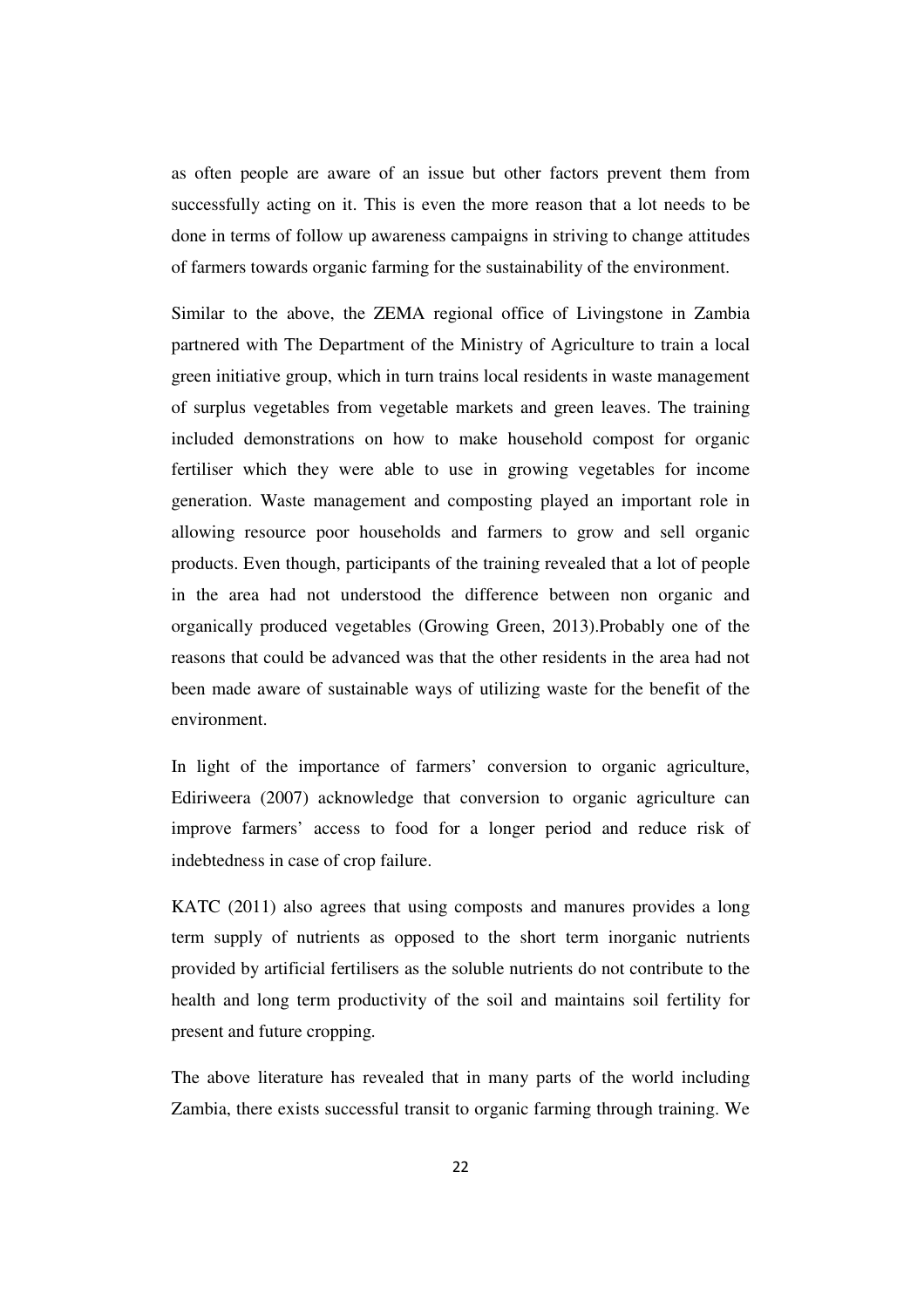as often people are aware of an issue but other factors prevent them from successfully acting on it. This is even the more reason that a lot needs to be done in terms of follow up awareness campaigns in striving to change attitudes of farmers towards organic farming for the sustainability of the environment.

Similar to the above, the ZEMA regional office of Livingstone in Zambia partnered with The Department of the Ministry of Agriculture to train a local green initiative group, which in turn trains local residents in waste management of surplus vegetables from vegetable markets and green leaves. The training included demonstrations on how to make household compost for organic fertiliser which they were able to use in growing vegetables for income generation. Waste management and composting played an important role in allowing resource poor households and farmers to grow and sell organic products. Even though, participants of the training revealed that a lot of people in the area had not understood the difference between non organic and organically produced vegetables (Growing Green, 2013).Probably one of the reasons that could be advanced was that the other residents in the area had not been made aware of sustainable ways of utilizing waste for the benefit of the environment.

In light of the importance of farmers' conversion to organic agriculture, Ediriweera (2007) acknowledge that conversion to organic agriculture can improve farmers' access to food for a longer period and reduce risk of indebtedness in case of crop failure.

KATC (2011) also agrees that using composts and manures provides a long term supply of nutrients as opposed to the short term inorganic nutrients provided by artificial fertilisers as the soluble nutrients do not contribute to the health and long term productivity of the soil and maintains soil fertility for present and future cropping.

The above literature has revealed that in many parts of the world including Zambia, there exists successful transit to organic farming through training. We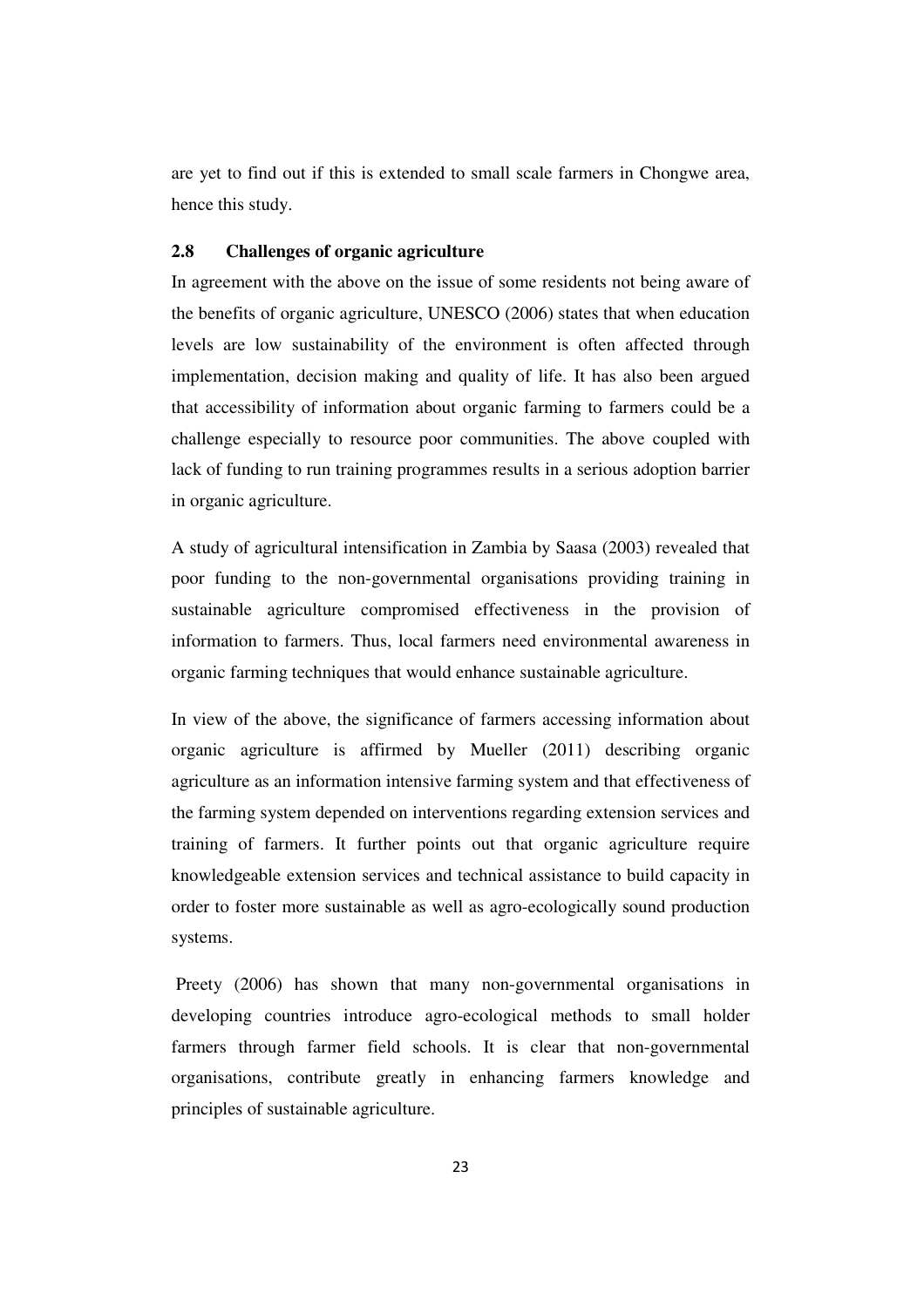are yet to find out if this is extended to small scale farmers in Chongwe area, hence this study.

### 2.8 Challenges of organic agriculture

In agreement with the above on the issue of some residents not being aware of the benefits of organic agriculture, UNESCO (2006) states that when education levels are low sustainability of the environment is often affected through implementation, decision making and quality of life. It has also been argued that accessibility of information about organic farming to farmers could be a challenge especially to resource poor communities. The above coupled with lack of funding to run training programmes results in a serious adoption barrier in organic agriculture.

A study of agricultural intensification in Zambia by Saasa (2003) revealed that poor funding to the non-governmental organisations providing training in sustainable agriculture compromised effectiveness in the provision of information to farmers. Thus, local farmers need environmental awareness in organic farming techniques that would enhance sustainable agriculture.

In view of the above, the significance of farmers accessing information about organic agriculture is affirmed by Mueller (2011) describing organic agriculture as an information intensive farming system and that effectiveness of the farming system depended on interventions regarding extension services and training of farmers. It further points out that organic agriculture require knowledgeable extension services and technical assistance to build capacity in order to foster more sustainable as well as agro-ecologically sound production systems.

Preety (2006) has shown that many non-governmental organisations in developing countries introduce agro-ecological methods to small holder farmers through farmer field schools. It is clear that non-governmental organisations, contribute greatly in enhancing farmers knowledge and principles of sustainable agriculture.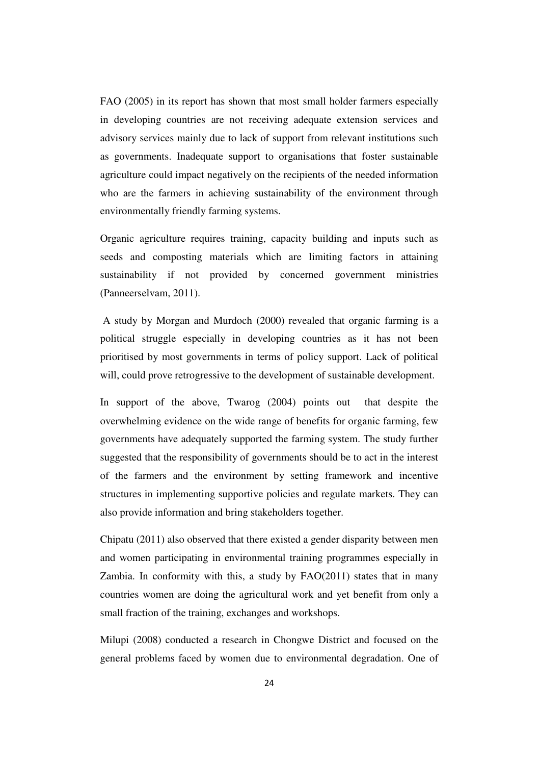FAO (2005) in its report has shown that most small holder farmers especially in developing countries are not receiving adequate extension services and advisory services mainly due to lack of support from relevant institutions such as governments. Inadequate support to organisations that foster sustainable agriculture could impact negatively on the recipients of the needed information who are the farmers in achieving sustainability of the environment through environmentally friendly farming systems.

Organic agriculture requires training, capacity building and inputs such as seeds and composting materials which are limiting factors in attaining sustainability if not provided by concerned government ministries (Panneerselvam, 2011).

A study by Morgan and Murdoch (2000) revealed that organic farming is a political struggle especially in developing countries as it has not been prioritised by most governments in terms of policy support. Lack of political will, could prove retrogressive to the development of sustainable development.

In support of the above, Twarog (2004) points out that despite the overwhelming evidence on the wide range of benefits for organic farming, few governments have adequately supported the farming system. The study further suggested that the responsibility of governments should be to act in the interest of the farmers and the environment by setting framework and incentive structures in implementing supportive policies and regulate markets. They can also provide information and bring stakeholders together.

Chipatu (2011) also observed that there existed a gender disparity between men and women participating in environmental training programmes especially in Zambia. In conformity with this, a study by FAO(2011) states that in many countries women are doing the agricultural work and yet benefit from only a small fraction of the training, exchanges and workshops.

Milupi (2008) conducted a research in Chongwe District and focused on the general problems faced by women due to environmental degradation. One of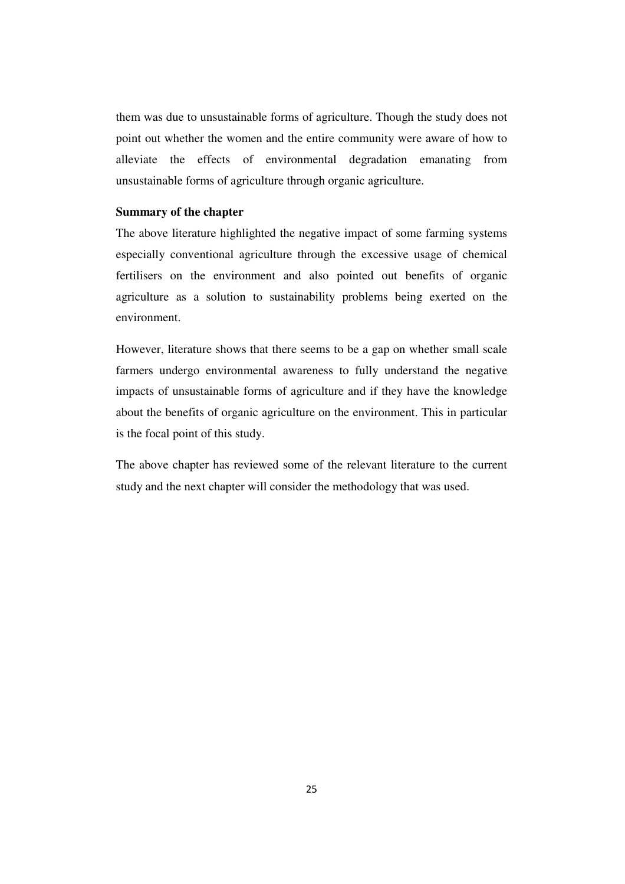them was due to unsustainable forms of agriculture. Though the study does not point out whether the women and the entire community were aware of how to alleviate the effects of environmental degradation emanating from unsustainable forms of agriculture through organic agriculture.

**Summary of the chapter**

The above literature highlighted the negative impact of some farming systems especially conventional agriculture through the excessive usage of chemical fertilisers on the environment and also pointed out benefits of organic agriculture as a solution to sustainability problems being exerted on the environment.

However, literature shows that there seems to be a gap on whether small scale farmers undergo environmental awareness to fully understand the negative impacts of unsustainable forms of agriculture and if they have the knowledge about the benefits of organic agriculture on the environment. This in particular is the focal point of this study.

The above chapter has reviewed some of the relevant literature to the current study and the next chapter will consider the methodology that was used.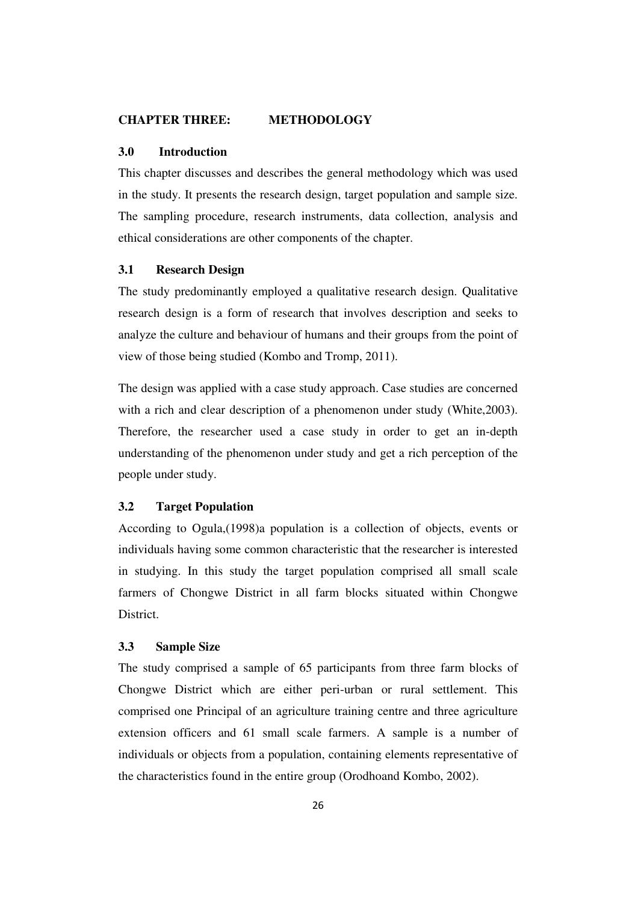## CHAPTER THREE: METHODOLOGY

### 3.0 Introduction

This chapter discusses and describes the general methodology which was used in the study. It presents the research design, target population and sample size. The sampling procedure, research instruments, data collection, analysis and ethical considerations are other components of the chapter.

### 3.1 Research Design

The study predominantly employed a qualitative research design. Qualitative research design is a form of research that involves description and seeks to analyze the culture and behaviour of humans and their groups from the point of view of those being studied (Kombo and Tromp, 2011).

The design was applied with a case study approach. Case studies are concerned with a rich and clear description of a phenomenon under study (White,2003). Therefore, the researcher used a case study in order to get an in-depth understanding of the phenomenon under study and get a rich perception of the people under study.

### 3.2 Target Population

According to Ogula,(1998)a population is a collection of objects, events or individuals having some common characteristic that the researcher is interested in studying. In this study the target population comprised all small scale farmers of Chongwe District in all farm blocks situated within Chongwe District.

### 3.3 Sample Size

The study comprised a sample of 65 participants from three farm blocks of Chongwe District which are either peri-urban or rural settlement. This comprised one Principal of an agriculture training centre and three agriculture extension officers and 61 small scale farmers. A sample is a number of individuals or objects from a population, containing elements representative of the characteristics found in the entire group (Orodhoand Kombo, 2002).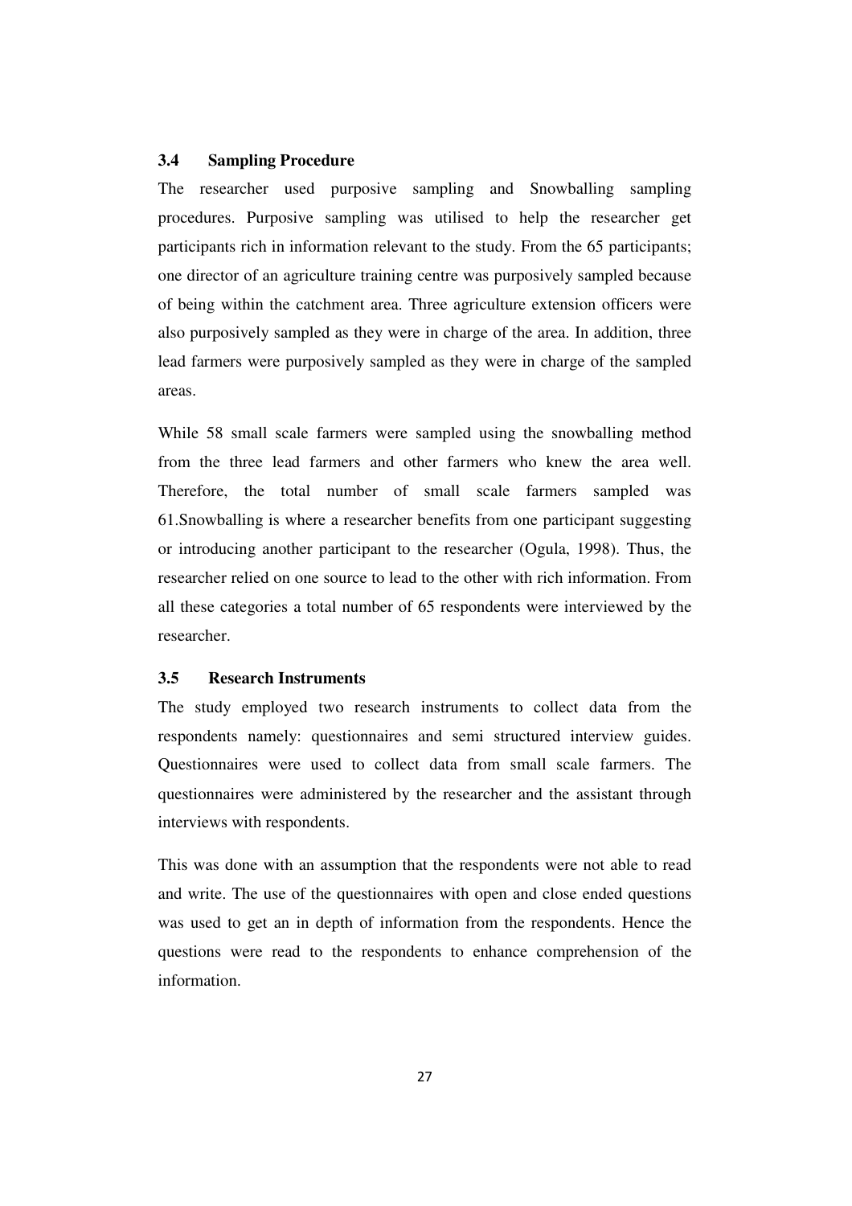### 3.4 Sampling Procedure

The researcher used purposive sampling and Snowballing sampling procedures. Purposive sampling was utilised to help the researcher get participants rich in information relevant to the study. From the 65 participants; one director of an agriculture training centre was purposively sampled because of being within the catchment area. Three agriculture extension officers were also purposively sampled as they were in charge of the area. In addition, three lead farmers were purposively sampled as they were in charge of the sampled areas.

While 58 small scale farmers were sampled using the snowballing method from the three lead farmers and other farmers who knew the area well. Therefore, the total number of small scale farmers sampled was 61.Snowballing is where a researcher benefits from one participant suggesting or introducing another participant to the researcher (Ogula, 1998). Thus, the researcher relied on one source to lead to the other with rich information. From all these categories a total number of 65 respondents were interviewed by the researcher.

### 3.5 Research Instruments

The study employed two research instruments to collect data from the respondents namely: questionnaires and semi structured interview guides. Questionnaires were used to collect data from small scale farmers. The questionnaires were administered by the researcher and the assistant through interviews with respondents.

This was done with an assumption that the respondents were not able to read and write. The use of the questionnaires with open and close ended questions was used to get an in depth of information from the respondents. Hence the questions were read to the respondents to enhance comprehension of the information.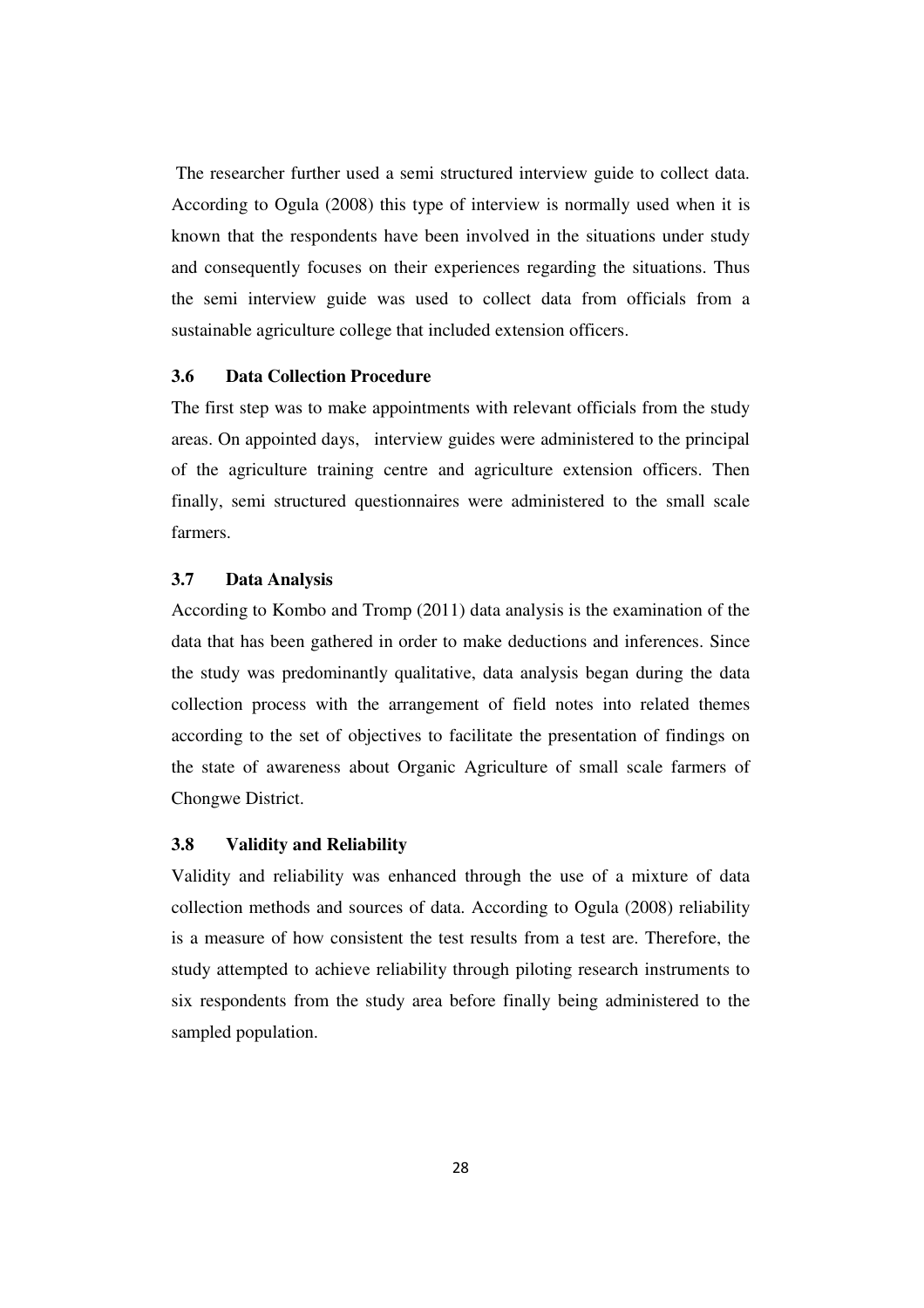The researcher further used a semi structured interview guide to collect data. According to Ogula (2008) this type of interview is normally used when it is known that the respondents have been involved in the situations under study and consequently focuses on their experiences regarding the situations. Thus the semi interview guide was used to collect data from officials from a sustainable agriculture college that included extension officers.

### 3.6 Data Collection Procedure

The first step was to make appointments with relevant officials from the study areas. On appointed days, interview guides were administered to the principal of the agriculture training centre and agriculture extension officers. Then finally, semi structured questionnaires were administered to the small scale farmers.

### 3.7 Data Analysis

According to Kombo and Tromp (2011) data analysis is the examination of the data that has been gathered in order to make deductions and inferences. Since the study was predominantly qualitative, data analysis began during the data collection process with the arrangement of field notes into related themes according to the set of objectives to facilitate the presentation of findings on the state of awareness about Organic Agriculture of small scale farmers of Chongwe District.

### 3.8 Validity and Reliability

Validity and reliability was enhanced through the use of a mixture of data collection methods and sources of data. According to Ogula (2008) reliability is a measure of how consistent the test results from a test are. Therefore, the study attempted to achieve reliability through piloting research instruments to six respondents from the study area before finally being administered to the sampled population.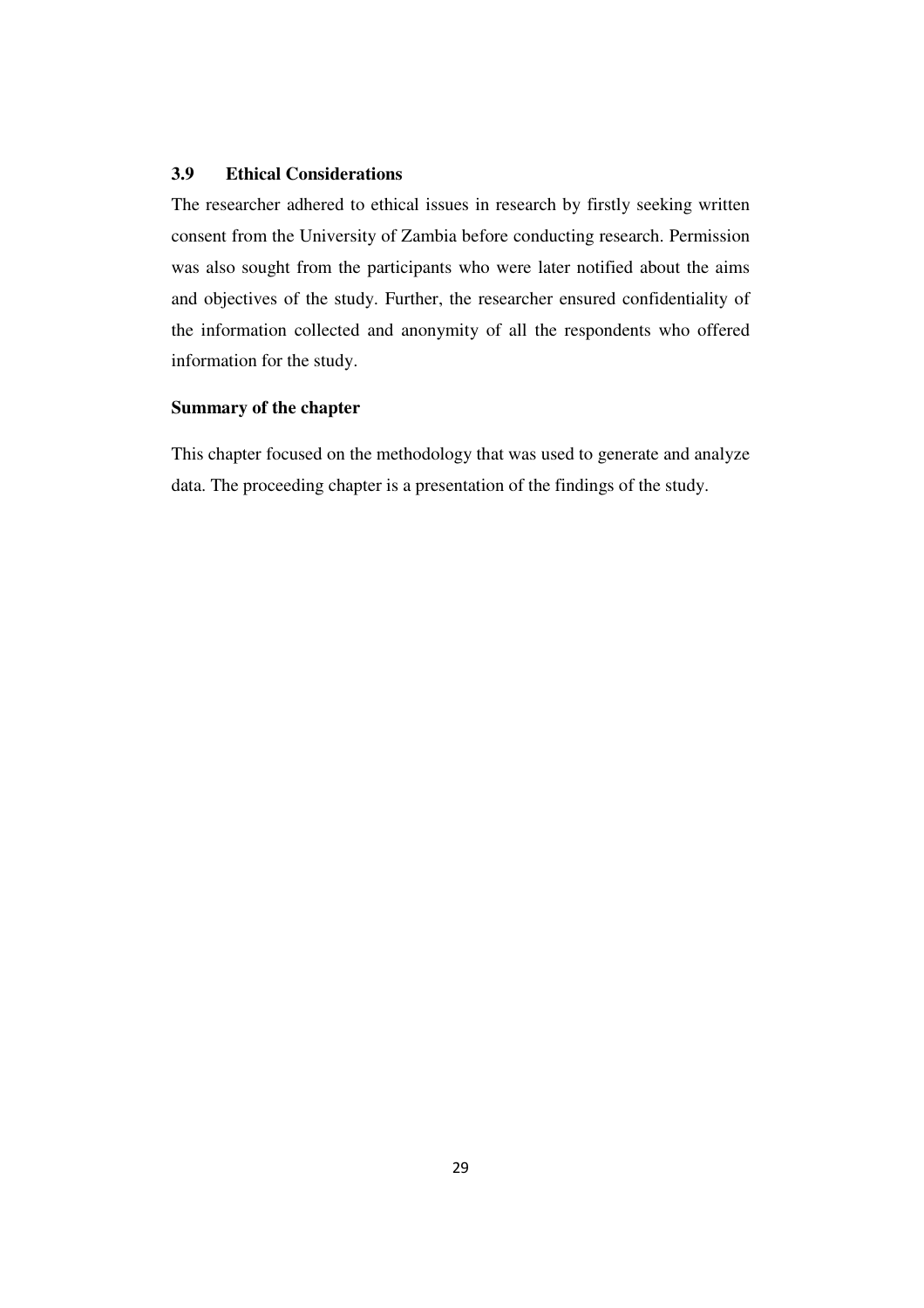### 3.9 Ethical Considerations

The researcher adhered to ethical issues in research by firstly seeking written consent from the University of Zambia before conducting research. Permission was also sought from the participants who were later notified about the aims and objectives of the study. Further, the researcher ensured confidentiality of the information collected and anonymity of all the respondents who offered information for the study.

### Summary of the chapter

This chapter focused on the methodology that was used to generate and analyze data. The proceeding chapter is a presentation of the findings of the study.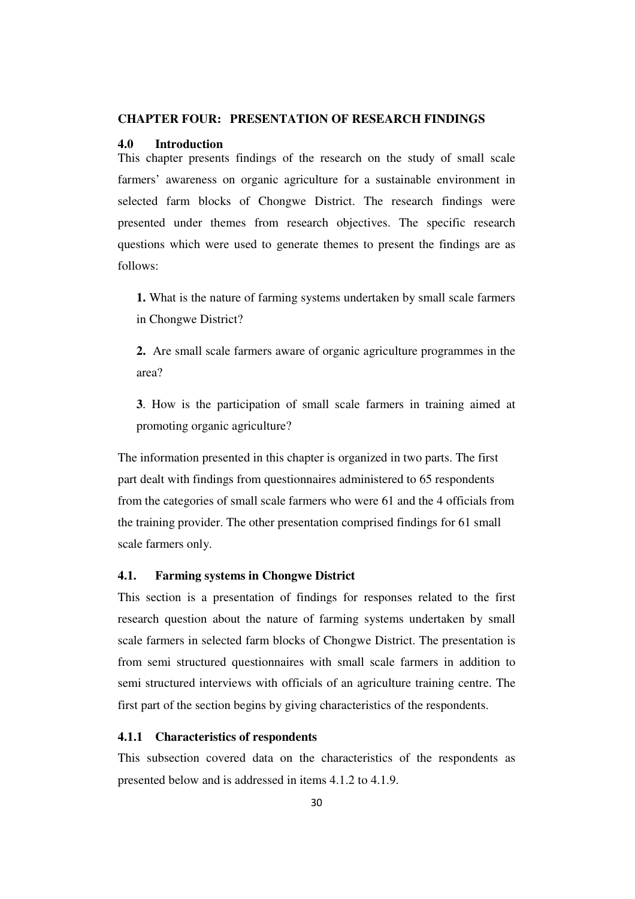# CHAPTER FOUR: PRESENTATION OF RESEARCH FINDINGS

## 4.0 Introduction

This chapter presents findings of the research on the study of small scale farmers' awareness on organic agriculture for a sustainable environment in selected farm blocks of Chongwe District. The research findings were presented under themes from research objectives. The specific research questions which were used to generate themes to present the findings are as follows:

**1.** What is the nature of farming systems undertaken by small scale farmers in Chongwe District?

**2.** Are small scale farmers aware of organic agriculture programmes in the area?

**3**. How is the participation of small scale farmers in training aimed at promoting organic agriculture?

The information presented in this chapter is organized in two parts. The first part dealt with findings from questionnaires administered to 65 respondents from the categories of small scale farmers who were 61 and the 4 officials from the training provider. The other presentation comprised findings for 61 small scale farmers only.

## 4.1. Farming systems in Chongwe District

This section is a presentation of findings for responses related to the first research question about the nature of farming systems undertaken by small scale farmers in selected farm blocks of Chongwe District. The presentation is from semi structured questionnaires with small scale farmers in addition to semi structured interviews with officials of an agriculture training centre. The first part of the section begins by giving characteristics of the respondents.

### 4.1.1 Characteristics of respondents

This subsection covered data on the characteristics of the respondents as presented below and is addressed in items 4.1.2 to 4.1.9.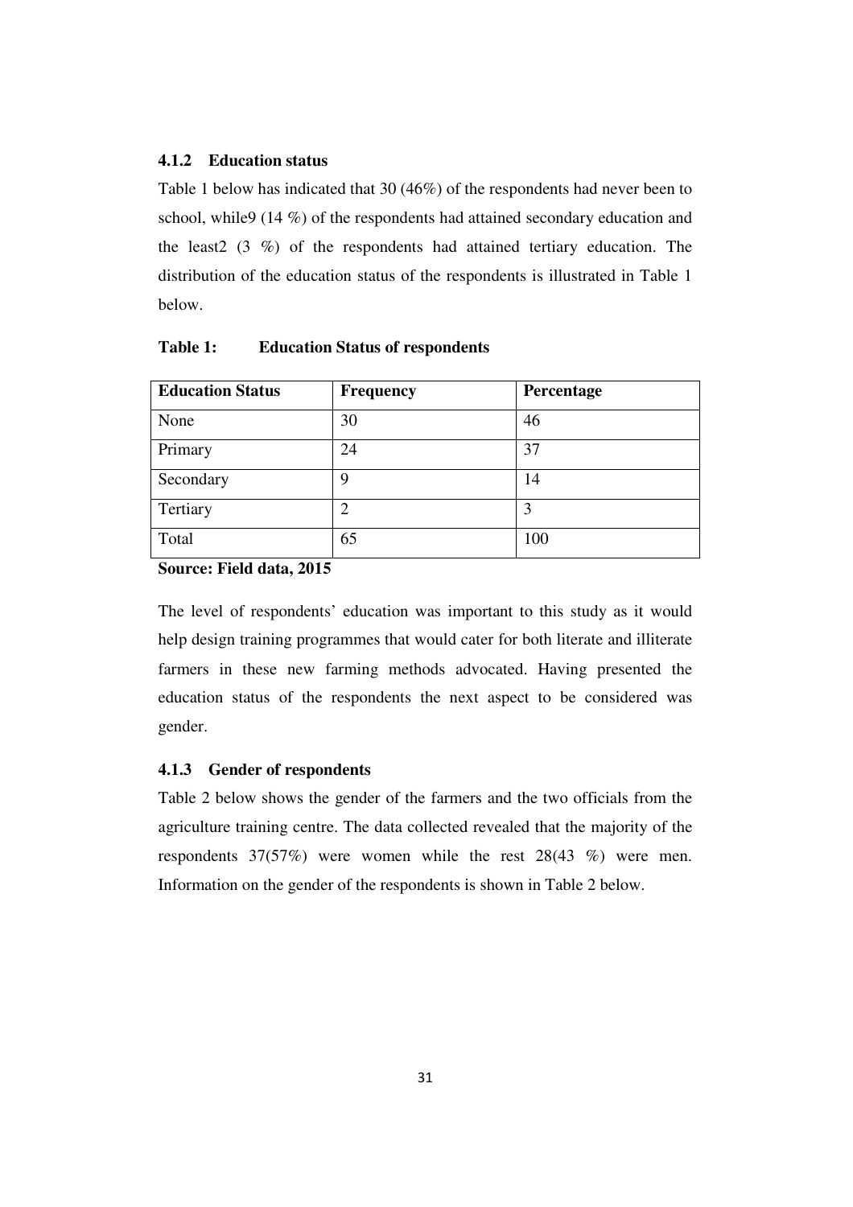### 4.1.2 Education status

Table 1 below has indicated that 30 (46%) of the respondents had never been to school, while9 (14 %) of the respondents had attained secondary education and the least2 (3 %) of the respondents had attained tertiary education. The distribution of the education status of the respondents is illustrated in Table 1 below.

**Table 1: Education Status of respondents**

| Education Status | Frequency | Percentage |
| --- | --- | --- |
| None | 30 | 46 |
| Primary | 24 | 37 |
| Secondary | 9 | 14 |
| Tertiary | 2 | 3 |
| Total | 65 | 100 |

**Source: Field data, 2015**

The level of respondents' education was important to this study as it would help design training programmes that would cater for both literate and illiterate farmers in these new farming methods advocated. Having presented the education status of the respondents the next aspect to be considered was gender.

### 4.1.3 Gender of respondents

Table 2 below shows the gender of the farmers and the two officials from the agriculture training centre. The data collected revealed that the majority of the respondents 37(57%) were women while the rest 28(43 %) were men. Information on the gender of the respondents is shown in Table 2 below.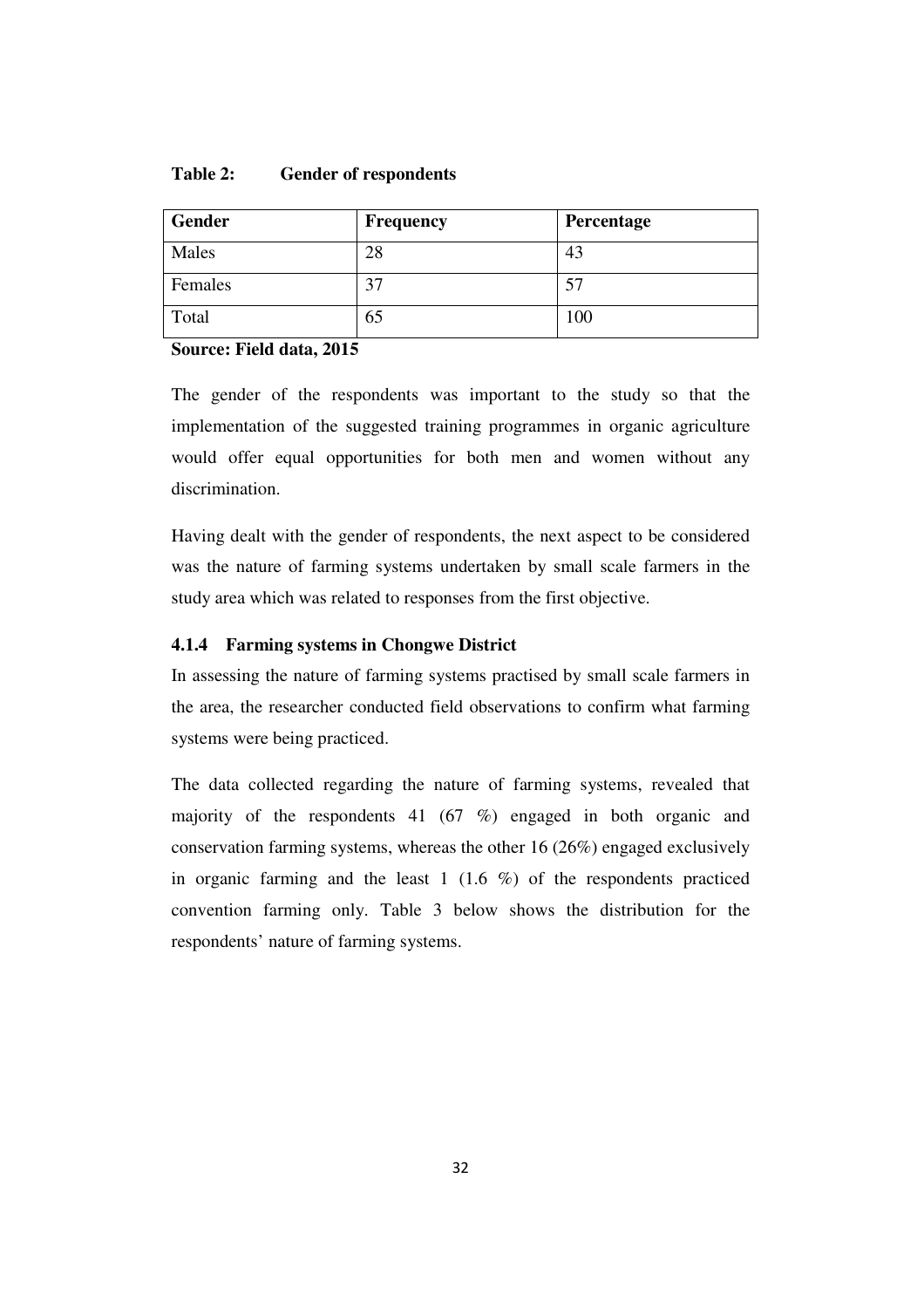**Table 2: Gender of respondents**

| Gender | Frequency | Percentage |
|---|---|---|
| Males | 28 | 43 |
| Females | 37 | 57 |
| Total | 65 | 100 |

**Source: Field data, 2015**

The gender of the respondents was important to the study so that the implementation of the suggested training programmes in organic agriculture would offer equal opportunities for both men and women without any discrimination.

Having dealt with the gender of respondents, the next aspect to be considered was the nature of farming systems undertaken by small scale farmers in the study area which was related to responses from the first objective.

### 4.1.4 Farming systems in Chongwe District

In assessing the nature of farming systems practised by small scale farmers in the area, the researcher conducted field observations to confirm what farming systems were being practiced.

The data collected regarding the nature of farming systems, revealed that majority of the respondents 41 (67 %) engaged in both organic and conservation farming systems, whereas the other 16 (26%) engaged exclusively in organic farming and the least 1 (1.6 %) of the respondents practiced convention farming only. Table 3 below shows the distribution for the respondents' nature of farming systems.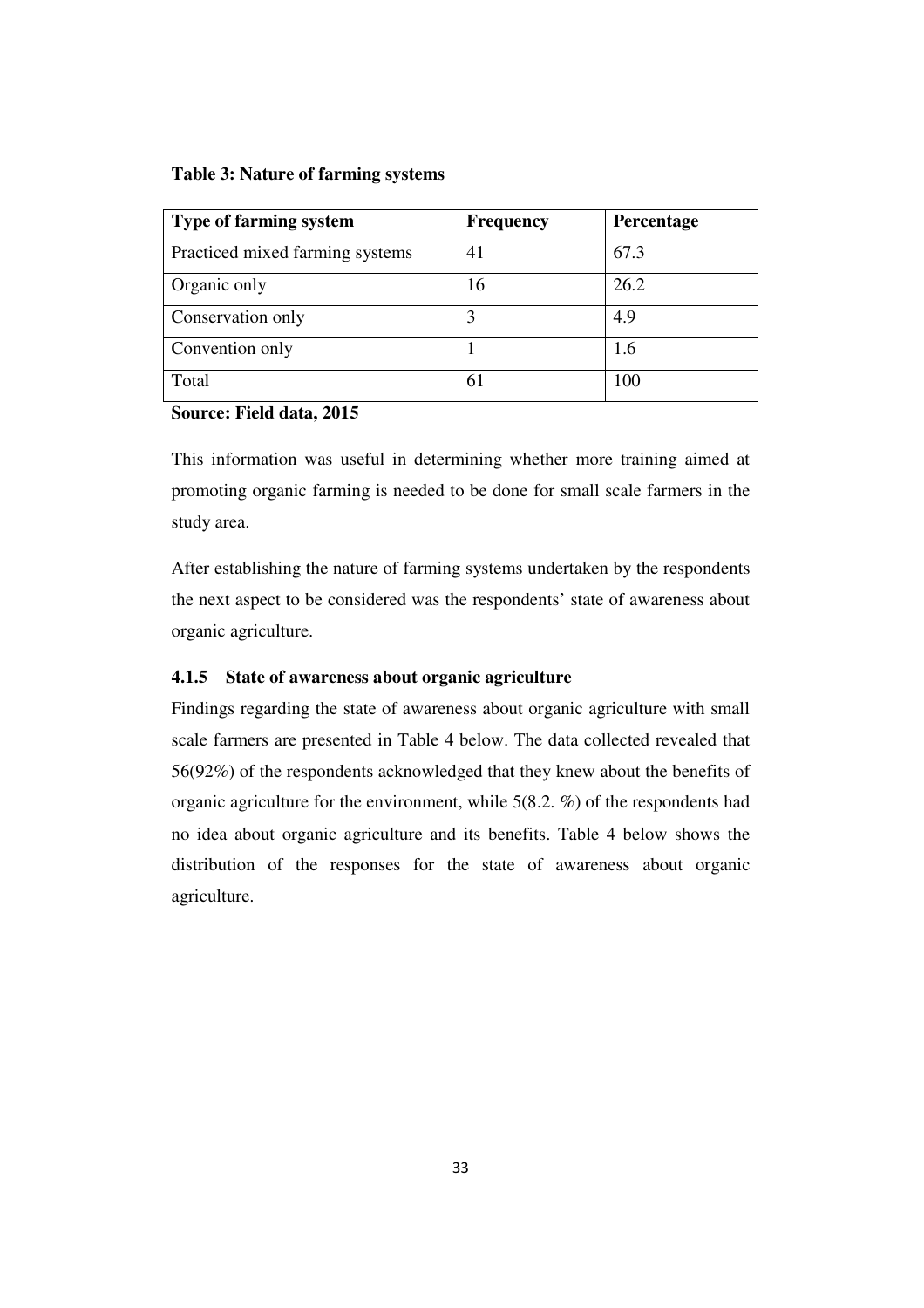**Table 3: Nature of farming systems**

| Type of farming system | Frequency | Percentage |
|---|---|---|
| Practiced mixed farming systems | 41 | 67.3 |
| Organic only | 16 | 26.2 |
| Conservation only | 3 | 4.9 |
| Convention only | 1 | 1.6 |
| Total | 61 | 100 |

**Source: Field data, 2015**

This information was useful in determining whether more training aimed at promoting organic farming is needed to be done for small scale farmers in the study area.

After establishing the nature of farming systems undertaken by the respondents the next aspect to be considered was the respondents' state of awareness about organic agriculture.

### 4.1.5 State of awareness about organic agriculture

Findings regarding the state of awareness about organic agriculture with small scale farmers are presented in Table 4 below. The data collected revealed that 56(92%) of the respondents acknowledged that they knew about the benefits of organic agriculture for the environment, while 5(8.2. %) of the respondents had no idea about organic agriculture and its benefits. Table 4 below shows the distribution of the responses for the state of awareness about organic agriculture.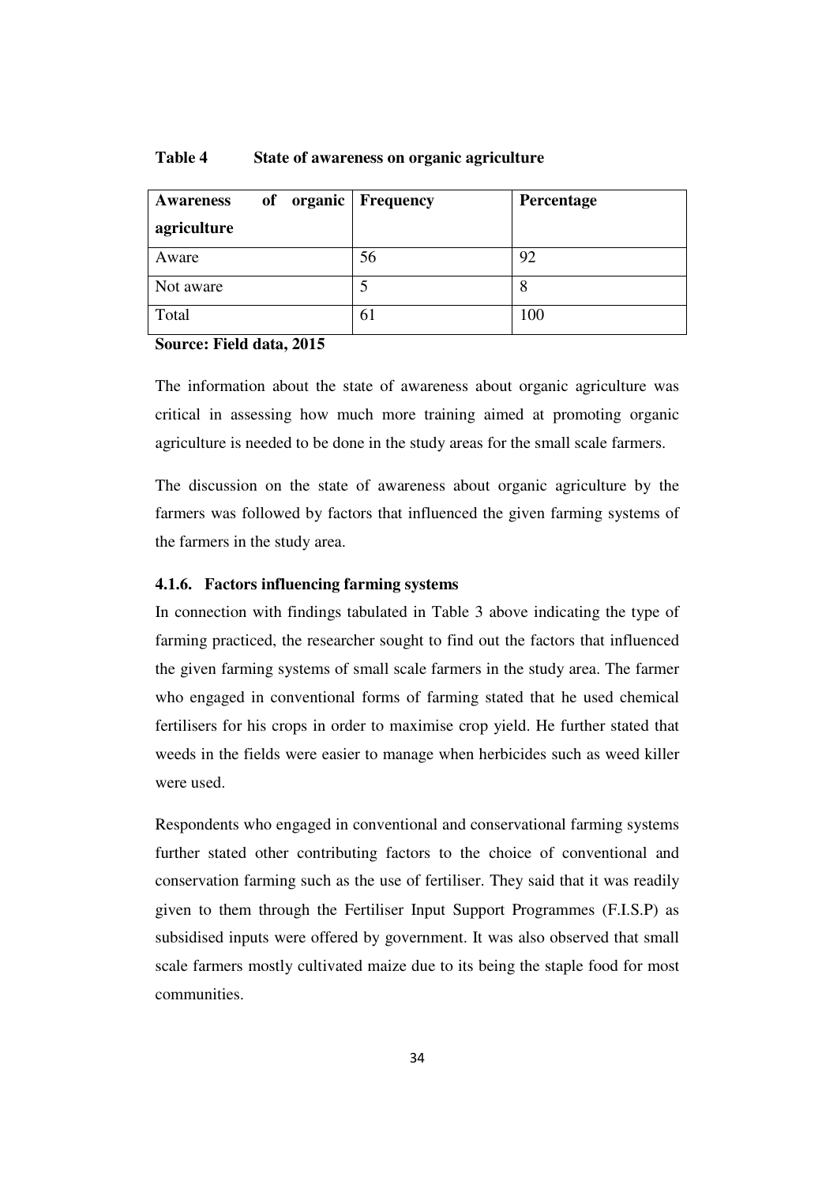**Table 4 State of awareness on organic agriculture**

| Awareness of organic agriculture | Frequency | Percentage |
|---|---|---|
| Aware | 56 | 92 |
| Not aware | 5 | 8 |
| Total | 61 | 100 |

**Source: Field data, 2015**

The information about the state of awareness about organic agriculture was critical in assessing how much more training aimed at promoting organic agriculture is needed to be done in the study areas for the small scale farmers.

The discussion on the state of awareness about organic agriculture by the farmers was followed by factors that influenced the given farming systems of the farmers in the study area.

#### 4.1.6. Factors influencing farming systems

In connection with findings tabulated in Table 3 above indicating the type of farming practiced, the researcher sought to find out the factors that influenced the given farming systems of small scale farmers in the study area. The farmer who engaged in conventional forms of farming stated that he used chemical fertilisers for his crops in order to maximise crop yield. He further stated that weeds in the fields were easier to manage when herbicides such as weed killer were used.

Respondents who engaged in conventional and conservational farming systems further stated other contributing factors to the choice of conventional and conservation farming such as the use of fertiliser. They said that it was readily given to them through the Fertiliser Input Support Programmes (F.I.S.P) as subsidised inputs were offered by government. It was also observed that small scale farmers mostly cultivated maize due to its being the staple food for most communities.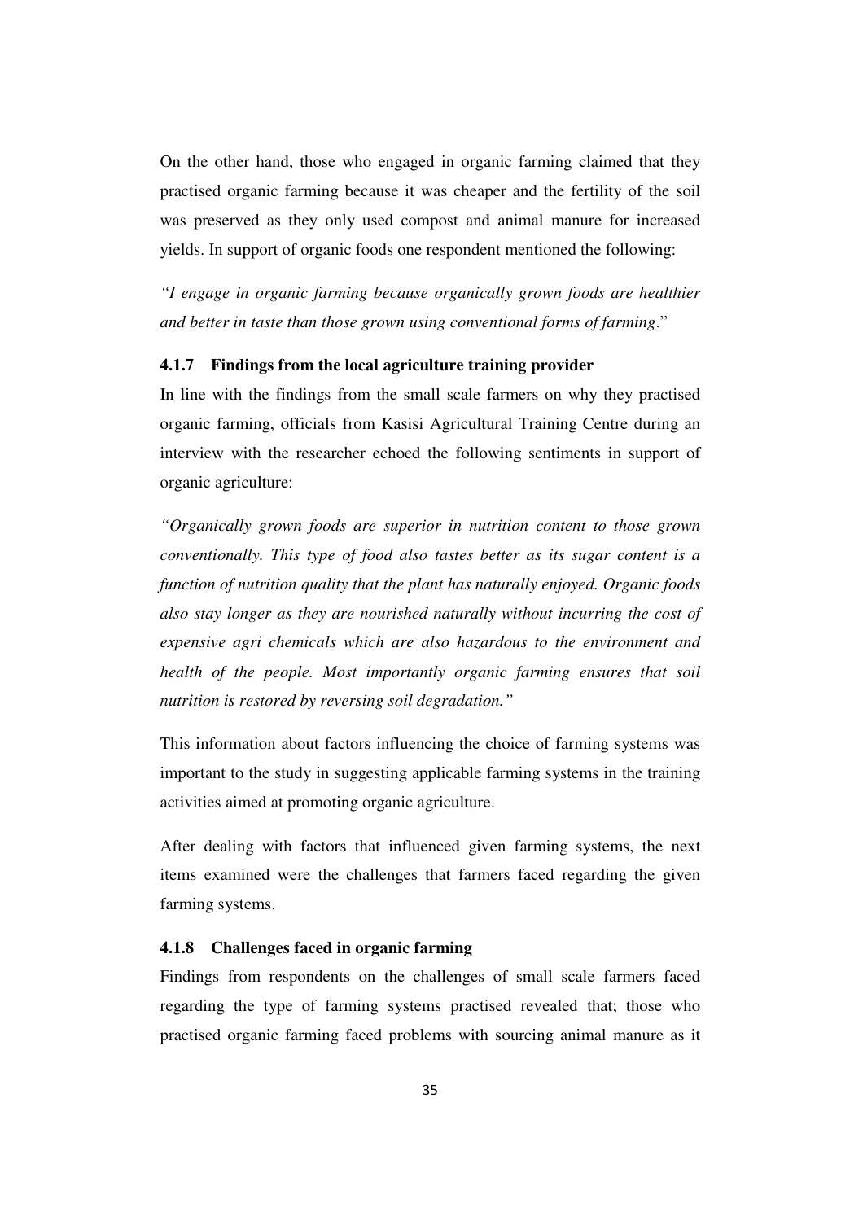On the other hand, those who engaged in organic farming claimed that they practised organic farming because it was cheaper and the fertility of the soil was preserved as they only used compost and animal manure for increased yields. In support of organic foods one respondent mentioned the following:

*"I engage in organic farming because organically grown foods are healthier and better in taste than those grown using conventional forms of farming*."

### 4.1.7 Findings from the local agriculture training provider

In line with the findings from the small scale farmers on why they practised organic farming, officials from Kasisi Agricultural Training Centre during an interview with the researcher echoed the following sentiments in support of organic agriculture:

*"Organically grown foods are superior in nutrition content to those grown conventionally. This type of food also tastes better as its sugar content is a function of nutrition quality that the plant has naturally enjoyed. Organic foods also stay longer as they are nourished naturally without incurring the cost of expensive agri chemicals which are also hazardous to the environment and health of the people. Most importantly organic farming ensures that soil nutrition is restored by reversing soil degradation."*

This information about factors influencing the choice of farming systems was important to the study in suggesting applicable farming systems in the training activities aimed at promoting organic agriculture.

After dealing with factors that influenced given farming systems, the next items examined were the challenges that farmers faced regarding the given farming systems.

### 4.1.8 Challenges faced in organic farming

Findings from respondents on the challenges of small scale farmers faced regarding the type of farming systems practised revealed that; those who practised organic farming faced problems with sourcing animal manure as it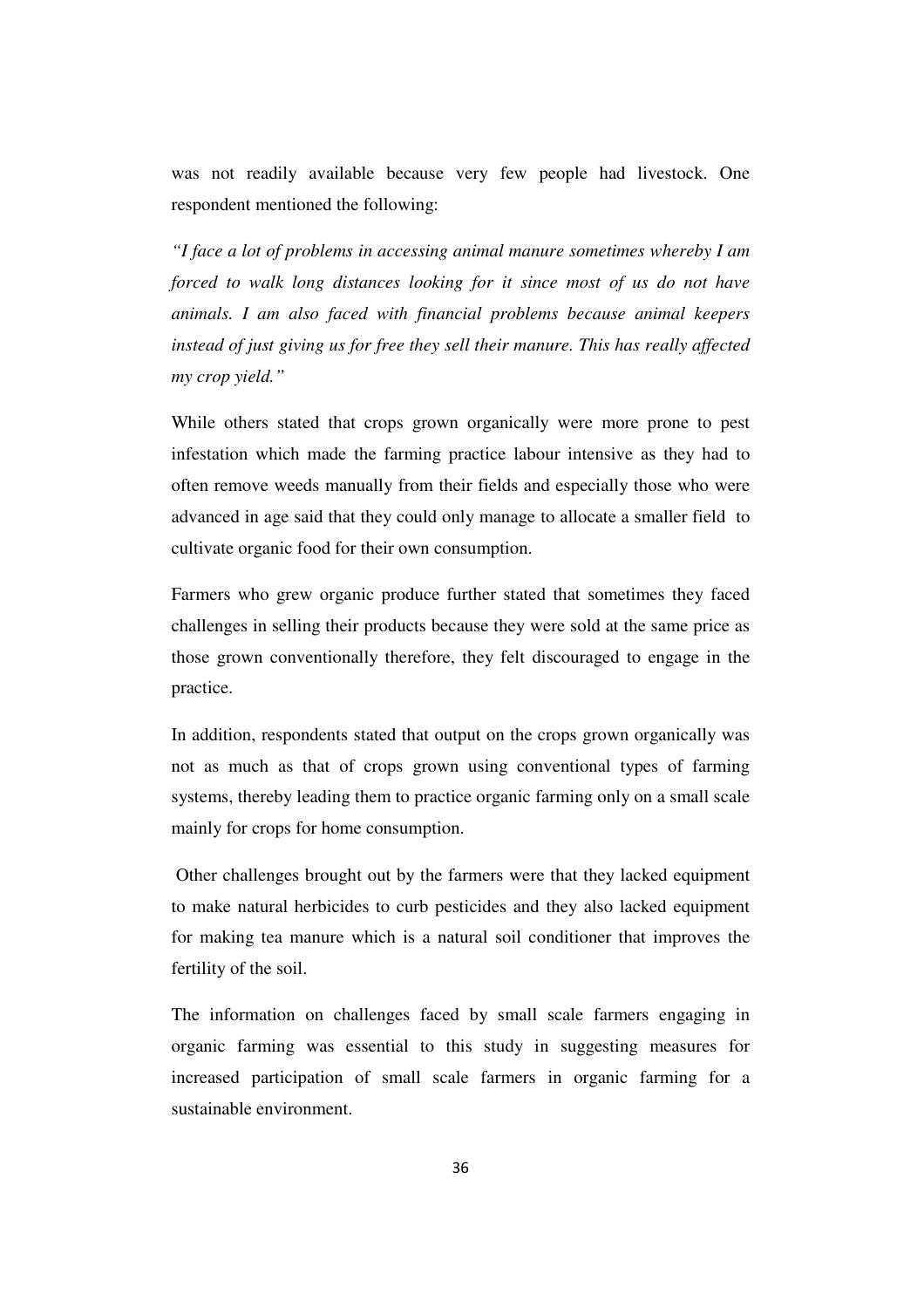was not readily available because very few people had livestock. One respondent mentioned the following:

*"I face a lot of problems in accessing animal manure sometimes whereby I am forced to walk long distances looking for it since most of us do not have animals. I am also faced with financial problems because animal keepers instead of just giving us for free they sell their manure. This has really affected my crop yield."*

While others stated that crops grown organically were more prone to pest infestation which made the farming practice labour intensive as they had to often remove weeds manually from their fields and especially those who were advanced in age said that they could only manage to allocate a smaller field to cultivate organic food for their own consumption.

Farmers who grew organic produce further stated that sometimes they faced challenges in selling their products because they were sold at the same price as those grown conventionally therefore, they felt discouraged to engage in the practice.

In addition, respondents stated that output on the crops grown organically was not as much as that of crops grown using conventional types of farming systems, thereby leading them to practice organic farming only on a small scale mainly for crops for home consumption.

Other challenges brought out by the farmers were that they lacked equipment to make natural herbicides to curb pesticides and they also lacked equipment for making tea manure which is a natural soil conditioner that improves the fertility of the soil.

The information on challenges faced by small scale farmers engaging in organic farming was essential to this study in suggesting measures for increased participation of small scale farmers in organic farming for a sustainable environment.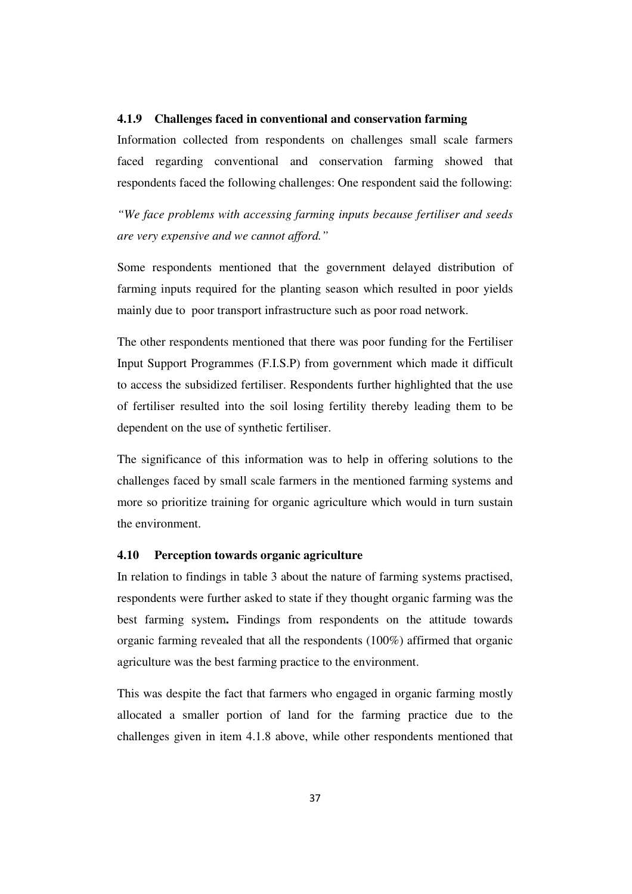### 4.1.9 Challenges faced in conventional and conservation farming

Information collected from respondents on challenges small scale farmers faced regarding conventional and conservation farming showed that respondents faced the following challenges: One respondent said the following:

*"We face problems with accessing farming inputs because fertiliser and seeds are very expensive and we cannot afford."*

Some respondents mentioned that the government delayed distribution of farming inputs required for the planting season which resulted in poor yields mainly due to poor transport infrastructure such as poor road network.

The other respondents mentioned that there was poor funding for the Fertiliser Input Support Programmes (F.I.S.P) from government which made it difficult to access the subsidized fertiliser. Respondents further highlighted that the use of fertiliser resulted into the soil losing fertility thereby leading them to be dependent on the use of synthetic fertiliser.

The significance of this information was to help in offering solutions to the challenges faced by small scale farmers in the mentioned farming systems and more so prioritize training for organic agriculture which would in turn sustain the environment.

### 4.10 Perception towards organic agriculture

In relation to findings in table 3 about the nature of farming systems practised, respondents were further asked to state if they thought organic farming was the best farming system**.** Findings from respondents on the attitude towards organic farming revealed that all the respondents (100%) affirmed that organic agriculture was the best farming practice to the environment.

This was despite the fact that farmers who engaged in organic farming mostly allocated a smaller portion of land for the farming practice due to the challenges given in item 4.1.8 above, while other respondents mentioned that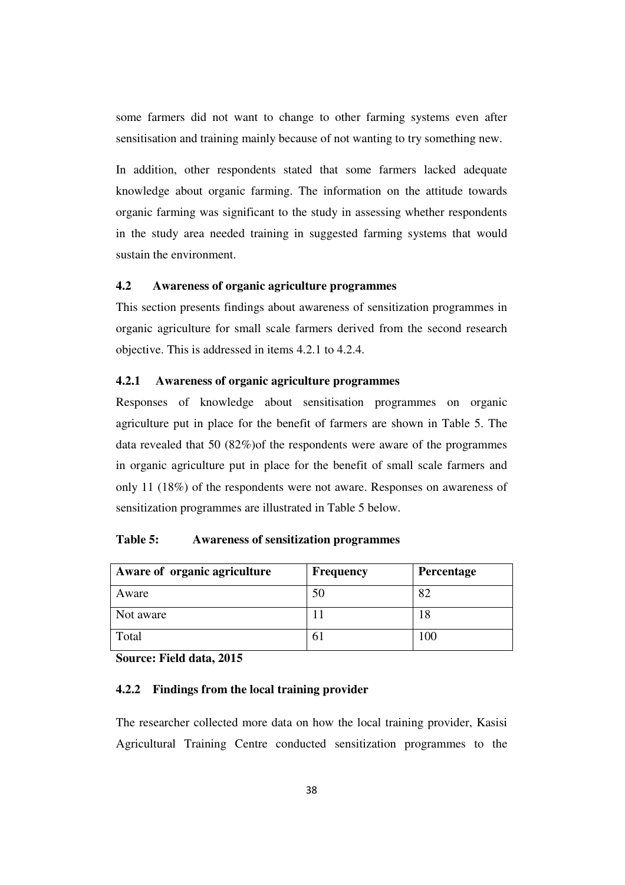some farmers did not want to change to other farming systems even after sensitisation and training mainly because of not wanting to try something new.

In addition, other respondents stated that some farmers lacked adequate knowledge about organic farming. The information on the attitude towards organic farming was significant to the study in assessing whether respondents in the study area needed training in suggested farming systems that would sustain the environment.

### 4.2 Awareness of organic agriculture programmes

This section presents findings about awareness of sensitization programmes in organic agriculture for small scale farmers derived from the second research objective. This is addressed in items 4.2.1 to 4.2.4.

#### 4.2.1 Awareness of organic agriculture programmes

Responses of knowledge about sensitisation programmes on organic agriculture put in place for the benefit of farmers are shown in Table 5. The data revealed that 50 (82%)of the respondents were aware of the programmes in organic agriculture put in place for the benefit of small scale farmers and only 11 (18%) of the respondents were not aware. Responses on awareness of sensitization programmes are illustrated in Table 5 below.

**Table 5: Awareness of sensitization programmes**

| Aware of organic agriculture | Frequency | Percentage |
|---|---|---|
| Aware | 50 | 82 |
| Not aware | 11 | 18 |
| Total | 61 | 100 |

**Source: Field data, 2015**

#### 4.2.2 Findings from the local training provider

The researcher collected more data on how the local training provider, Kasisi Agricultural Training Centre conducted sensitization programmes to the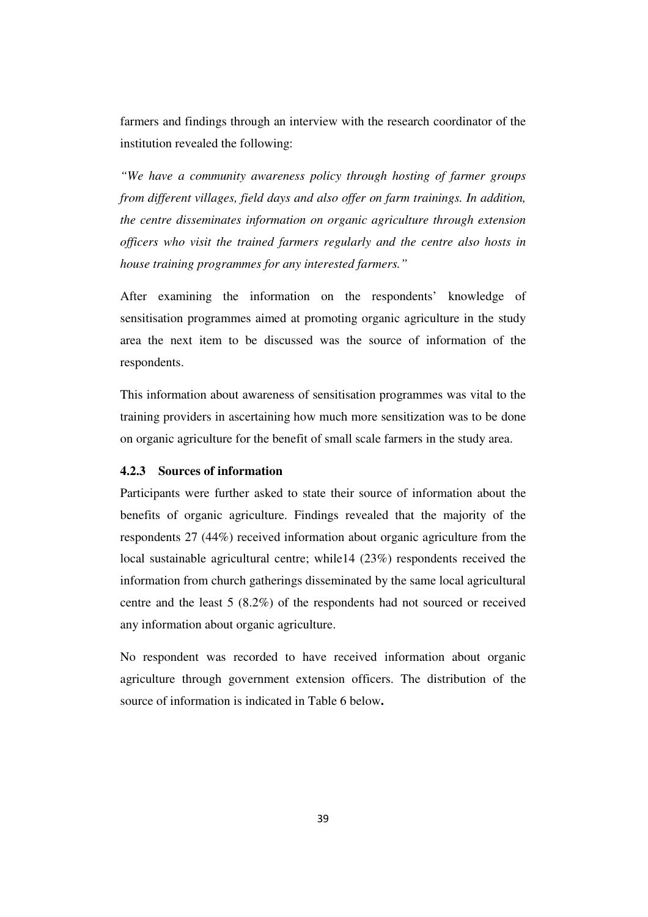farmers and findings through an interview with the research coordinator of the institution revealed the following:

*"We have a community awareness policy through hosting of farmer groups from different villages, field days and also offer on farm trainings. In addition, the centre disseminates information on organic agriculture through extension officers who visit the trained farmers regularly and the centre also hosts in house training programmes for any interested farmers."*

After examining the information on the respondents' knowledge of sensitisation programmes aimed at promoting organic agriculture in the study area the next item to be discussed was the source of information of the respondents.

This information about awareness of sensitisation programmes was vital to the training providers in ascertaining how much more sensitization was to be done on organic agriculture for the benefit of small scale farmers in the study area.

### 4.2.3 Sources of information

Participants were further asked to state their source of information about the benefits of organic agriculture. Findings revealed that the majority of the respondents 27 (44%) received information about organic agriculture from the local sustainable agricultural centre; while14 (23%) respondents received the information from church gatherings disseminated by the same local agricultural centre and the least 5 (8.2%) of the respondents had not sourced or received any information about organic agriculture.

No respondent was recorded to have received information about organic agriculture through government extension officers. The distribution of the source of information is indicated in Table 6 below**.**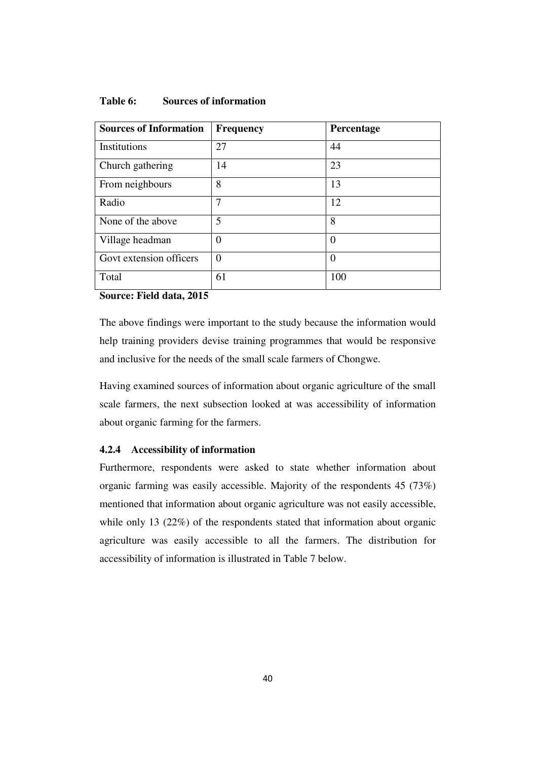**Table 6: Sources of information**

| Sources of Information | Frequency | Percentage |
|---|---|---|
| Institutions | 27 | 44 |
| Church gathering | 14 | 23 |
| From neighbours | 8 | 13 |
| Radio | 7 | 12 |
| None of the above | 5 | 8 |
| Village headman | 0 | 0 |
| Govt extension officers | 0 | 0 |
| Total | 61 | 100 |

**Source: Field data, 2015**

The above findings were important to the study because the information would help training providers devise training programmes that would be responsive and inclusive for the needs of the small scale farmers of Chongwe.

Having examined sources of information about organic agriculture of the small scale farmers, the next subsection looked at was accessibility of information about organic farming for the farmers.

### 4.2.4 Accessibility of information

Furthermore, respondents were asked to state whether information about organic farming was easily accessible. Majority of the respondents 45 (73%) mentioned that information about organic agriculture was not easily accessible, while only 13 (22%) of the respondents stated that information about organic agriculture was easily accessible to all the farmers. The distribution for accessibility of information is illustrated in Table 7 below.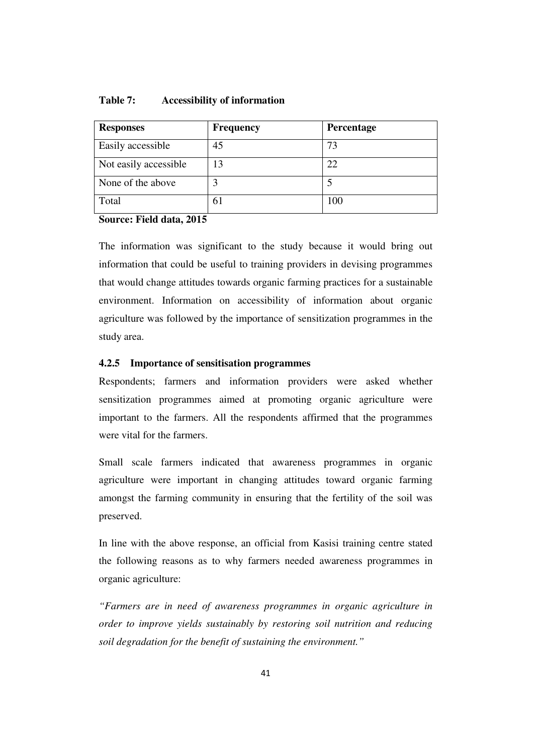**Table 7: Accessibility of information**

| Responses | Frequency | Percentage |
|---|---|---|
| Easily accessible | 45 | 73 |
| Not easily accessible | 13 | 22 |
| None of the above | 3 | 5 |
| Total | 61 | 100 |

**Source: Field data, 2015**

The information was significant to the study because it would bring out information that could be useful to training providers in devising programmes that would change attitudes towards organic farming practices for a sustainable environment. Information on accessibility of information about organic agriculture was followed by the importance of sensitization programmes in the study area.

### 4.2.5 Importance of sensitisation programmes

Respondents; farmers and information providers were asked whether sensitization programmes aimed at promoting organic agriculture were important to the farmers. All the respondents affirmed that the programmes were vital for the farmers.

Small scale farmers indicated that awareness programmes in organic agriculture were important in changing attitudes toward organic farming amongst the farming community in ensuring that the fertility of the soil was preserved.

In line with the above response, an official from Kasisi training centre stated the following reasons as to why farmers needed awareness programmes in organic agriculture:

*"Farmers are in need of awareness programmes in organic agriculture in order to improve yields sustainably by restoring soil nutrition and reducing soil degradation for the benefit of sustaining the environment."*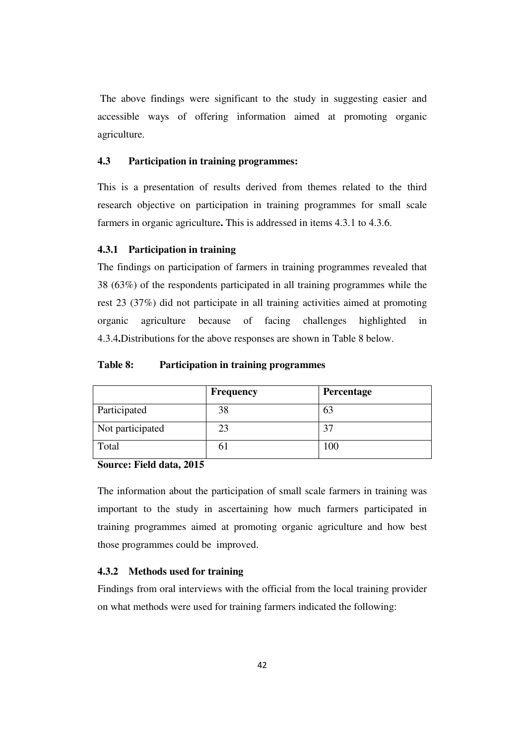The above findings were significant to the study in suggesting easier and accessible ways of offering information aimed at promoting organic agriculture.

### 4.3 Participation in training programmes:

This is a presentation of results derived from themes related to the third research objective on participation in training programmes for small scale farmers in organic agriculture**.** This is addressed in items 4.3.1 to 4.3.6.

#### 4.3.1 Participation in training

The findings on participation of farmers in training programmes revealed that 38 (63%) of the respondents participated in all training programmes while the rest 23 (37%) did not participate in all training activities aimed at promoting organic agriculture because of facing challenges highlighted in 4.3.4**.**Distributions for the above responses are shown in Table 8 below.

**Table 8: Participation in training programmes**

| | **Frequency** | **Percentage** |
|---|---|---|
| Participated | 38 | 63 |
| Not participated | 23 | 37 |
| Total | 61 | 100 |

**Source: Field data, 2015**

The information about the participation of small scale farmers in training was important to the study in ascertaining how much farmers participated in training programmes aimed at promoting organic agriculture and how best those programmes could be improved.

#### 4.3.2 Methods used for training

Findings from oral interviews with the official from the local training provider on what methods were used for training farmers indicated the following: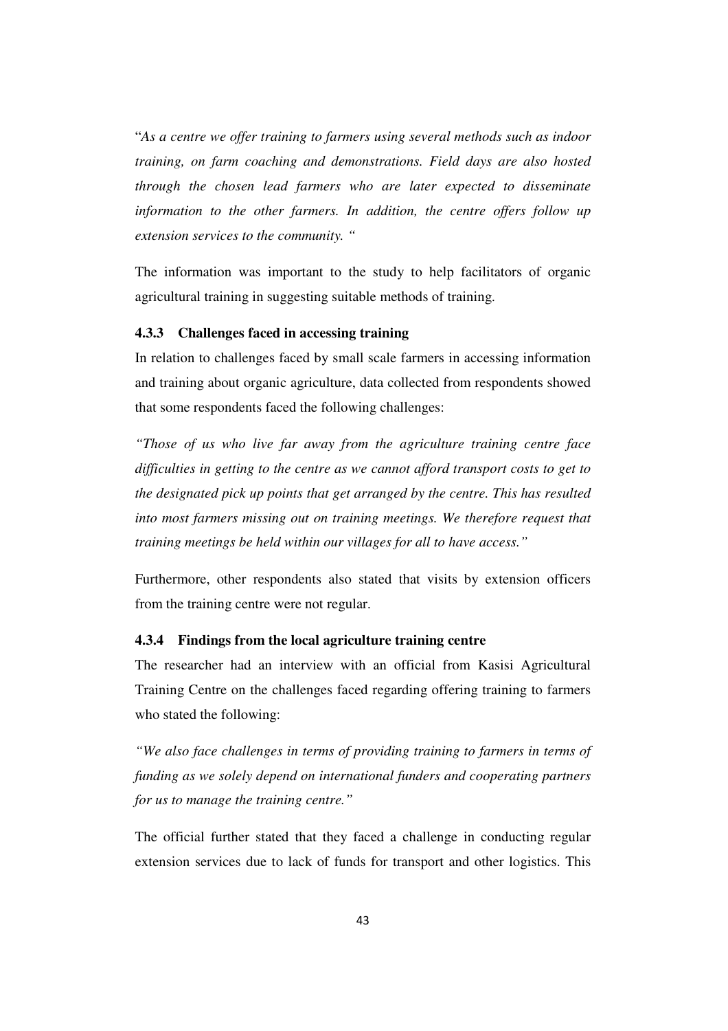"*As a centre we offer training to farmers using several methods such as indoor training, on farm coaching and demonstrations. Field days are also hosted through the chosen lead farmers who are later expected to disseminate information to the other farmers. In addition, the centre offers follow up extension services to the community.* "

The information was important to the study to help facilitators of organic agricultural training in suggesting suitable methods of training.

### 4.3.3 Challenges faced in accessing training

In relation to challenges faced by small scale farmers in accessing information and training about organic agriculture, data collected from respondents showed that some respondents faced the following challenges:

*"Those of us who live far away from the agriculture training centre face difficulties in getting to the centre as we cannot afford transport costs to get to the designated pick up points that get arranged by the centre. This has resulted into most farmers missing out on training meetings. We therefore request that training meetings be held within our villages for all to have access."*

Furthermore, other respondents also stated that visits by extension officers from the training centre were not regular.

### 4.3.4 Findings from the local agriculture training centre

The researcher had an interview with an official from Kasisi Agricultural Training Centre on the challenges faced regarding offering training to farmers who stated the following:

*"We also face challenges in terms of providing training to farmers in terms of funding as we solely depend on international funders and cooperating partners for us to manage the training centre."*

The official further stated that they faced a challenge in conducting regular extension services due to lack of funds for transport and other logistics. This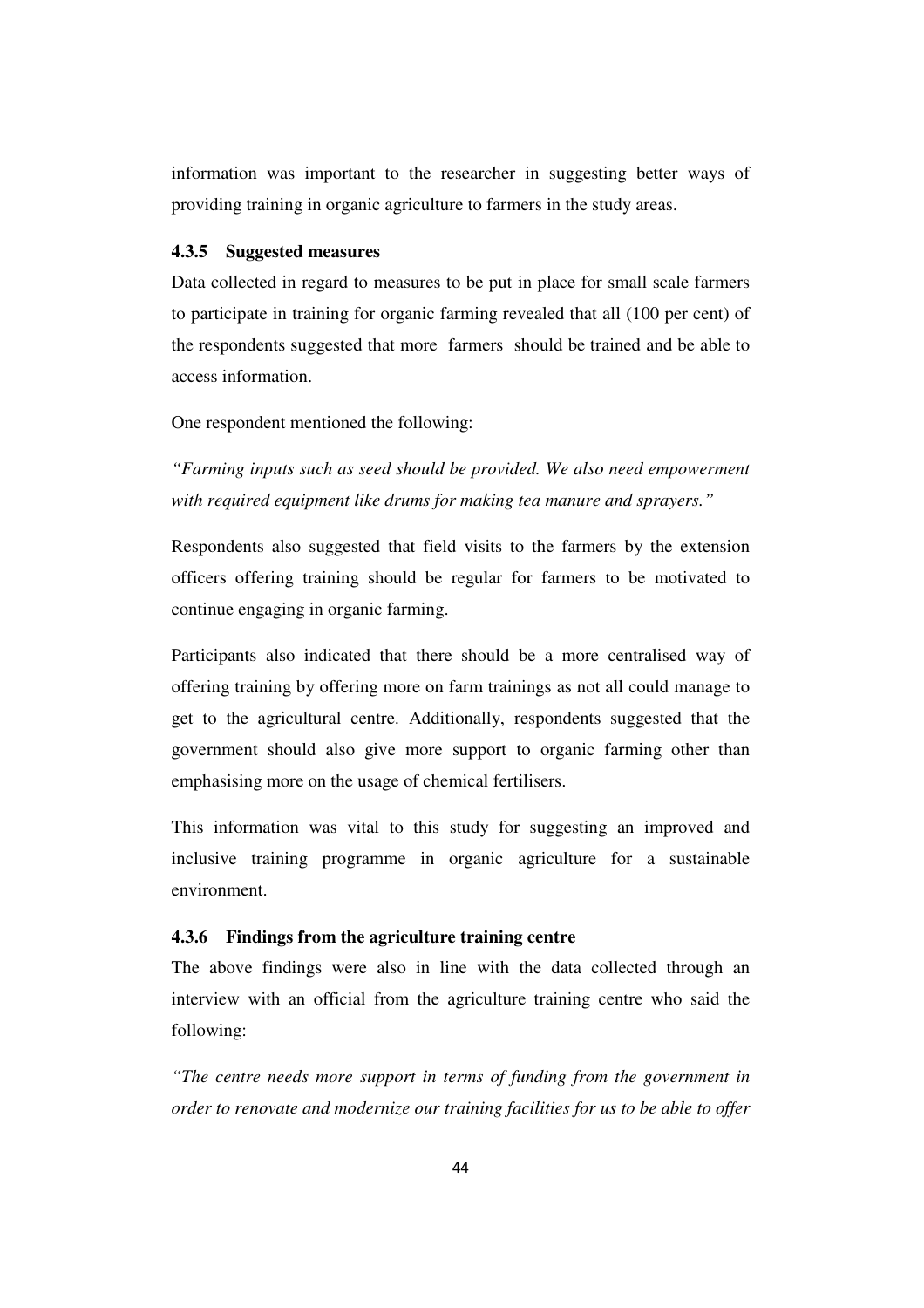information was important to the researcher in suggesting better ways of providing training in organic agriculture to farmers in the study areas.

### 4.3.5 Suggested measures

Data collected in regard to measures to be put in place for small scale farmers to participate in training for organic farming revealed that all (100 per cent) of the respondents suggested that more farmers should be trained and be able to access information.

One respondent mentioned the following:

*"Farming inputs such as seed should be provided. We also need empowerment with required equipment like drums for making tea manure and sprayers."*

Respondents also suggested that field visits to the farmers by the extension officers offering training should be regular for farmers to be motivated to continue engaging in organic farming.

Participants also indicated that there should be a more centralised way of offering training by offering more on farm trainings as not all could manage to get to the agricultural centre. Additionally, respondents suggested that the government should also give more support to organic farming other than emphasising more on the usage of chemical fertilisers.

This information was vital to this study for suggesting an improved and inclusive training programme in organic agriculture for a sustainable environment.

### 4.3.6 Findings from the agriculture training centre

The above findings were also in line with the data collected through an interview with an official from the agriculture training centre who said the following:

*"The centre needs more support in terms of funding from the government in order to renovate and modernize our training facilities for us to be able to offer*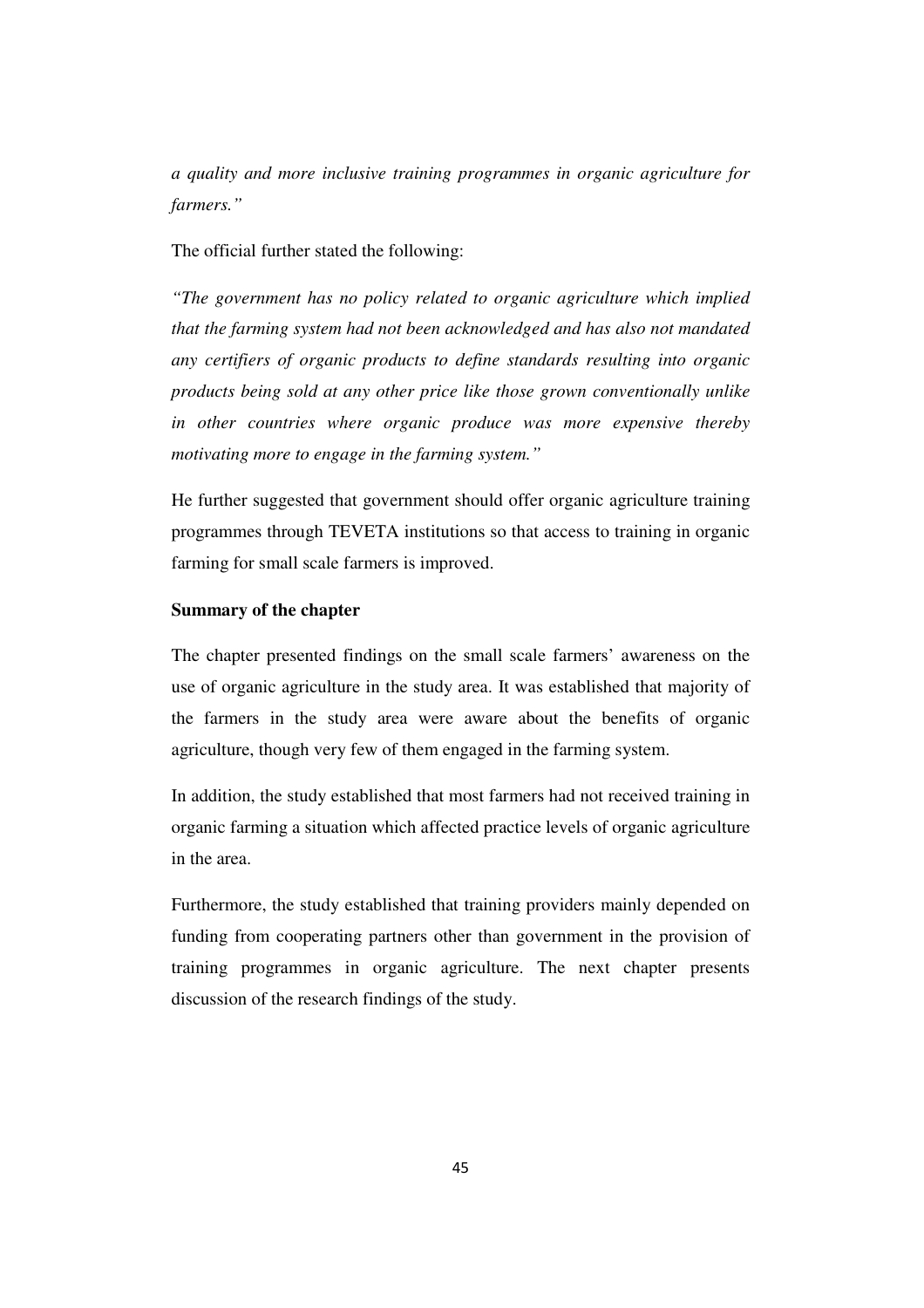*a quality and more inclusive training programmes in organic agriculture for farmers."*

The official further stated the following:

*"The government has no policy related to organic agriculture which implied that the farming system had not been acknowledged and has also not mandated any certifiers of organic products to define standards resulting into organic products being sold at any other price like those grown conventionally unlike in other countries where organic produce was more expensive thereby motivating more to engage in the farming system."*

He further suggested that government should offer organic agriculture training programmes through TEVETA institutions so that access to training in organic farming for small scale farmers is improved.

**Summary of the chapter**

The chapter presented findings on the small scale farmers' awareness on the use of organic agriculture in the study area. It was established that majority of the farmers in the study area were aware about the benefits of organic agriculture, though very few of them engaged in the farming system.

In addition, the study established that most farmers had not received training in organic farming a situation which affected practice levels of organic agriculture in the area.

Furthermore, the study established that training providers mainly depended on funding from cooperating partners other than government in the provision of training programmes in organic agriculture. The next chapter presents discussion of the research findings of the study.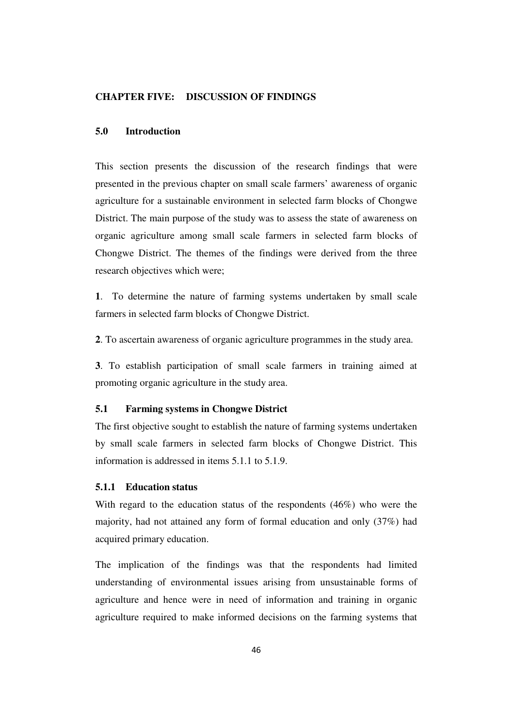## CHAPTER FIVE: DISCUSSION OF FINDINGS

### 5.0 Introduction

This section presents the discussion of the research findings that were presented in the previous chapter on small scale farmers' awareness of organic agriculture for a sustainable environment in selected farm blocks of Chongwe District. The main purpose of the study was to assess the state of awareness on organic agriculture among small scale farmers in selected farm blocks of Chongwe District. The themes of the findings were derived from the three research objectives which were;

**1**. To determine the nature of farming systems undertaken by small scale farmers in selected farm blocks of Chongwe District.

**2**. To ascertain awareness of organic agriculture programmes in the study area.

**3**. To establish participation of small scale farmers in training aimed at promoting organic agriculture in the study area.

### 5.1 Farming systems in Chongwe District

The first objective sought to establish the nature of farming systems undertaken by small scale farmers in selected farm blocks of Chongwe District. This information is addressed in items 5.1.1 to 5.1.9.

#### 5.1.1 Education status

With regard to the education status of the respondents (46%) who were the majority, had not attained any form of formal education and only (37%) had acquired primary education.

The implication of the findings was that the respondents had limited understanding of environmental issues arising from unsustainable forms of agriculture and hence were in need of information and training in organic agriculture required to make informed decisions on the farming systems that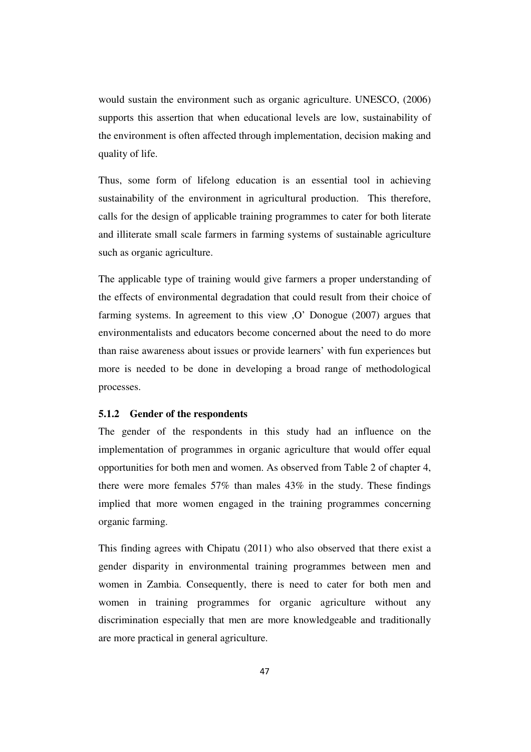would sustain the environment such as organic agriculture. UNESCO, (2006) supports this assertion that when educational levels are low, sustainability of the environment is often affected through implementation, decision making and quality of life.

Thus, some form of lifelong education is an essential tool in achieving sustainability of the environment in agricultural production. This therefore, calls for the design of applicable training programmes to cater for both literate and illiterate small scale farmers in farming systems of sustainable agriculture such as organic agriculture.

The applicable type of training would give farmers a proper understanding of the effects of environmental degradation that could result from their choice of farming systems. In agreement to this view ,O' Donogue (2007) argues that environmentalists and educators become concerned about the need to do more than raise awareness about issues or provide learners' with fun experiences but more is needed to be done in developing a broad range of methodological processes.

### 5.1.2 Gender of the respondents

The gender of the respondents in this study had an influence on the implementation of programmes in organic agriculture that would offer equal opportunities for both men and women. As observed from Table 2 of chapter 4, there were more females 57% than males 43% in the study. These findings implied that more women engaged in the training programmes concerning organic farming.

This finding agrees with Chipatu (2011) who also observed that there exist a gender disparity in environmental training programmes between men and women in Zambia. Consequently, there is need to cater for both men and women in training programmes for organic agriculture without any discrimination especially that men are more knowledgeable and traditionally are more practical in general agriculture.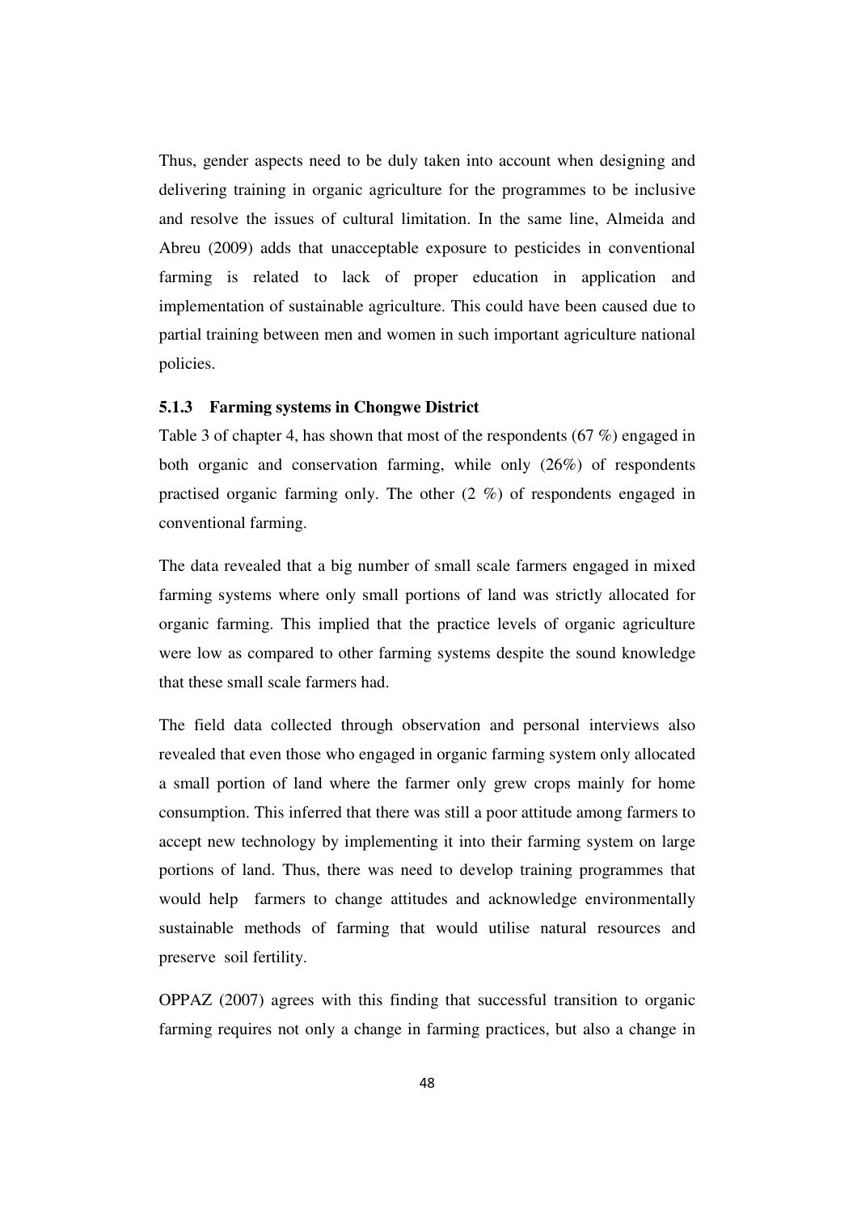Thus, gender aspects need to be duly taken into account when designing and delivering training in organic agriculture for the programmes to be inclusive and resolve the issues of cultural limitation. In the same line, Almeida and Abreu (2009) adds that unacceptable exposure to pesticides in conventional farming is related to lack of proper education in application and implementation of sustainable agriculture. This could have been caused due to partial training between men and women in such important agriculture national policies.

### 5.1.3 Farming systems in Chongwe District

Table 3 of chapter 4, has shown that most of the respondents (67 %) engaged in both organic and conservation farming, while only (26%) of respondents practised organic farming only. The other (2 %) of respondents engaged in conventional farming.

The data revealed that a big number of small scale farmers engaged in mixed farming systems where only small portions of land was strictly allocated for organic farming. This implied that the practice levels of organic agriculture were low as compared to other farming systems despite the sound knowledge that these small scale farmers had.

The field data collected through observation and personal interviews also revealed that even those who engaged in organic farming system only allocated a small portion of land where the farmer only grew crops mainly for home consumption. This inferred that there was still a poor attitude among farmers to accept new technology by implementing it into their farming system on large portions of land. Thus, there was need to develop training programmes that would help farmers to change attitudes and acknowledge environmentally sustainable methods of farming that would utilise natural resources and preserve soil fertility.

OPPAZ (2007) agrees with this finding that successful transition to organic farming requires not only a change in farming practices, but also a change in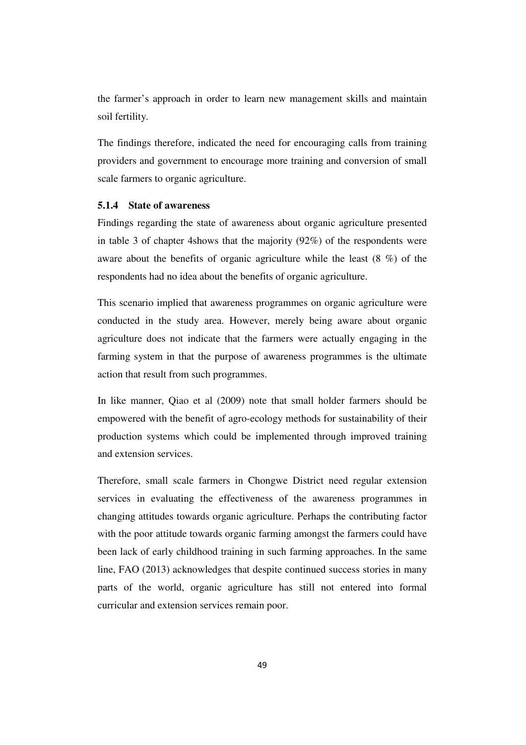the farmer's approach in order to learn new management skills and maintain soil fertility.

The findings therefore, indicated the need for encouraging calls from training providers and government to encourage more training and conversion of small scale farmers to organic agriculture.

### 5.1.4 State of awareness

Findings regarding the state of awareness about organic agriculture presented in table 3 of chapter 4shows that the majority (92%) of the respondents were aware about the benefits of organic agriculture while the least (8 %) of the respondents had no idea about the benefits of organic agriculture.

This scenario implied that awareness programmes on organic agriculture were conducted in the study area. However, merely being aware about organic agriculture does not indicate that the farmers were actually engaging in the farming system in that the purpose of awareness programmes is the ultimate action that result from such programmes.

In like manner, Qiao et al (2009) note that small holder farmers should be empowered with the benefit of agro-ecology methods for sustainability of their production systems which could be implemented through improved training and extension services.

Therefore, small scale farmers in Chongwe District need regular extension services in evaluating the effectiveness of the awareness programmes in changing attitudes towards organic agriculture. Perhaps the contributing factor with the poor attitude towards organic farming amongst the farmers could have been lack of early childhood training in such farming approaches. In the same line, FAO (2013) acknowledges that despite continued success stories in many parts of the world, organic agriculture has still not entered into formal curricular and extension services remain poor.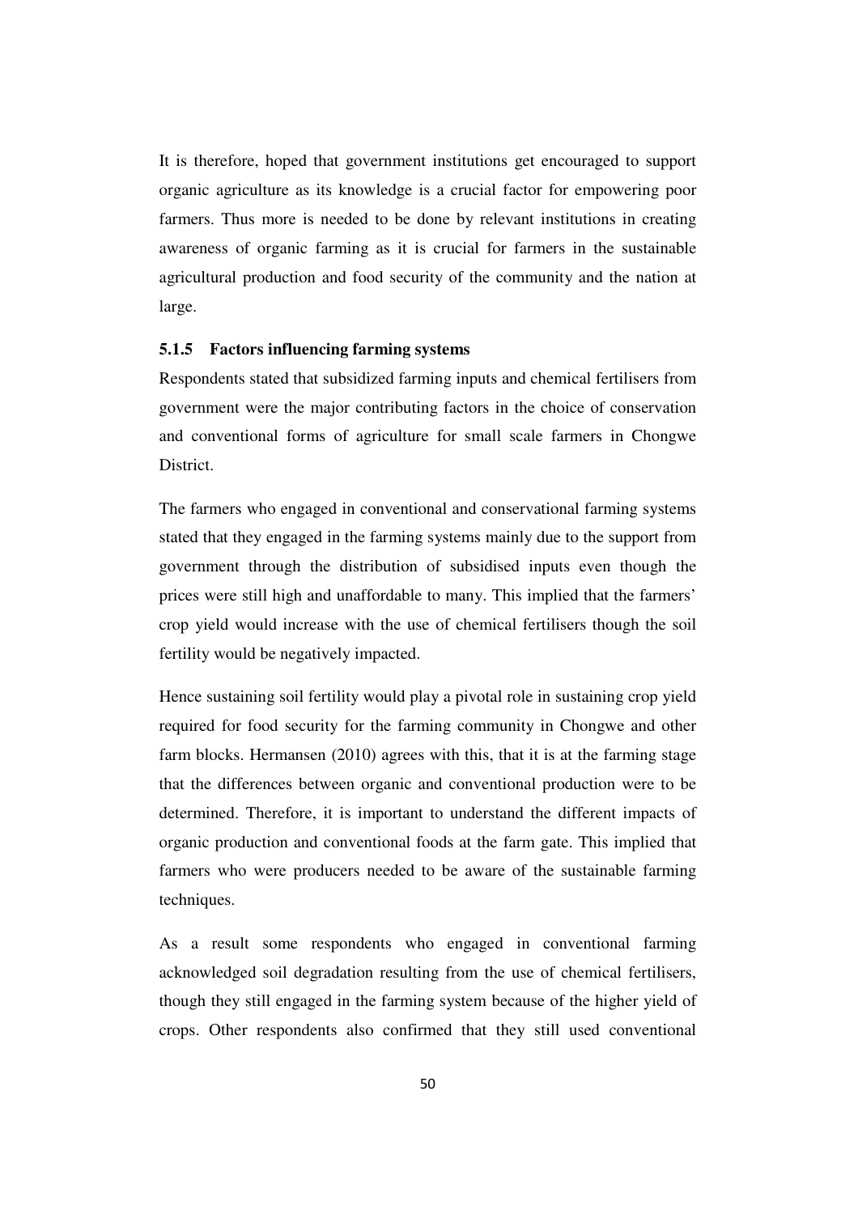It is therefore, hoped that government institutions get encouraged to support organic agriculture as its knowledge is a crucial factor for empowering poor farmers. Thus more is needed to be done by relevant institutions in creating awareness of organic farming as it is crucial for farmers in the sustainable agricultural production and food security of the community and the nation at large.

### 5.1.5 Factors influencing farming systems

Respondents stated that subsidized farming inputs and chemical fertilisers from government were the major contributing factors in the choice of conservation and conventional forms of agriculture for small scale farmers in Chongwe District.

The farmers who engaged in conventional and conservational farming systems stated that they engaged in the farming systems mainly due to the support from government through the distribution of subsidised inputs even though the prices were still high and unaffordable to many. This implied that the farmers' crop yield would increase with the use of chemical fertilisers though the soil fertility would be negatively impacted.

Hence sustaining soil fertility would play a pivotal role in sustaining crop yield required for food security for the farming community in Chongwe and other farm blocks. Hermansen (2010) agrees with this, that it is at the farming stage that the differences between organic and conventional production were to be determined. Therefore, it is important to understand the different impacts of organic production and conventional foods at the farm gate. This implied that farmers who were producers needed to be aware of the sustainable farming techniques.

As a result some respondents who engaged in conventional farming acknowledged soil degradation resulting from the use of chemical fertilisers, though they still engaged in the farming system because of the higher yield of crops. Other respondents also confirmed that they still used conventional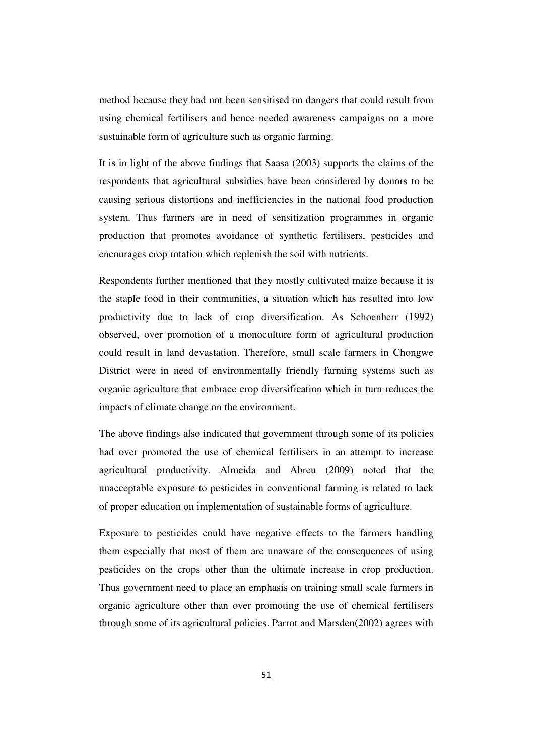method because they had not been sensitised on dangers that could result from using chemical fertilisers and hence needed awareness campaigns on a more sustainable form of agriculture such as organic farming.

It is in light of the above findings that Saasa (2003) supports the claims of the respondents that agricultural subsidies have been considered by donors to be causing serious distortions and inefficiencies in the national food production system. Thus farmers are in need of sensitization programmes in organic production that promotes avoidance of synthetic fertilisers, pesticides and encourages crop rotation which replenish the soil with nutrients.

Respondents further mentioned that they mostly cultivated maize because it is the staple food in their communities, a situation which has resulted into low productivity due to lack of crop diversification. As Schoenherr (1992) observed, over promotion of a monoculture form of agricultural production could result in land devastation. Therefore, small scale farmers in Chongwe District were in need of environmentally friendly farming systems such as organic agriculture that embrace crop diversification which in turn reduces the impacts of climate change on the environment.

The above findings also indicated that government through some of its policies had over promoted the use of chemical fertilisers in an attempt to increase agricultural productivity. Almeida and Abreu (2009) noted that the unacceptable exposure to pesticides in conventional farming is related to lack of proper education on implementation of sustainable forms of agriculture.

Exposure to pesticides could have negative effects to the farmers handling them especially that most of them are unaware of the consequences of using pesticides on the crops other than the ultimate increase in crop production. Thus government need to place an emphasis on training small scale farmers in organic agriculture other than over promoting the use of chemical fertilisers through some of its agricultural policies. Parrot and Marsden(2002) agrees with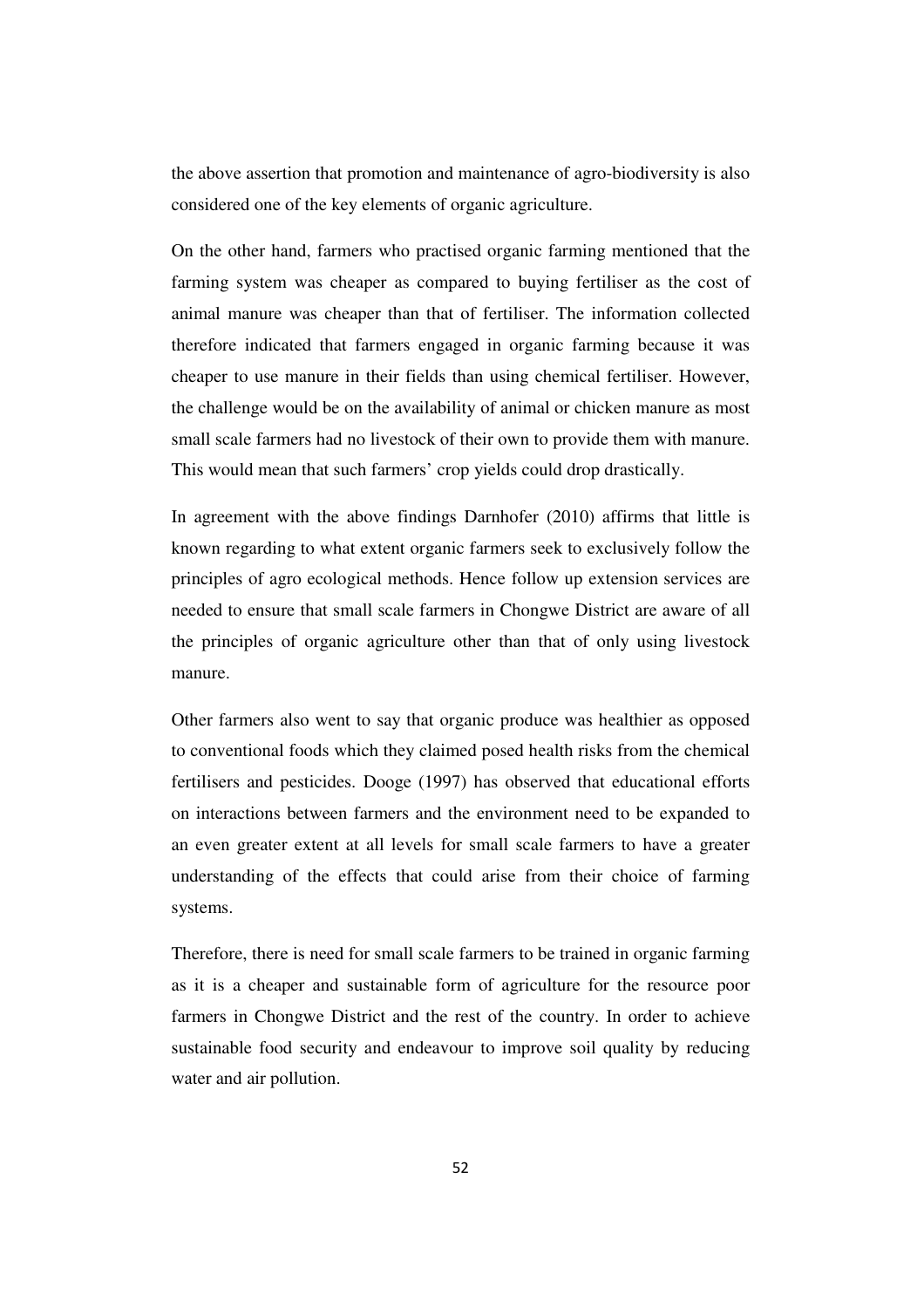the above assertion that promotion and maintenance of agro-biodiversity is also considered one of the key elements of organic agriculture.

On the other hand, farmers who practised organic farming mentioned that the farming system was cheaper as compared to buying fertiliser as the cost of animal manure was cheaper than that of fertiliser. The information collected therefore indicated that farmers engaged in organic farming because it was cheaper to use manure in their fields than using chemical fertiliser. However, the challenge would be on the availability of animal or chicken manure as most small scale farmers had no livestock of their own to provide them with manure. This would mean that such farmers' crop yields could drop drastically.

In agreement with the above findings Darnhofer (2010) affirms that little is known regarding to what extent organic farmers seek to exclusively follow the principles of agro ecological methods. Hence follow up extension services are needed to ensure that small scale farmers in Chongwe District are aware of all the principles of organic agriculture other than that of only using livestock manure.

Other farmers also went to say that organic produce was healthier as opposed to conventional foods which they claimed posed health risks from the chemical fertilisers and pesticides. Dooge (1997) has observed that educational efforts on interactions between farmers and the environment need to be expanded to an even greater extent at all levels for small scale farmers to have a greater understanding of the effects that could arise from their choice of farming systems.

Therefore, there is need for small scale farmers to be trained in organic farming as it is a cheaper and sustainable form of agriculture for the resource poor farmers in Chongwe District and the rest of the country. In order to achieve sustainable food security and endeavour to improve soil quality by reducing water and air pollution.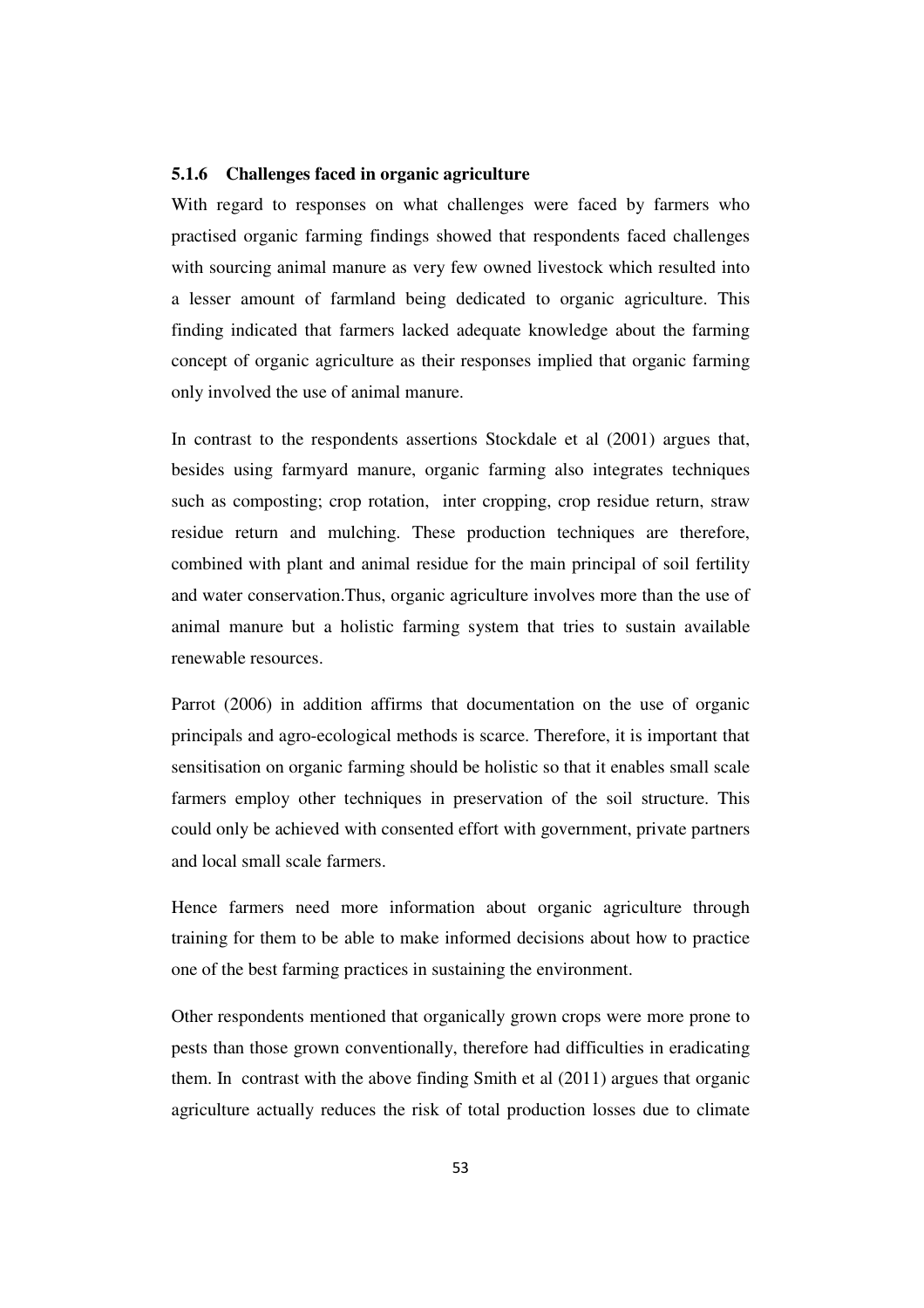### 5.1.6 Challenges faced in organic agriculture

With regard to responses on what challenges were faced by farmers who practised organic farming findings showed that respondents faced challenges with sourcing animal manure as very few owned livestock which resulted into a lesser amount of farmland being dedicated to organic agriculture. This finding indicated that farmers lacked adequate knowledge about the farming concept of organic agriculture as their responses implied that organic farming only involved the use of animal manure.

In contrast to the respondents assertions Stockdale et al (2001) argues that, besides using farmyard manure, organic farming also integrates techniques such as composting; crop rotation, inter cropping, crop residue return, straw residue return and mulching. These production techniques are therefore, combined with plant and animal residue for the main principal of soil fertility and water conservation.Thus, organic agriculture involves more than the use of animal manure but a holistic farming system that tries to sustain available renewable resources.

Parrot (2006) in addition affirms that documentation on the use of organic principals and agro-ecological methods is scarce. Therefore, it is important that sensitisation on organic farming should be holistic so that it enables small scale farmers employ other techniques in preservation of the soil structure. This could only be achieved with consented effort with government, private partners and local small scale farmers.

Hence farmers need more information about organic agriculture through training for them to be able to make informed decisions about how to practice one of the best farming practices in sustaining the environment.

Other respondents mentioned that organically grown crops were more prone to pests than those grown conventionally, therefore had difficulties in eradicating them. In contrast with the above finding Smith et al (2011) argues that organic agriculture actually reduces the risk of total production losses due to climate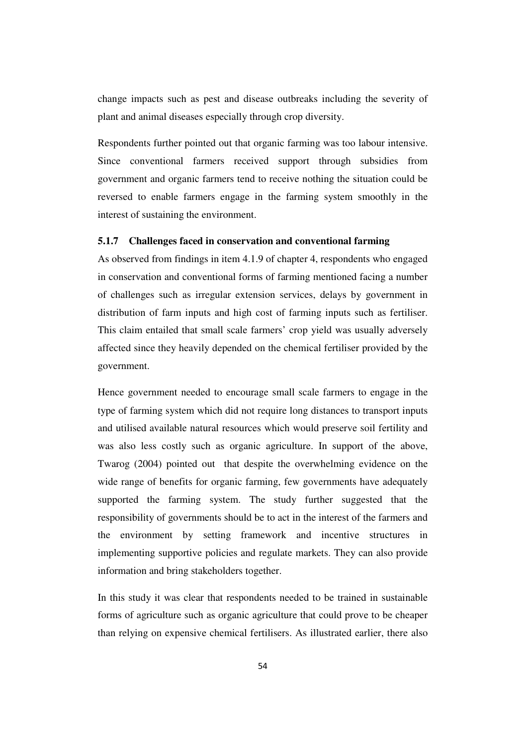change impacts such as pest and disease outbreaks including the severity of plant and animal diseases especially through crop diversity.

Respondents further pointed out that organic farming was too labour intensive. Since conventional farmers received support through subsidies from government and organic farmers tend to receive nothing the situation could be reversed to enable farmers engage in the farming system smoothly in the interest of sustaining the environment.

### 5.1.7 Challenges faced in conservation and conventional farming

As observed from findings in item 4.1.9 of chapter 4, respondents who engaged in conservation and conventional forms of farming mentioned facing a number of challenges such as irregular extension services, delays by government in distribution of farm inputs and high cost of farming inputs such as fertiliser. This claim entailed that small scale farmers' crop yield was usually adversely affected since they heavily depended on the chemical fertiliser provided by the government.

Hence government needed to encourage small scale farmers to engage in the type of farming system which did not require long distances to transport inputs and utilised available natural resources which would preserve soil fertility and was also less costly such as organic agriculture. In support of the above, Twarog (2004) pointed out that despite the overwhelming evidence on the wide range of benefits for organic farming, few governments have adequately supported the farming system. The study further suggested that the responsibility of governments should be to act in the interest of the farmers and the environment by setting framework and incentive structures in implementing supportive policies and regulate markets. They can also provide information and bring stakeholders together.

In this study it was clear that respondents needed to be trained in sustainable forms of agriculture such as organic agriculture that could prove to be cheaper than relying on expensive chemical fertilisers. As illustrated earlier, there also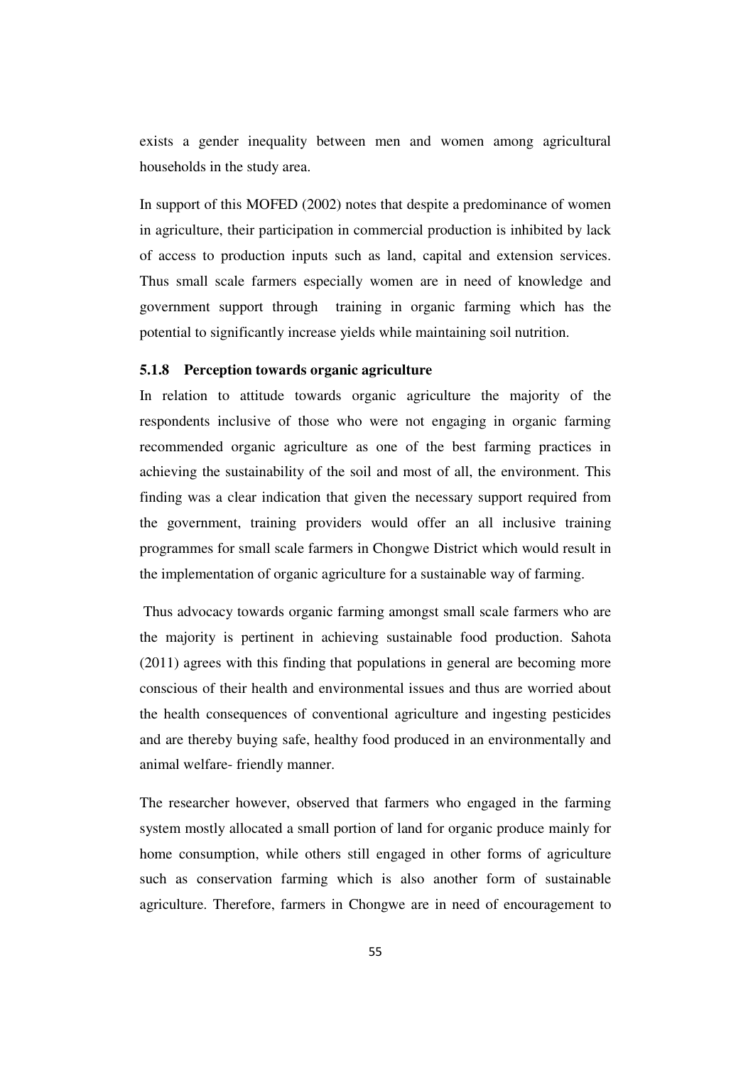exists a gender inequality between men and women among agricultural households in the study area.

In support of this MOFED (2002) notes that despite a predominance of women in agriculture, their participation in commercial production is inhibited by lack of access to production inputs such as land, capital and extension services. Thus small scale farmers especially women are in need of knowledge and government support through training in organic farming which has the potential to significantly increase yields while maintaining soil nutrition.

### 5.1.8 Perception towards organic agriculture

In relation to attitude towards organic agriculture the majority of the respondents inclusive of those who were not engaging in organic farming recommended organic agriculture as one of the best farming practices in achieving the sustainability of the soil and most of all, the environment. This finding was a clear indication that given the necessary support required from the government, training providers would offer an all inclusive training programmes for small scale farmers in Chongwe District which would result in the implementation of organic agriculture for a sustainable way of farming.

Thus advocacy towards organic farming amongst small scale farmers who are the majority is pertinent in achieving sustainable food production. Sahota (2011) agrees with this finding that populations in general are becoming more conscious of their health and environmental issues and thus are worried about the health consequences of conventional agriculture and ingesting pesticides and are thereby buying safe, healthy food produced in an environmentally and animal welfare- friendly manner.

The researcher however, observed that farmers who engaged in the farming system mostly allocated a small portion of land for organic produce mainly for home consumption, while others still engaged in other forms of agriculture such as conservation farming which is also another form of sustainable agriculture. Therefore, farmers in Chongwe are in need of encouragement to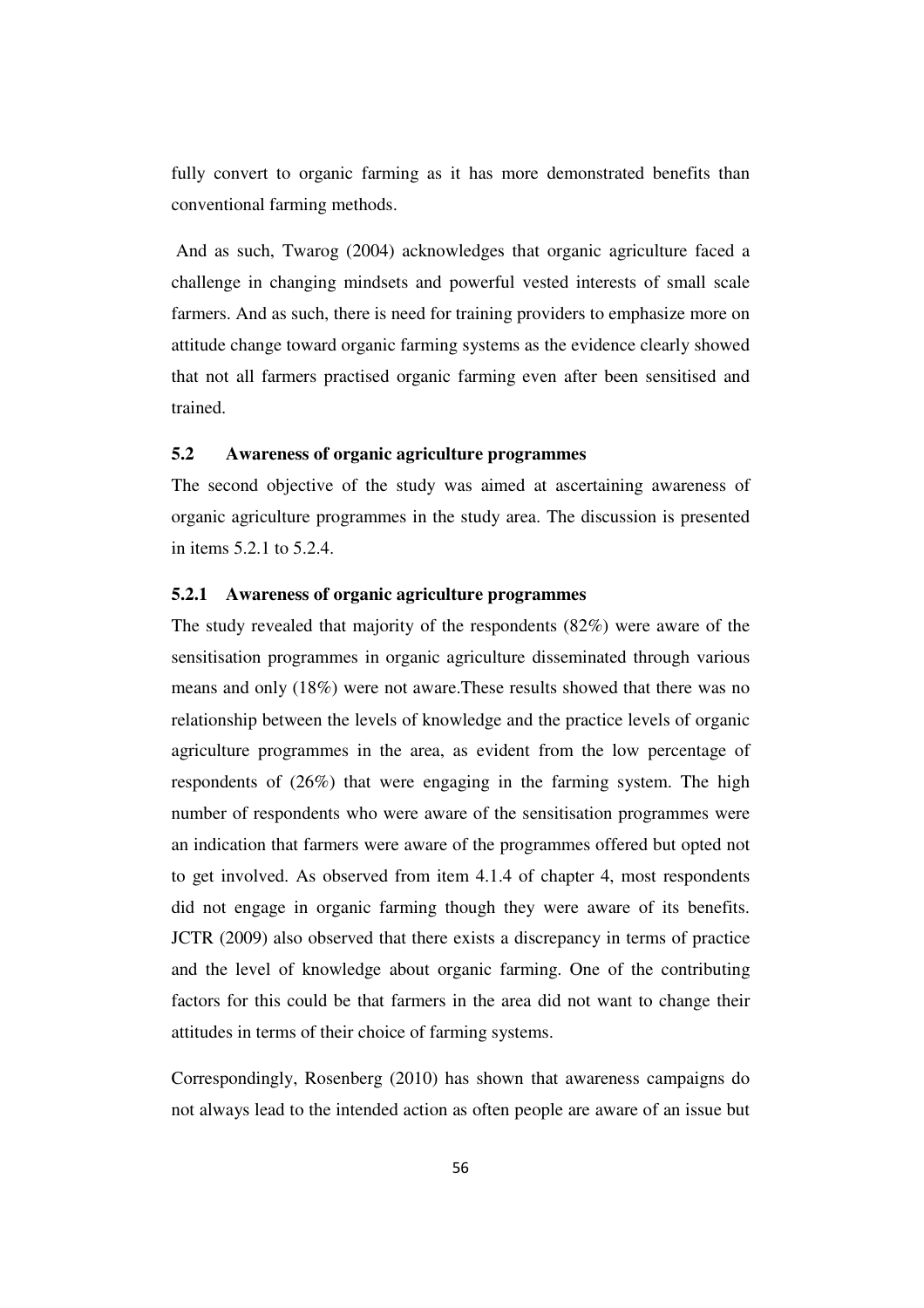fully convert to organic farming as it has more demonstrated benefits than conventional farming methods.

And as such, Twarog (2004) acknowledges that organic agriculture faced a challenge in changing mindsets and powerful vested interests of small scale farmers. And as such, there is need for training providers to emphasize more on attitude change toward organic farming systems as the evidence clearly showed that not all farmers practised organic farming even after been sensitised and trained.

## 5.2 Awareness of organic agriculture programmes

The second objective of the study was aimed at ascertaining awareness of organic agriculture programmes in the study area. The discussion is presented in items 5.2.1 to 5.2.4.

### 5.2.1 Awareness of organic agriculture programmes

The study revealed that majority of the respondents (82%) were aware of the sensitisation programmes in organic agriculture disseminated through various means and only (18%) were not aware.These results showed that there was no relationship between the levels of knowledge and the practice levels of organic agriculture programmes in the area, as evident from the low percentage of respondents of (26%) that were engaging in the farming system. The high number of respondents who were aware of the sensitisation programmes were an indication that farmers were aware of the programmes offered but opted not to get involved. As observed from item 4.1.4 of chapter 4, most respondents did not engage in organic farming though they were aware of its benefits. JCTR (2009) also observed that there exists a discrepancy in terms of practice and the level of knowledge about organic farming. One of the contributing factors for this could be that farmers in the area did not want to change their attitudes in terms of their choice of farming systems.

Correspondingly, Rosenberg (2010) has shown that awareness campaigns do not always lead to the intended action as often people are aware of an issue but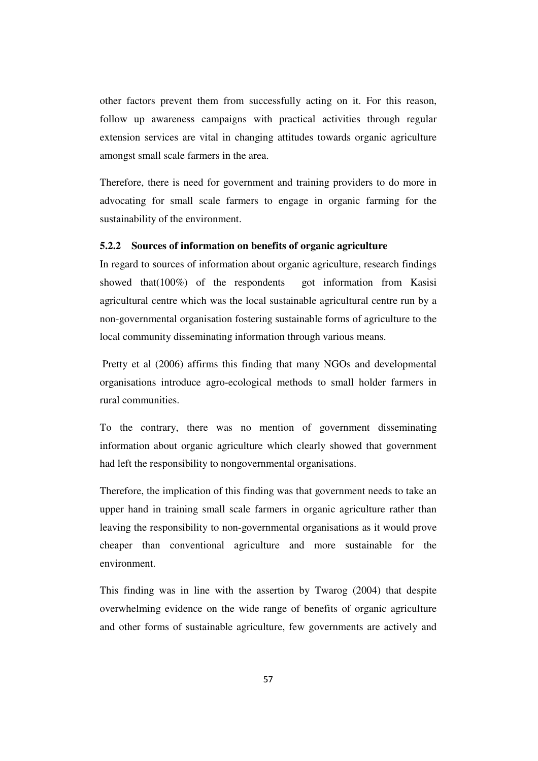other factors prevent them from successfully acting on it. For this reason, follow up awareness campaigns with practical activities through regular extension services are vital in changing attitudes towards organic agriculture amongst small scale farmers in the area.

Therefore, there is need for government and training providers to do more in advocating for small scale farmers to engage in organic farming for the sustainability of the environment.

### 5.2.2 Sources of information on benefits of organic agriculture

In regard to sources of information about organic agriculture, research findings showed that(100%) of the respondents got information from Kasisi agricultural centre which was the local sustainable agricultural centre run by a non-governmental organisation fostering sustainable forms of agriculture to the local community disseminating information through various means.

Pretty et al (2006) affirms this finding that many NGOs and developmental organisations introduce agro-ecological methods to small holder farmers in rural communities.

To the contrary, there was no mention of government disseminating information about organic agriculture which clearly showed that government had left the responsibility to nongovernmental organisations.

Therefore, the implication of this finding was that government needs to take an upper hand in training small scale farmers in organic agriculture rather than leaving the responsibility to non-governmental organisations as it would prove cheaper than conventional agriculture and more sustainable for the environment.

This finding was in line with the assertion by Twarog (2004) that despite overwhelming evidence on the wide range of benefits of organic agriculture and other forms of sustainable agriculture, few governments are actively and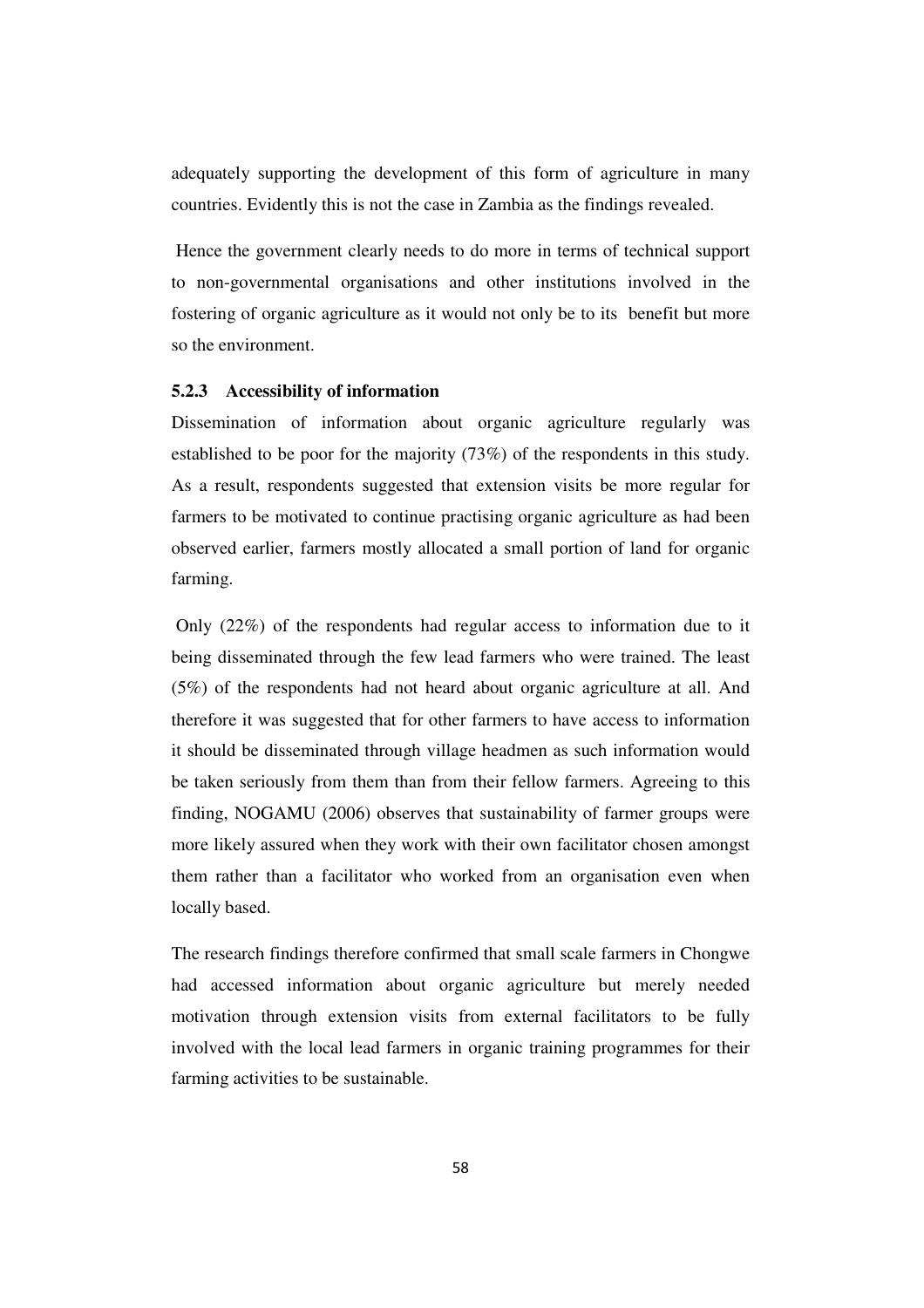adequately supporting the development of this form of agriculture in many countries. Evidently this is not the case in Zambia as the findings revealed.

Hence the government clearly needs to do more in terms of technical support to non-governmental organisations and other institutions involved in the fostering of organic agriculture as it would not only be to its benefit but more so the environment.

### 5.2.3 Accessibility of information

Dissemination of information about organic agriculture regularly was established to be poor for the majority (73%) of the respondents in this study. As a result, respondents suggested that extension visits be more regular for farmers to be motivated to continue practising organic agriculture as had been observed earlier, farmers mostly allocated a small portion of land for organic farming.

Only (22%) of the respondents had regular access to information due to it being disseminated through the few lead farmers who were trained. The least (5%) of the respondents had not heard about organic agriculture at all. And therefore it was suggested that for other farmers to have access to information it should be disseminated through village headmen as such information would be taken seriously from them than from their fellow farmers. Agreeing to this finding, NOGAMU (2006) observes that sustainability of farmer groups were more likely assured when they work with their own facilitator chosen amongst them rather than a facilitator who worked from an organisation even when locally based.

The research findings therefore confirmed that small scale farmers in Chongwe had accessed information about organic agriculture but merely needed motivation through extension visits from external facilitators to be fully involved with the local lead farmers in organic training programmes for their farming activities to be sustainable.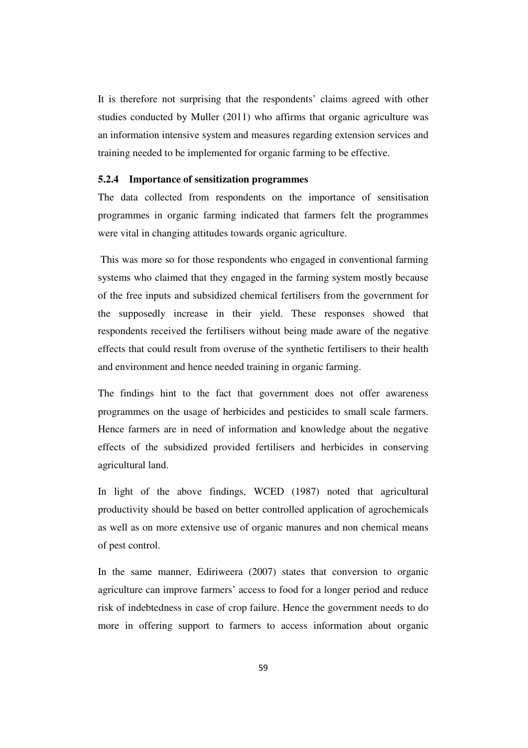It is therefore not surprising that the respondents' claims agreed with other studies conducted by Muller (2011) who affirms that organic agriculture was an information intensive system and measures regarding extension services and training needed to be implemented for organic farming to be effective.

### 5.2.4 Importance of sensitization programmes

The data collected from respondents on the importance of sensitisation programmes in organic farming indicated that farmers felt the programmes were vital in changing attitudes towards organic agriculture.

This was more so for those respondents who engaged in conventional farming systems who claimed that they engaged in the farming system mostly because of the free inputs and subsidized chemical fertilisers from the government for the supposedly increase in their yield. These responses showed that respondents received the fertilisers without being made aware of the negative effects that could result from overuse of the synthetic fertilisers to their health and environment and hence needed training in organic farming.

The findings hint to the fact that government does not offer awareness programmes on the usage of herbicides and pesticides to small scale farmers. Hence farmers are in need of information and knowledge about the negative effects of the subsidized provided fertilisers and herbicides in conserving agricultural land.

In light of the above findings, WCED (1987) noted that agricultural productivity should be based on better controlled application of agrochemicals as well as on more extensive use of organic manures and non chemical means of pest control.

In the same manner, Ediriweera (2007) states that conversion to organic agriculture can improve farmers' access to food for a longer period and reduce risk of indebtedness in case of crop failure. Hence the government needs to do more in offering support to farmers to access information about organic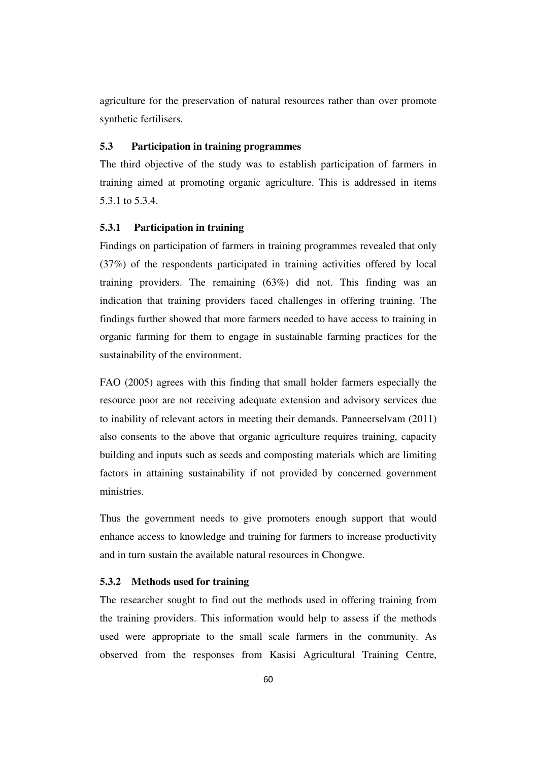agriculture for the preservation of natural resources rather than over promote synthetic fertilisers.

## 5.3 Participation in training programmes

The third objective of the study was to establish participation of farmers in training aimed at promoting organic agriculture. This is addressed in items 5.3.1 to 5.3.4.

### 5.3.1 Participation in training

Findings on participation of farmers in training programmes revealed that only (37%) of the respondents participated in training activities offered by local training providers. The remaining (63%) did not. This finding was an indication that training providers faced challenges in offering training. The findings further showed that more farmers needed to have access to training in organic farming for them to engage in sustainable farming practices for the sustainability of the environment.

FAO (2005) agrees with this finding that small holder farmers especially the resource poor are not receiving adequate extension and advisory services due to inability of relevant actors in meeting their demands. Panneerselvam (2011) also consents to the above that organic agriculture requires training, capacity building and inputs such as seeds and composting materials which are limiting factors in attaining sustainability if not provided by concerned government ministries.

Thus the government needs to give promoters enough support that would enhance access to knowledge and training for farmers to increase productivity and in turn sustain the available natural resources in Chongwe.

### 5.3.2 Methods used for training

The researcher sought to find out the methods used in offering training from the training providers. This information would help to assess if the methods used were appropriate to the small scale farmers in the community. As observed from the responses from Kasisi Agricultural Training Centre,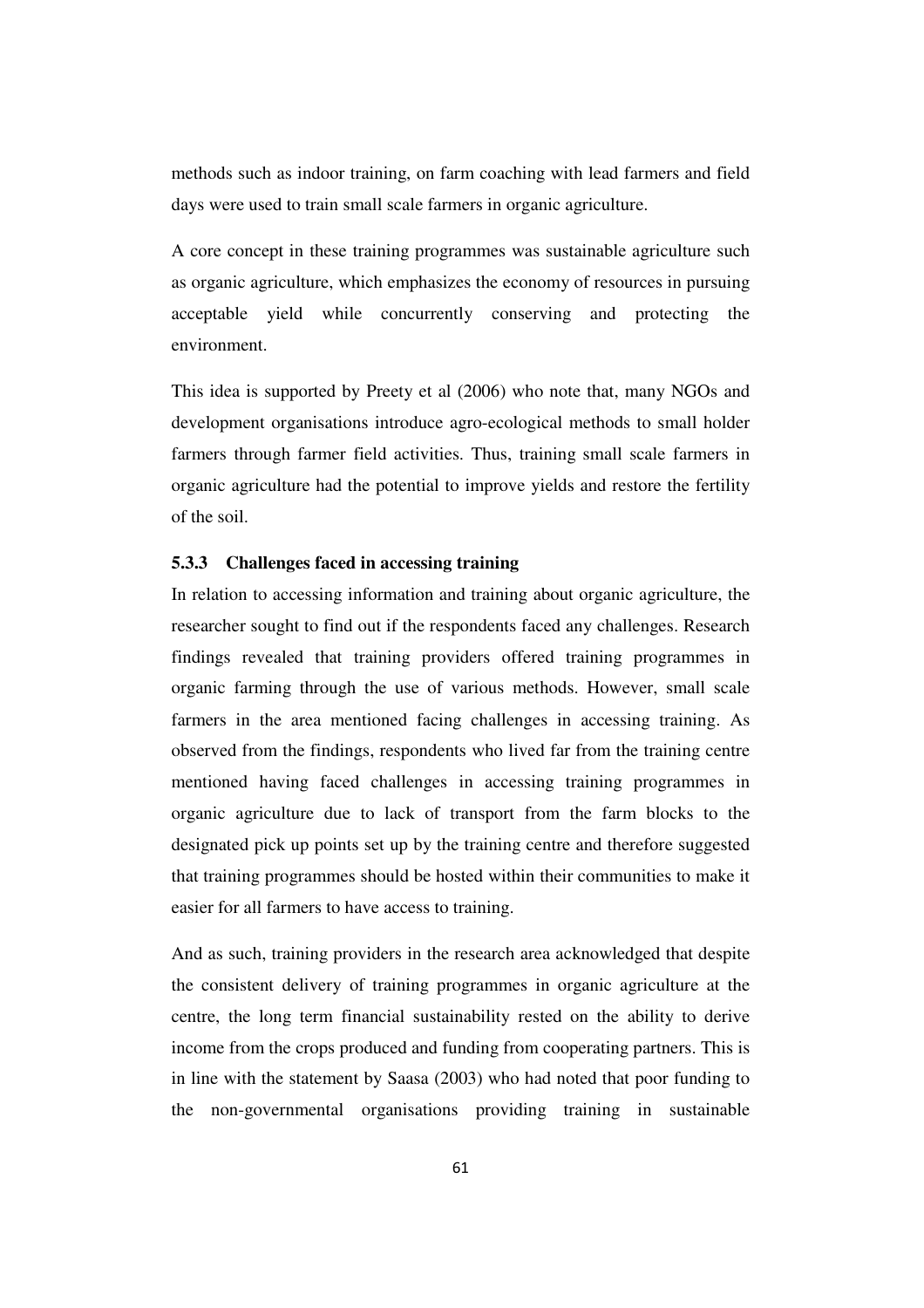methods such as indoor training, on farm coaching with lead farmers and field days were used to train small scale farmers in organic agriculture.

A core concept in these training programmes was sustainable agriculture such as organic agriculture, which emphasizes the economy of resources in pursuing acceptable yield while concurrently conserving and protecting the environment.

This idea is supported by Preety et al (2006) who note that, many NGOs and development organisations introduce agro-ecological methods to small holder farmers through farmer field activities. Thus, training small scale farmers in organic agriculture had the potential to improve yields and restore the fertility of the soil.

### 5.3.3 Challenges faced in accessing training

In relation to accessing information and training about organic agriculture, the researcher sought to find out if the respondents faced any challenges. Research findings revealed that training providers offered training programmes in organic farming through the use of various methods. However, small scale farmers in the area mentioned facing challenges in accessing training. As observed from the findings, respondents who lived far from the training centre mentioned having faced challenges in accessing training programmes in organic agriculture due to lack of transport from the farm blocks to the designated pick up points set up by the training centre and therefore suggested that training programmes should be hosted within their communities to make it easier for all farmers to have access to training.

And as such, training providers in the research area acknowledged that despite the consistent delivery of training programmes in organic agriculture at the centre, the long term financial sustainability rested on the ability to derive income from the crops produced and funding from cooperating partners. This is in line with the statement by Saasa (2003) who had noted that poor funding to the non-governmental organisations providing training in sustainable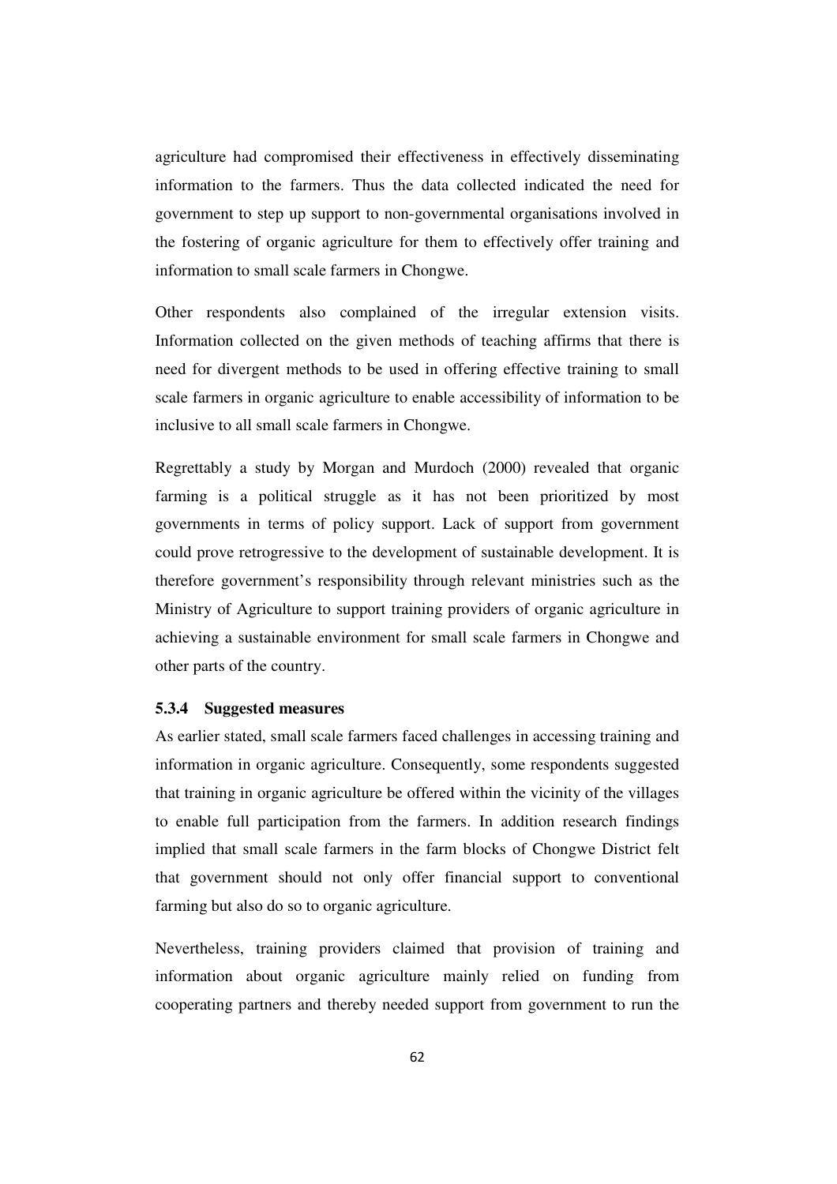agriculture had compromised their effectiveness in effectively disseminating information to the farmers. Thus the data collected indicated the need for government to step up support to non-governmental organisations involved in the fostering of organic agriculture for them to effectively offer training and information to small scale farmers in Chongwe.

Other respondents also complained of the irregular extension visits. Information collected on the given methods of teaching affirms that there is need for divergent methods to be used in offering effective training to small scale farmers in organic agriculture to enable accessibility of information to be inclusive to all small scale farmers in Chongwe.

Regrettably a study by Morgan and Murdoch (2000) revealed that organic farming is a political struggle as it has not been prioritized by most governments in terms of policy support. Lack of support from government could prove retrogressive to the development of sustainable development. It is therefore government's responsibility through relevant ministries such as the Ministry of Agriculture to support training providers of organic agriculture in achieving a sustainable environment for small scale farmers in Chongwe and other parts of the country.

### 5.3.4 Suggested measures

As earlier stated, small scale farmers faced challenges in accessing training and information in organic agriculture. Consequently, some respondents suggested that training in organic agriculture be offered within the vicinity of the villages to enable full participation from the farmers. In addition research findings implied that small scale farmers in the farm blocks of Chongwe District felt that government should not only offer financial support to conventional farming but also do so to organic agriculture.

Nevertheless, training providers claimed that provision of training and information about organic agriculture mainly relied on funding from cooperating partners and thereby needed support from government to run the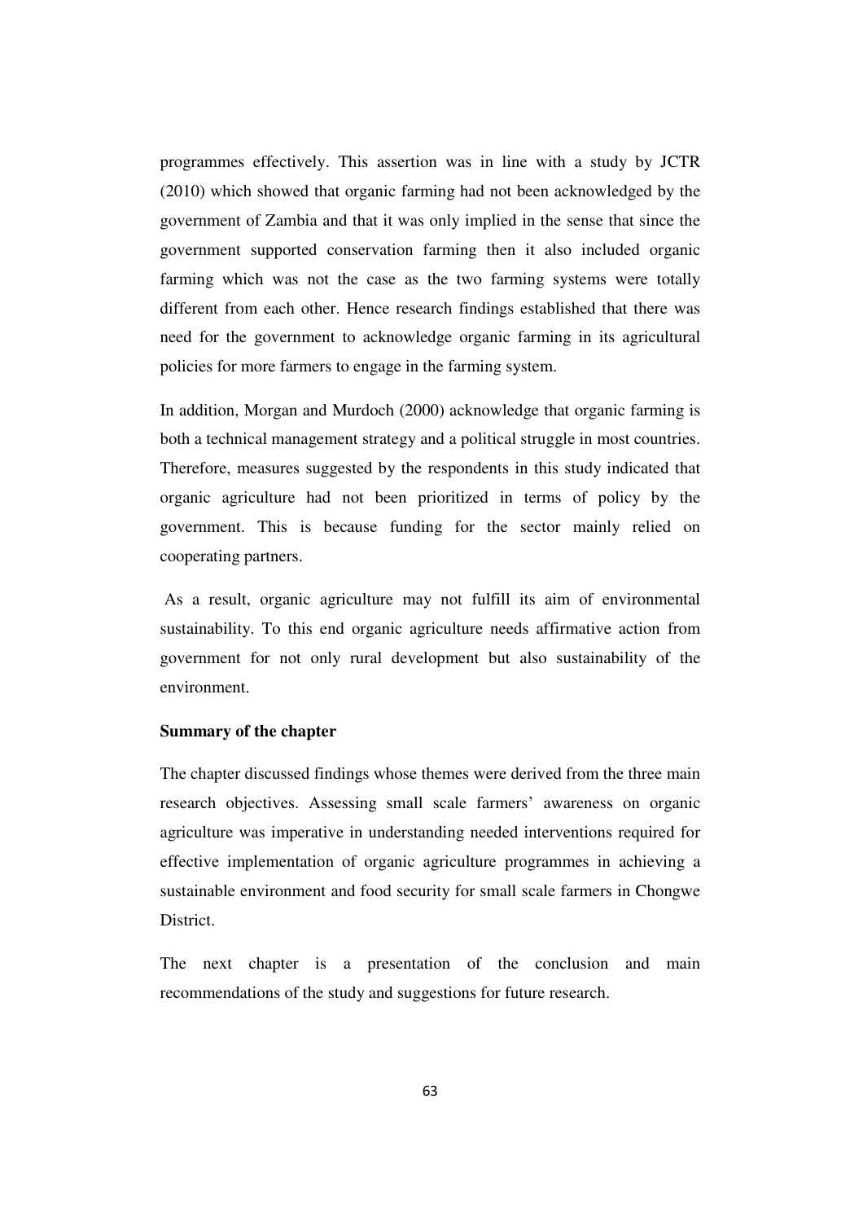programmes effectively. This assertion was in line with a study by JCTR (2010) which showed that organic farming had not been acknowledged by the government of Zambia and that it was only implied in the sense that since the government supported conservation farming then it also included organic farming which was not the case as the two farming systems were totally different from each other. Hence research findings established that there was need for the government to acknowledge organic farming in its agricultural policies for more farmers to engage in the farming system.

In addition, Morgan and Murdoch (2000) acknowledge that organic farming is both a technical management strategy and a political struggle in most countries. Therefore, measures suggested by the respondents in this study indicated that organic agriculture had not been prioritized in terms of policy by the government. This is because funding for the sector mainly relied on cooperating partners.

As a result, organic agriculture may not fulfill its aim of environmental sustainability. To this end organic agriculture needs affirmative action from government for not only rural development but also sustainability of the environment.

**Summary of the chapter**

The chapter discussed findings whose themes were derived from the three main research objectives. Assessing small scale farmers' awareness on organic agriculture was imperative in understanding needed interventions required for effective implementation of organic agriculture programmes in achieving a sustainable environment and food security for small scale farmers in Chongwe District.

The next chapter is a presentation of the conclusion and main recommendations of the study and suggestions for future research.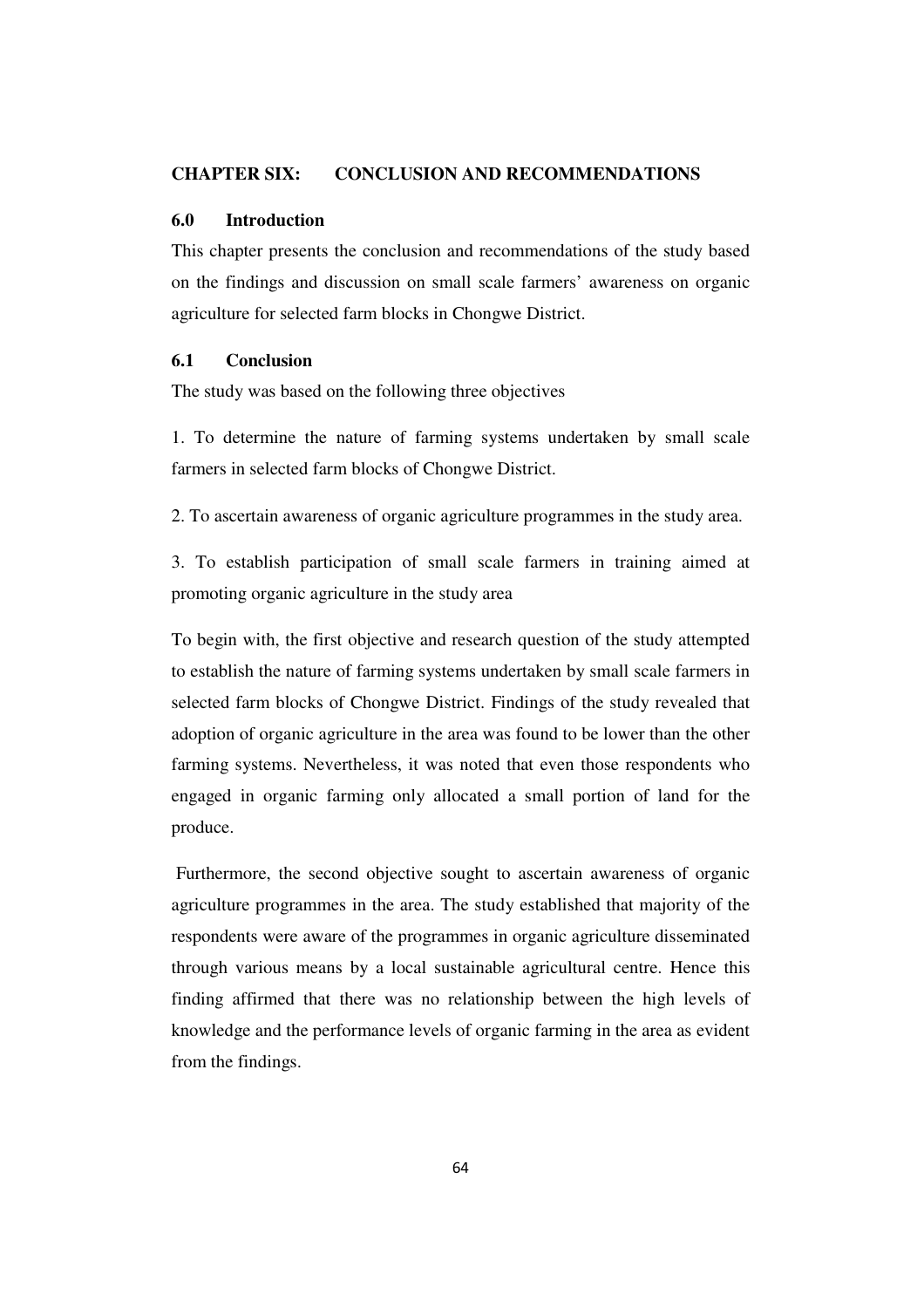## CHAPTER SIX: CONCLUSION AND RECOMMENDATIONS

### 6.0 Introduction

This chapter presents the conclusion and recommendations of the study based on the findings and discussion on small scale farmers' awareness on organic agriculture for selected farm blocks in Chongwe District.

### 6.1 Conclusion

The study was based on the following three objectives

1. To determine the nature of farming systems undertaken by small scale farmers in selected farm blocks of Chongwe District.

2. To ascertain awareness of organic agriculture programmes in the study area.

3. To establish participation of small scale farmers in training aimed at promoting organic agriculture in the study area

To begin with, the first objective and research question of the study attempted to establish the nature of farming systems undertaken by small scale farmers in selected farm blocks of Chongwe District. Findings of the study revealed that adoption of organic agriculture in the area was found to be lower than the other farming systems. Nevertheless, it was noted that even those respondents who engaged in organic farming only allocated a small portion of land for the produce.

Furthermore, the second objective sought to ascertain awareness of organic agriculture programmes in the area. The study established that majority of the respondents were aware of the programmes in organic agriculture disseminated through various means by a local sustainable agricultural centre. Hence this finding affirmed that there was no relationship between the high levels of knowledge and the performance levels of organic farming in the area as evident from the findings.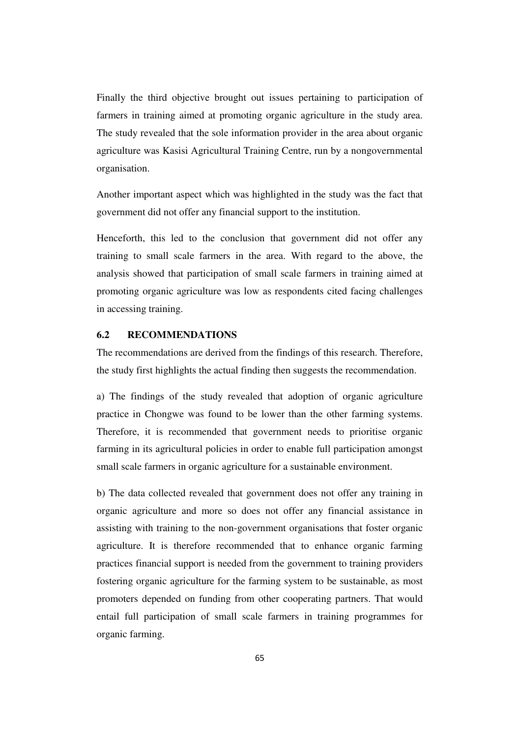Finally the third objective brought out issues pertaining to participation of farmers in training aimed at promoting organic agriculture in the study area. The study revealed that the sole information provider in the area about organic agriculture was Kasisi Agricultural Training Centre, run by a nongovernmental organisation.

Another important aspect which was highlighted in the study was the fact that government did not offer any financial support to the institution.

Henceforth, this led to the conclusion that government did not offer any training to small scale farmers in the area. With regard to the above, the analysis showed that participation of small scale farmers in training aimed at promoting organic agriculture was low as respondents cited facing challenges in accessing training.

## 6.2 RECOMMENDATIONS

The recommendations are derived from the findings of this research. Therefore, the study first highlights the actual finding then suggests the recommendation.

a) The findings of the study revealed that adoption of organic agriculture practice in Chongwe was found to be lower than the other farming systems. Therefore, it is recommended that government needs to prioritise organic farming in its agricultural policies in order to enable full participation amongst small scale farmers in organic agriculture for a sustainable environment.

b) The data collected revealed that government does not offer any training in organic agriculture and more so does not offer any financial assistance in assisting with training to the non-government organisations that foster organic agriculture. It is therefore recommended that to enhance organic farming practices financial support is needed from the government to training providers fostering organic agriculture for the farming system to be sustainable, as most promoters depended on funding from other cooperating partners. That would entail full participation of small scale farmers in training programmes for organic farming.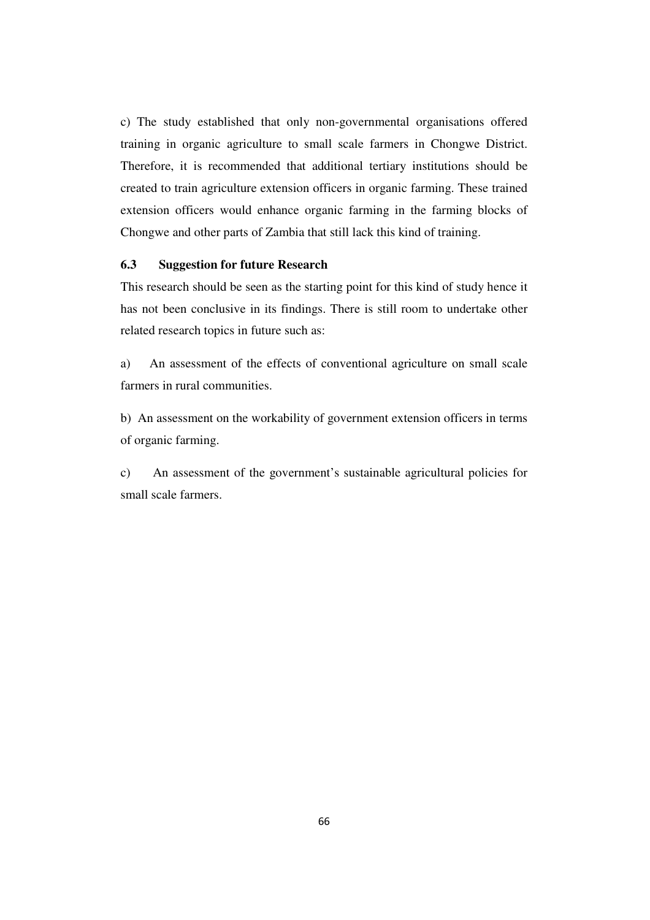c) The study established that only non-governmental organisations offered training in organic agriculture to small scale farmers in Chongwe District. Therefore, it is recommended that additional tertiary institutions should be created to train agriculture extension officers in organic farming. These trained extension officers would enhance organic farming in the farming blocks of Chongwe and other parts of Zambia that still lack this kind of training.

### 6.3 Suggestion for future Research

This research should be seen as the starting point for this kind of study hence it has not been conclusive in its findings. There is still room to undertake other related research topics in future such as:

a) An assessment of the effects of conventional agriculture on small scale farmers in rural communities.

b) An assessment on the workability of government extension officers in terms of organic farming.

c) An assessment of the government's sustainable agricultural policies for small scale farmers.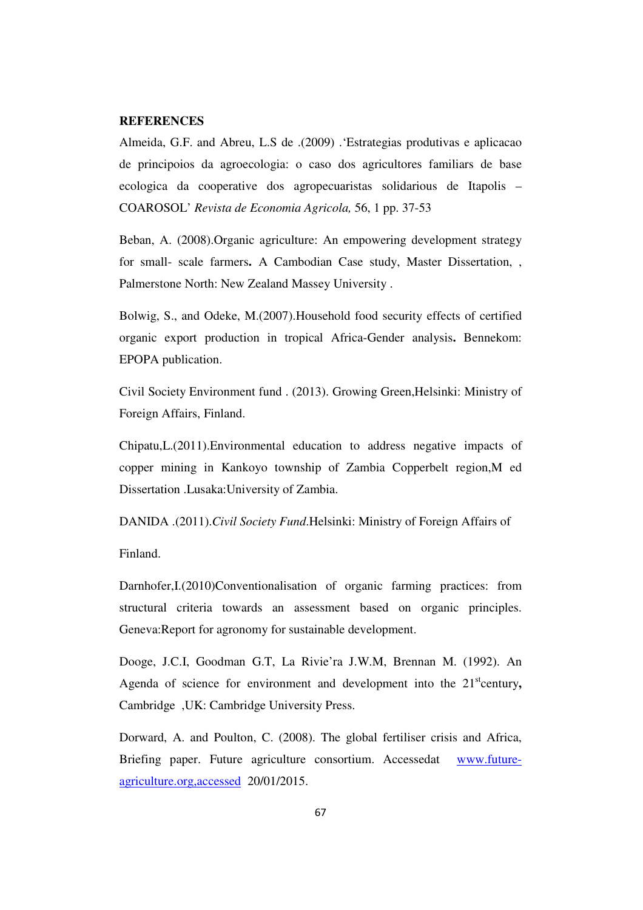**REFERENCES**

Almeida, G.F. and Abreu, L.S de .(2009) .'Estrategias produtivas e aplicacao de principoios da agroecologia: o caso dos agricultores familiars de base ecologica da cooperative dos agropecuaristas solidarious de Itapolis – COAROSOL' *Revista de Economia Agricola,* 56, 1 pp. 37-53

Beban, A. (2008).Organic agriculture: An empowering development strategy for small- scale farmers**.** A Cambodian Case study, Master Dissertation, , Palmerstone North: New Zealand Massey University .

Bolwig, S., and Odeke, M.(2007).Household food security effects of certified organic export production in tropical Africa-Gender analysis**.** Bennekom: EPOPA publication.

Civil Society Environment fund . (2013). Growing Green,Helsinki: Ministry of Foreign Affairs, Finland.

Chipatu,L.(2011).Environmental education to address negative impacts of copper mining in Kankoyo township of Zambia Copperbelt region,M ed Dissertation .Lusaka:University of Zambia.

DANIDA .(2011).*Civil Society Fund*.Helsinki: Ministry of Foreign Affairs of

Finland.

Darnhofer,I.(2010)Conventionalisation of organic farming practices: from structural criteria towards an assessment based on organic principles. Geneva:Report for agronomy for sustainable development.

Dooge, J.C.I, Goodman G.T, La Rivie'ra J.W.M, Brennan M. (1992). An Agenda of science for environment and development into the 21st century**,** Cambridge ,UK: Cambridge University Press.

Dorward, A. and Poulton, C. (2008). The global fertiliser crisis and Africa, Briefing paper. Future agriculture consortium. Accessedat [www.future-agriculture.org,accessed](www.future-agriculture.org) 20/01/2015.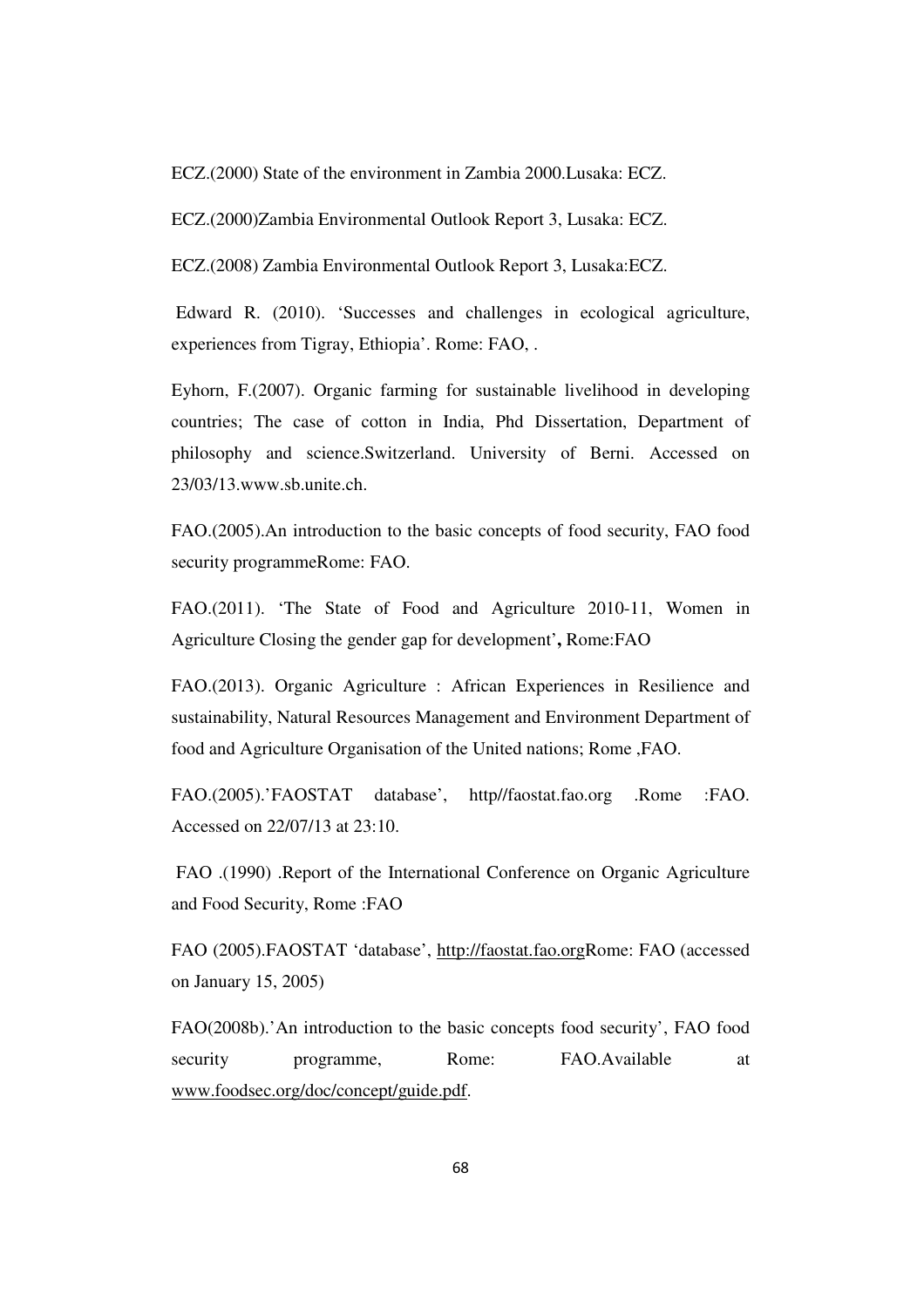ECZ.(2000) State of the environment in Zambia 2000.Lusaka: ECZ.

ECZ.(2000)Zambia Environmental Outlook Report 3, Lusaka: ECZ.

ECZ.(2008) Zambia Environmental Outlook Report 3, Lusaka:ECZ.

Edward R. (2010). 'Successes and challenges in ecological agriculture, experiences from Tigray, Ethiopia'. Rome: FAO, .

Eyhorn, F.(2007). Organic farming for sustainable livelihood in developing countries; The case of cotton in India, Phd Dissertation, Department of philosophy and science.Switzerland. University of Berni. Accessed on 23/03/13.www.sb.unite.ch.

FAO.(2005).An introduction to the basic concepts of food security, FAO food security programmeRome: FAO.

FAO.(2011). 'The State of Food and Agriculture 2010-11, Women in Agriculture Closing the gender gap for development'**,** Rome:FAO

FAO.(2013). Organic Agriculture : African Experiences in Resilience and sustainability, Natural Resources Management and Environment Department of food and Agriculture Organisation of the United nations; Rome ,FAO.

FAO.(2005).'FAOSTAT database', http//faostat.fao.org .Rome :FAO. Accessed on 22/07/13 at 23:10.

FAO .(1990) .Report of the International Conference on Organic Agriculture and Food Security, Rome :FAO

FAO (2005).FAOSTAT 'database', http://faostat.fao.orgRome: FAO (accessed on January 15, 2005)

FAO(2008b).'An introduction to the basic concepts food security', FAO food security programme, Rome: FAO.Available at www.foodsec.org/doc/concept/guide.pdf.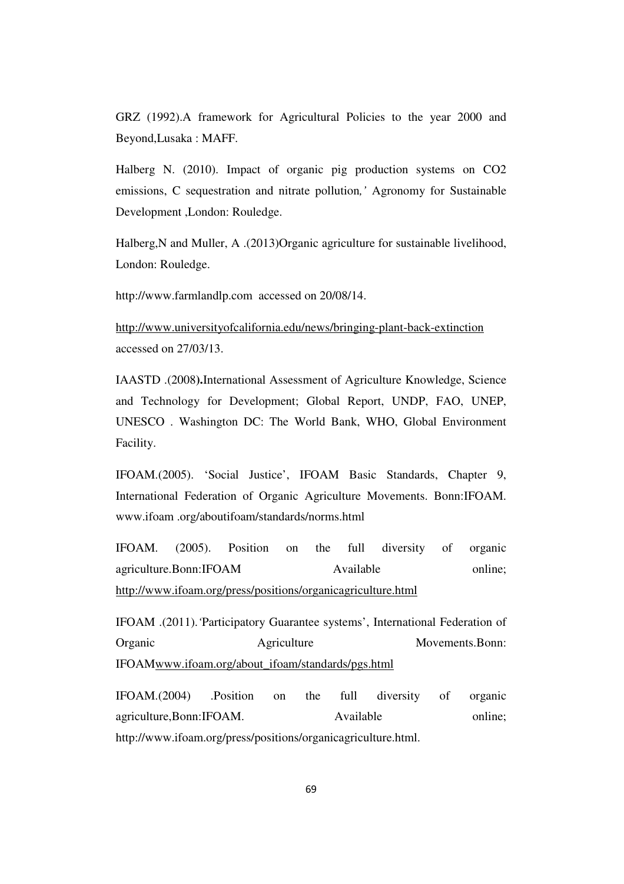GRZ (1992).A framework for Agricultural Policies to the year 2000 and Beyond,Lusaka : MAFF.

Halberg N. (2010). Impact of organic pig production systems on CO2 emissions, C sequestration and nitrate pollution,' Agronomy for Sustainable Development ,London: Rouledge.

Halberg,N and Muller, A .(2013)Organic agriculture for sustainable livelihood, London: Rouledge.

http://www.farmlandlp.com accessed on 20/08/14.

http://www.universityofcalifornia.edu/news/bringing-plant-back-extinction accessed on 27/03/13.

IAASTD .(2008)**.**International Assessment of Agriculture Knowledge, Science and Technology for Development; Global Report, UNDP, FAO, UNEP, UNESCO . Washington DC: The World Bank, WHO, Global Environment Facility.

IFOAM.(2005). 'Social Justice', IFOAM Basic Standards, Chapter 9, International Federation of Organic Agriculture Movements. Bonn:IFOAM. www.ifoam .org/aboutifoam/standards/norms.html

IFOAM. (2005). Position on the full diversity of organic agriculture.Bonn:IFOAM Available online; http://www.ifoam.org/press/positions/organicagriculture.html

IFOAM .(2011).'Participatory Guarantee systems', International Federation of Organic Agriculture Movements.Bonn: IFOAMwww.ifoam.org/about_ifoam/standards/pgs.html

IFOAM.(2004) .Position on the full diversity of organic agriculture,Bonn:IFOAM. Available online; http://www.ifoam.org/press/positions/organicagriculture.html.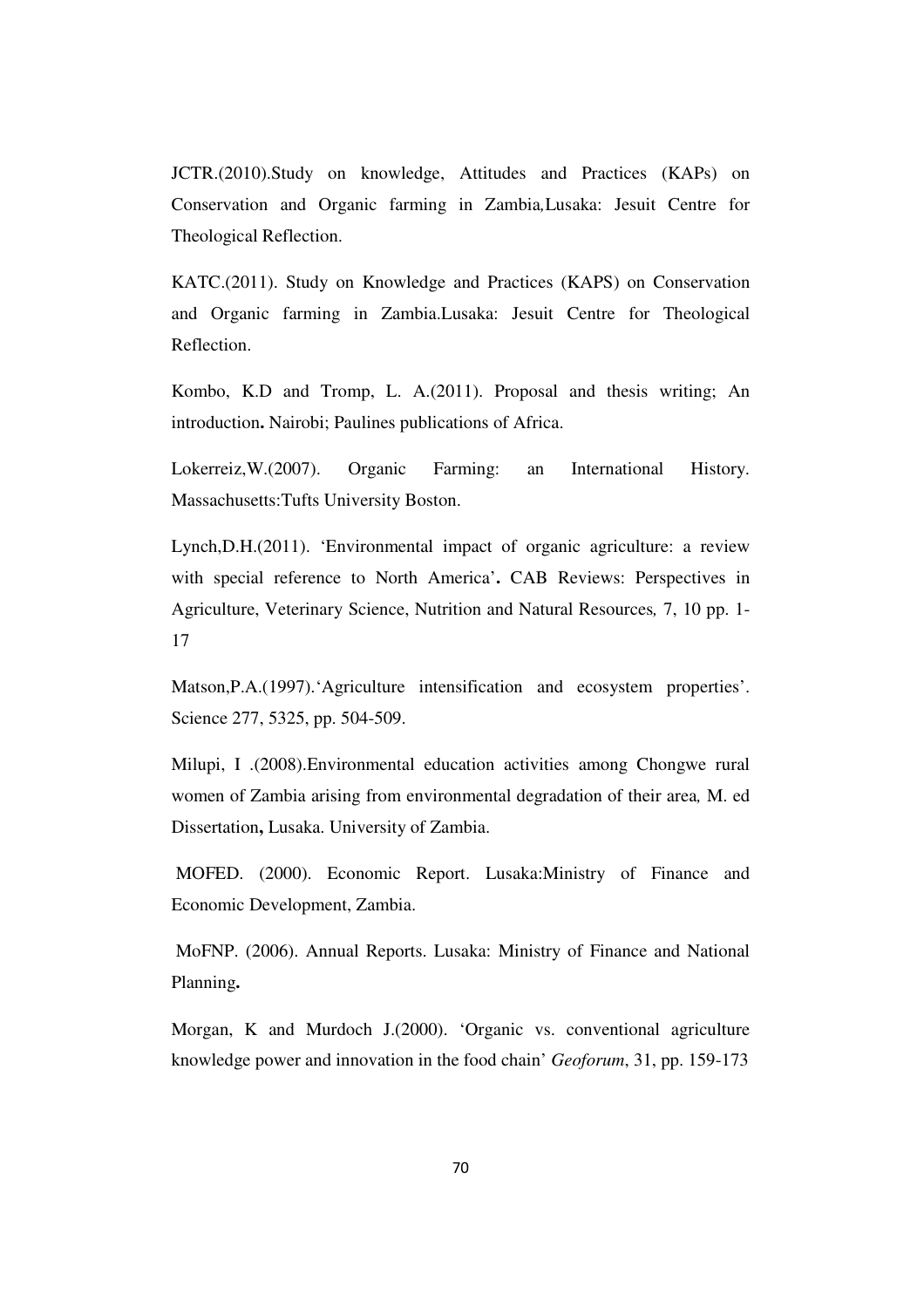JCTR.(2010).Study on knowledge, Attitudes and Practices (KAPs) on Conservation and Organic farming in Zambia*,*Lusaka: Jesuit Centre for Theological Reflection.

KATC.(2011). Study on Knowledge and Practices (KAPS) on Conservation and Organic farming in Zambia.Lusaka: Jesuit Centre for Theological Reflection.

Kombo, K.D and Tromp, L. A.(2011). Proposal and thesis writing; An introduction**.** Nairobi; Paulines publications of Africa.

Lokerreiz,W.(2007). Organic Farming: an International History. Massachusetts:Tufts University Boston.

Lynch,D.H.(2011). 'Environmental impact of organic agriculture: a review with special reference to North America'**.** CAB Reviews: Perspectives in Agriculture, Veterinary Science, Nutrition and Natural Resources*,* 7, 10 pp. 1-17

Matson,P.A.(1997).'Agriculture intensification and ecosystem properties'. Science 277, 5325, pp. 504-509.

Milupi, I .(2008).Environmental education activities among Chongwe rural women of Zambia arising from environmental degradation of their area*,* M. ed Dissertation**,** Lusaka. University of Zambia.

MOFED. (2000). Economic Report. Lusaka:Ministry of Finance and Economic Development, Zambia.

MoFNP. (2006). Annual Reports. Lusaka: Ministry of Finance and National Planning**.**

Morgan, K and Murdoch J.(2000). 'Organic vs. conventional agriculture knowledge power and innovation in the food chain' *Geoforum*, 31, pp. 159-173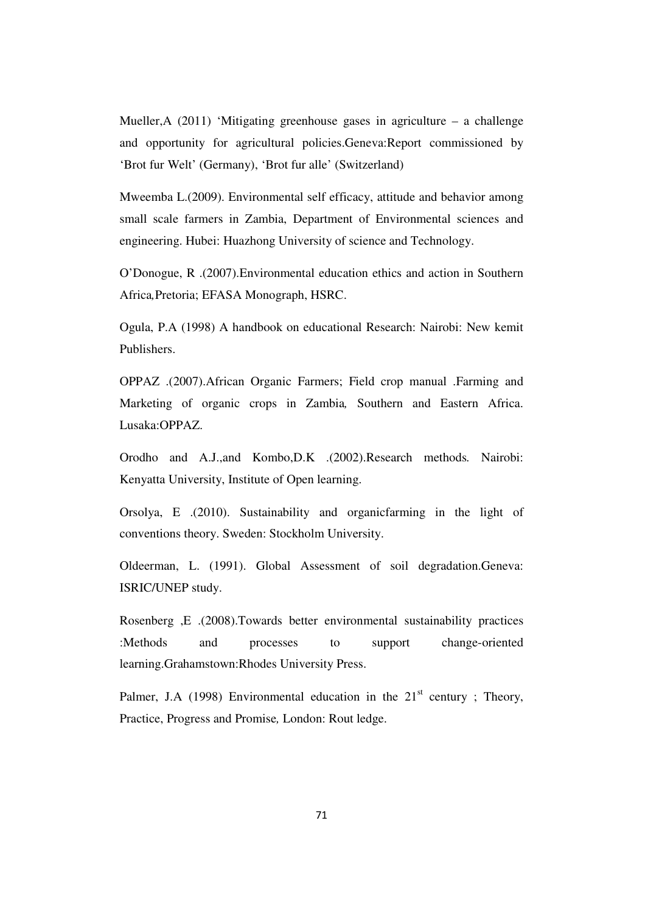Mueller,A (2011) 'Mitigating greenhouse gases in agriculture – a challenge and opportunity for agricultural policies.Geneva:Report commissioned by 'Brot fur Welt' (Germany), 'Brot fur alle' (Switzerland)

Mweemba L.(2009). Environmental self efficacy, attitude and behavior among small scale farmers in Zambia, Department of Environmental sciences and engineering. Hubei: Huazhong University of science and Technology.

O'Donogue, R .(2007).Environmental education ethics and action in Southern Africa*,*Pretoria; EFASA Monograph, HSRC.

Ogula, P.A (1998) A handbook on educational Research: Nairobi: New kemit Publishers.

OPPAZ .(2007).African Organic Farmers; Field crop manual .Farming and Marketing of organic crops in Zambia*,* Southern and Eastern Africa. Lusaka:OPPAZ.

Orodho and A.J.,and Kombo,D.K .(2002).Research methods*.* Nairobi: Kenyatta University, Institute of Open learning.

Orsolya, E .(2010). Sustainability and organicfarming in the light of conventions theory. Sweden: Stockholm University.

Oldeerman, L. (1991). Global Assessment of soil degradation.Geneva: ISRIC/UNEP study.

Rosenberg ,E .(2008).Towards better environmental sustainability practices :Methods and processes to support change-oriented learning.Grahamstown:Rhodes University Press.

Palmer, J.A (1998) Environmental education in the 21st century ; Theory, Practice, Progress and Promise*,* London: Rout ledge.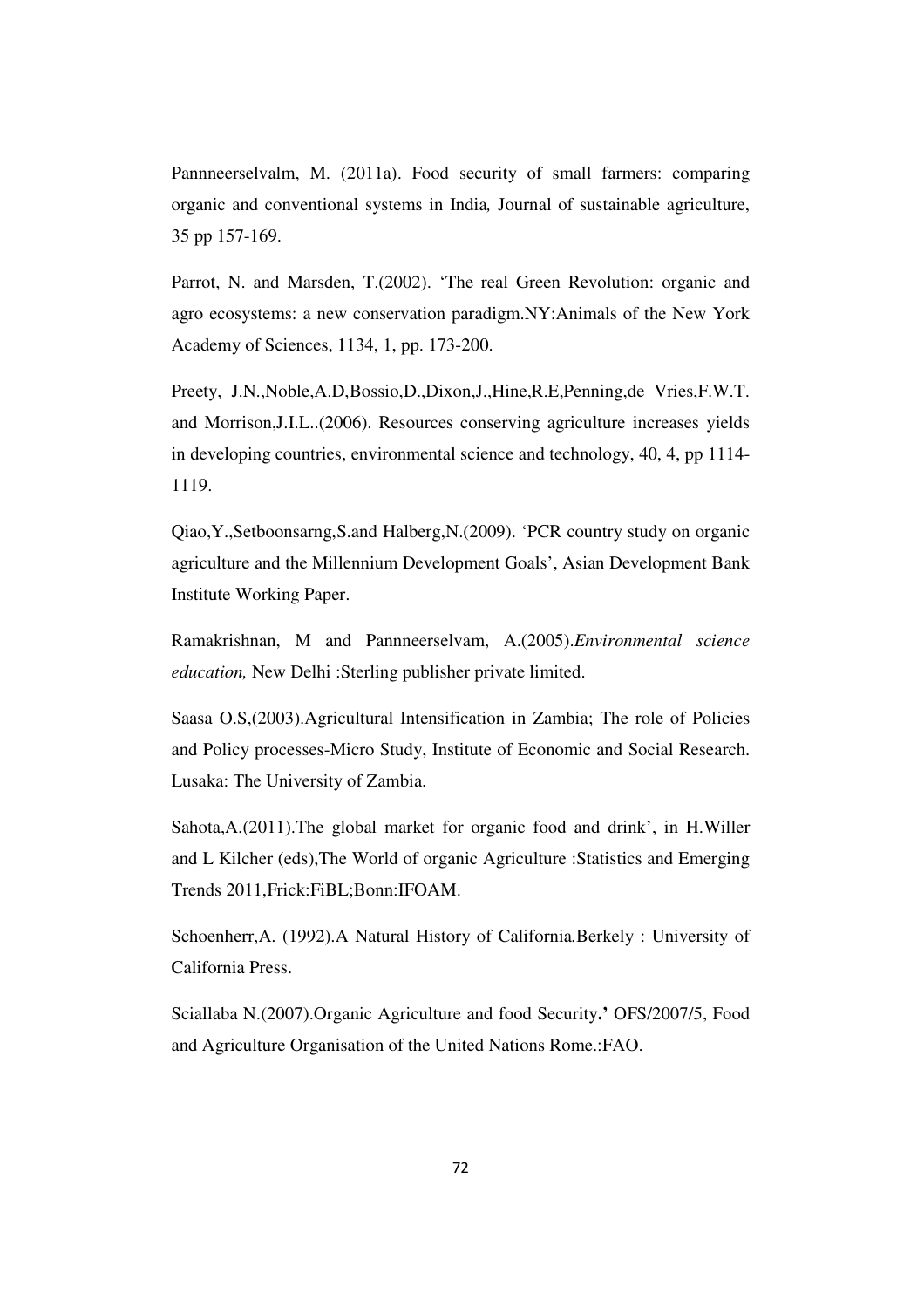Pannneerselvalm, M. (2011a). Food security of small farmers: comparing organic and conventional systems in India, Journal of sustainable agriculture, 35 pp 157-169.

Parrot, N. and Marsden, T.(2002). 'The real Green Revolution: organic and agro ecosystems: a new conservation paradigm.NY:Animals of the New York Academy of Sciences, 1134, 1, pp. 173-200.

Preety, J.N.,Noble,A.D,Bossio,D.,Dixon,J.,Hine,R.E,Penning,de Vries,F.W.T. and Morrison,J.I.L..(2006). Resources conserving agriculture increases yields in developing countries, environmental science and technology, 40, 4, pp 1114-1119.

Qiao,Y.,Setboonsarng,S.and Halberg,N.(2009). 'PCR country study on organic agriculture and the Millennium Development Goals', Asian Development Bank Institute Working Paper.

Ramakrishnan, M and Pannneerselvam, A.(2005).*Environmental science education,* New Delhi :Sterling publisher private limited.

Saasa O.S,(2003).Agricultural Intensification in Zambia; The role of Policies and Policy processes-Micro Study, Institute of Economic and Social Research. Lusaka: The University of Zambia.

Sahota,A.(2011).The global market for organic food and drink', in H.Willer and L Kilcher (eds),The World of organic Agriculture :Statistics and Emerging Trends 2011,Frick:FiBL;Bonn:IFOAM.

Schoenherr,A. (1992).A Natural History of California.Berkely : University of California Press.

Sciallaba N.(2007).Organic Agriculture and food Security**.'** OFS/2007/5, Food and Agriculture Organisation of the United Nations Rome.:FAO.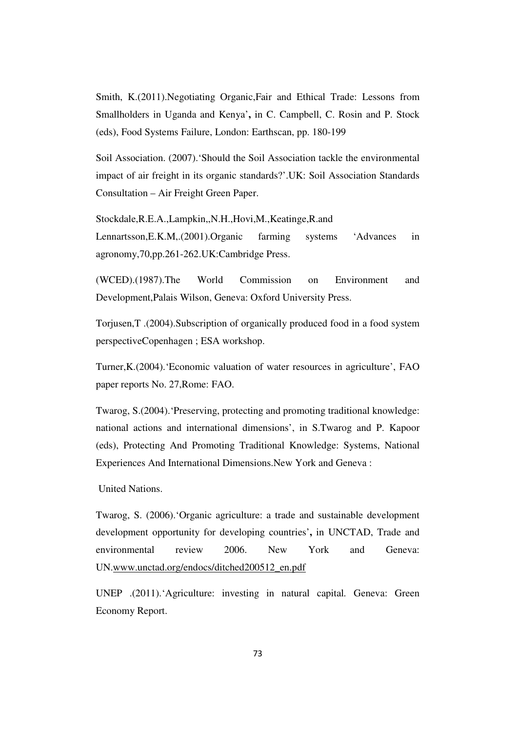Smith, K.(2011).Negotiating Organic,Fair and Ethical Trade: Lessons from Smallholders in Uganda and Kenya'**,** in C. Campbell, C. Rosin and P. Stock (eds), Food Systems Failure, London: Earthscan, pp. 180-199

Soil Association. (2007).'Should the Soil Association tackle the environmental impact of air freight in its organic standards?'.UK: Soil Association Standards Consultation – Air Freight Green Paper.

Stockdale,R.E.A.,Lampkin,,N.H.,Hovi,M.,Keatinge,R.and Lennartsson,E.K.M,.(2001).Organic farming systems 'Advances in agronomy,70,pp.261-262.UK:Cambridge Press.

(WCED).(1987).The World Commission on Environment and Development,Palais Wilson, Geneva: Oxford University Press.

Torjusen,T .(2004).Subscription of organically produced food in a food system perspectiveCopenhagen ; ESA workshop.

Turner,K.(2004).'Economic valuation of water resources in agriculture', FAO paper reports No. 27,Rome: FAO.

Twarog, S.(2004).'Preserving, protecting and promoting traditional knowledge: national actions and international dimensions', in S.Twarog and P. Kapoor (eds), Protecting And Promoting Traditional Knowledge: Systems, National Experiences And International Dimensions.New York and Geneva :

United Nations.

Twarog, S. (2006).'Organic agriculture: a trade and sustainable development development opportunity for developing countries'**,** in UNCTAD, Trade and environmental review 2006. New York and Geneva: UN.www.unctad.org/endocs/ditched200512_en.pdf

UNEP .(2011).'Agriculture: investing in natural capital*.* Geneva: Green Economy Report.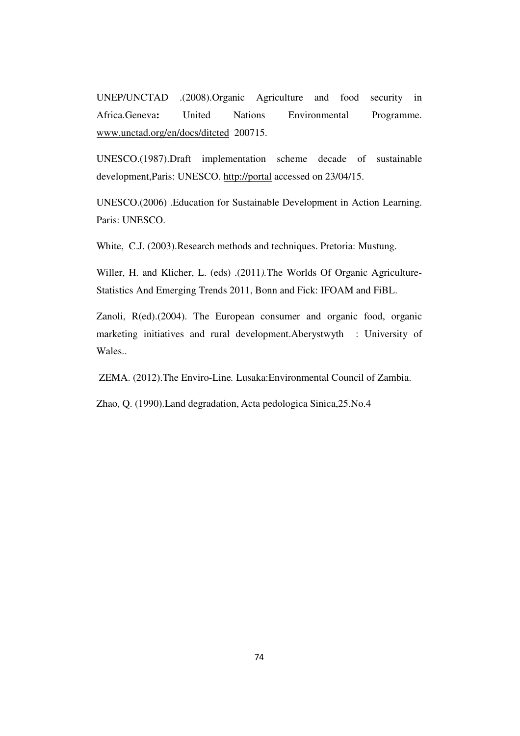UNEP/UNCTAD .(2008).Organic Agriculture and food security in Africa.Geneva**:** United Nations Environmental Programme. www.unctad.org/en/docs/ditcted 200715.

UNESCO.(1987).Draft implementation scheme decade of sustainable development,Paris: UNESCO. http://portal accessed on 23/04/15.

UNESCO.(2006) .Education for Sustainable Development in Action Learning. Paris: UNESCO.

White, C.J. (2003).Research methods and techniques. Pretoria: Mustung.

Willer, H. and Klicher, L. (eds) .(2011*).*The Worlds Of Organic Agriculture- Statistics And Emerging Trends 2011, Bonn and Fick: IFOAM and FiBL.

Zanoli, R(ed).(2004). The European consumer and organic food, organic marketing initiatives and rural development.Aberystwyth : University of Wales..

ZEMA. (2012).The Enviro-Line*.* Lusaka:Environmental Council of Zambia.

Zhao, Q. (1990).Land degradation, Acta pedologica Sinica,25.No.4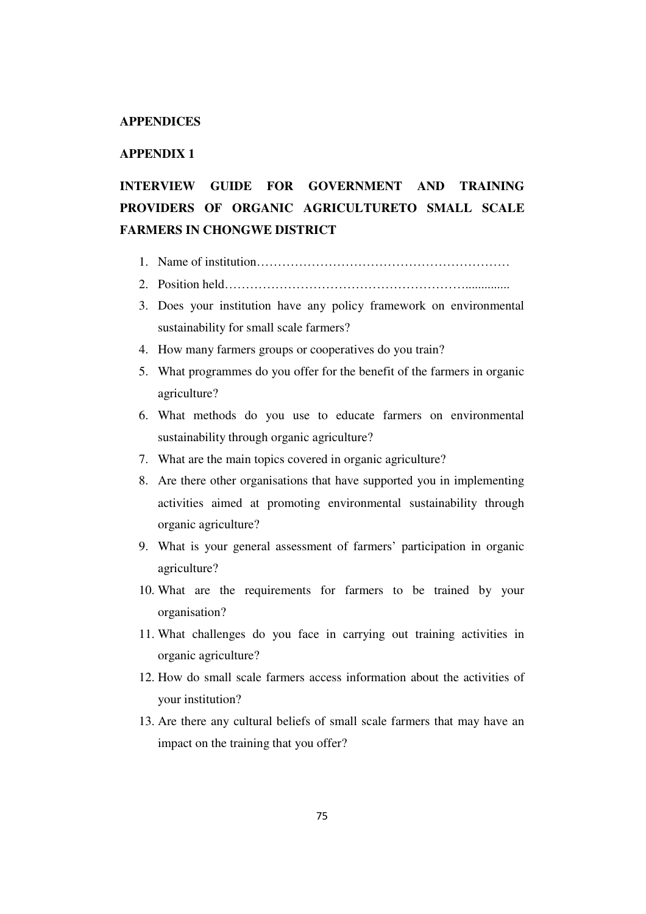**APPENDICES**

**APPENDIX 1**

**INTERVIEW GUIDE FOR GOVERNMENT AND TRAINING PROVIDERS OF ORGANIC AGRICULTURETO SMALL SCALE FARMERS IN CHONGWE DISTRICT**

1. Name of institution……………………………………………………
2. Position held…………………………………………………..............
3. Does your institution have any policy framework on environmental sustainability for small scale farmers?
4. How many farmers groups or cooperatives do you train?
5. What programmes do you offer for the benefit of the farmers in organic agriculture?
6. What methods do you use to educate farmers on environmental sustainability through organic agriculture?
7. What are the main topics covered in organic agriculture?
8. Are there other organisations that have supported you in implementing activities aimed at promoting environmental sustainability through organic agriculture?
9. What is your general assessment of farmers' participation in organic agriculture?
10. What are the requirements for farmers to be trained by your organisation?
11. What challenges do you face in carrying out training activities in organic agriculture?
12. How do small scale farmers access information about the activities of your institution?
13. Are there any cultural beliefs of small scale farmers that may have an impact on the training that you offer?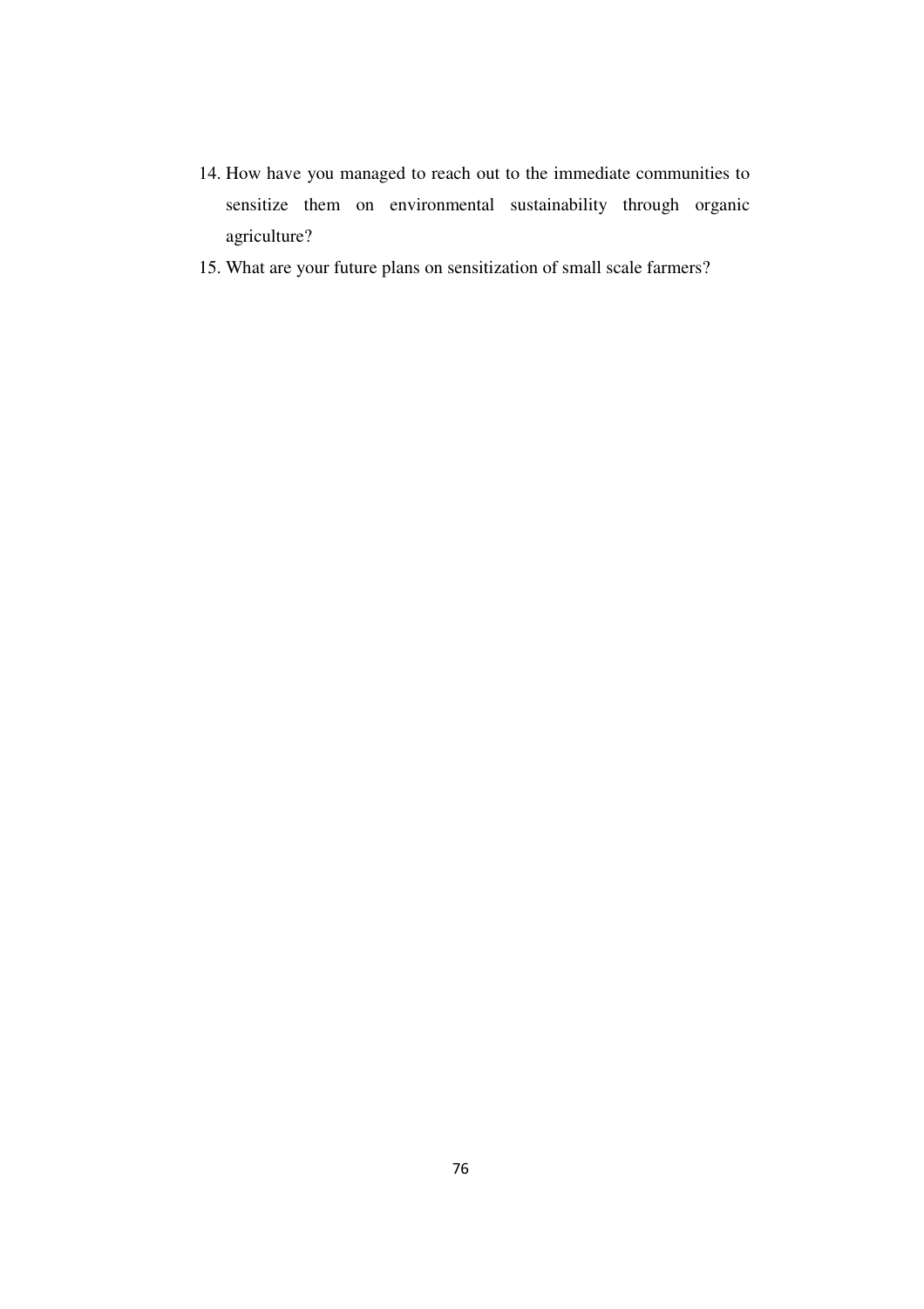14. How have you managed to reach out to the immediate communities to sensitize them on environmental sustainability through organic agriculture?
15. What are your future plans on sensitization of small scale farmers?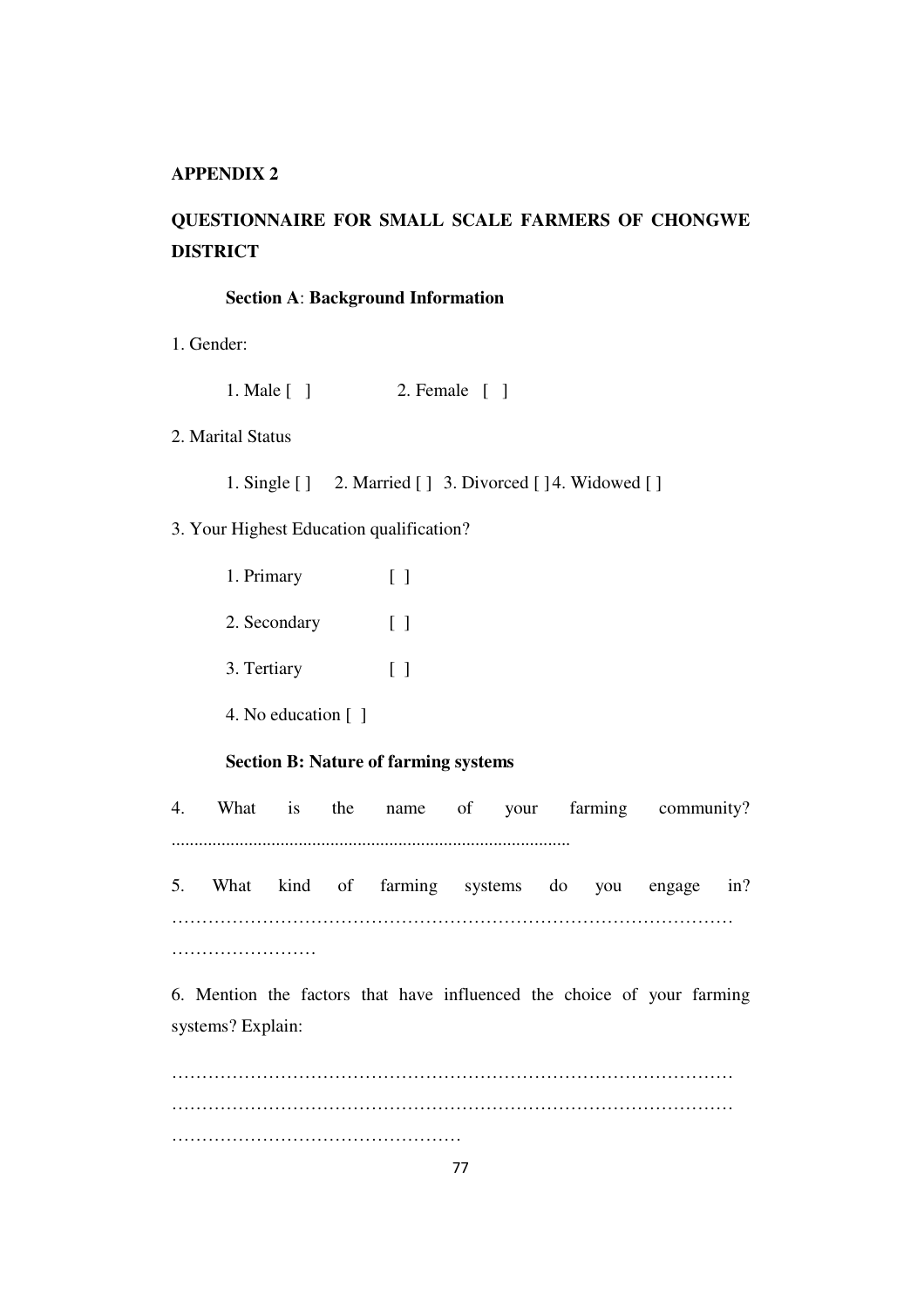**APPENDIX 2**

**QUESTIONNAIRE FOR SMALL SCALE FARMERS OF CHONGWE DISTRICT**

**Section A**: **Background Information**

1. Gender:

1. Male [ ]   2. Female [ ]

2. Marital Status

1. Single [ ]  2. Married [ ]  3. Divorced [ ]4. Widowed [ ]

3. Your Highest Education qualification?

1. Primary [ ]

2. Secondary [ ]

3. Tertiary [ ]

4. No education [ ]

**Section B: Nature of farming systems**

4. What is the name of your farming community? ........................................................................................

5. What kind of farming systems do you engage in? ………………………………………………………………………………………………………

6. Mention the factors that have influenced the choice of your farming systems? Explain:

………………………………………………………………………………………………………………………………………………………………………………………………………………………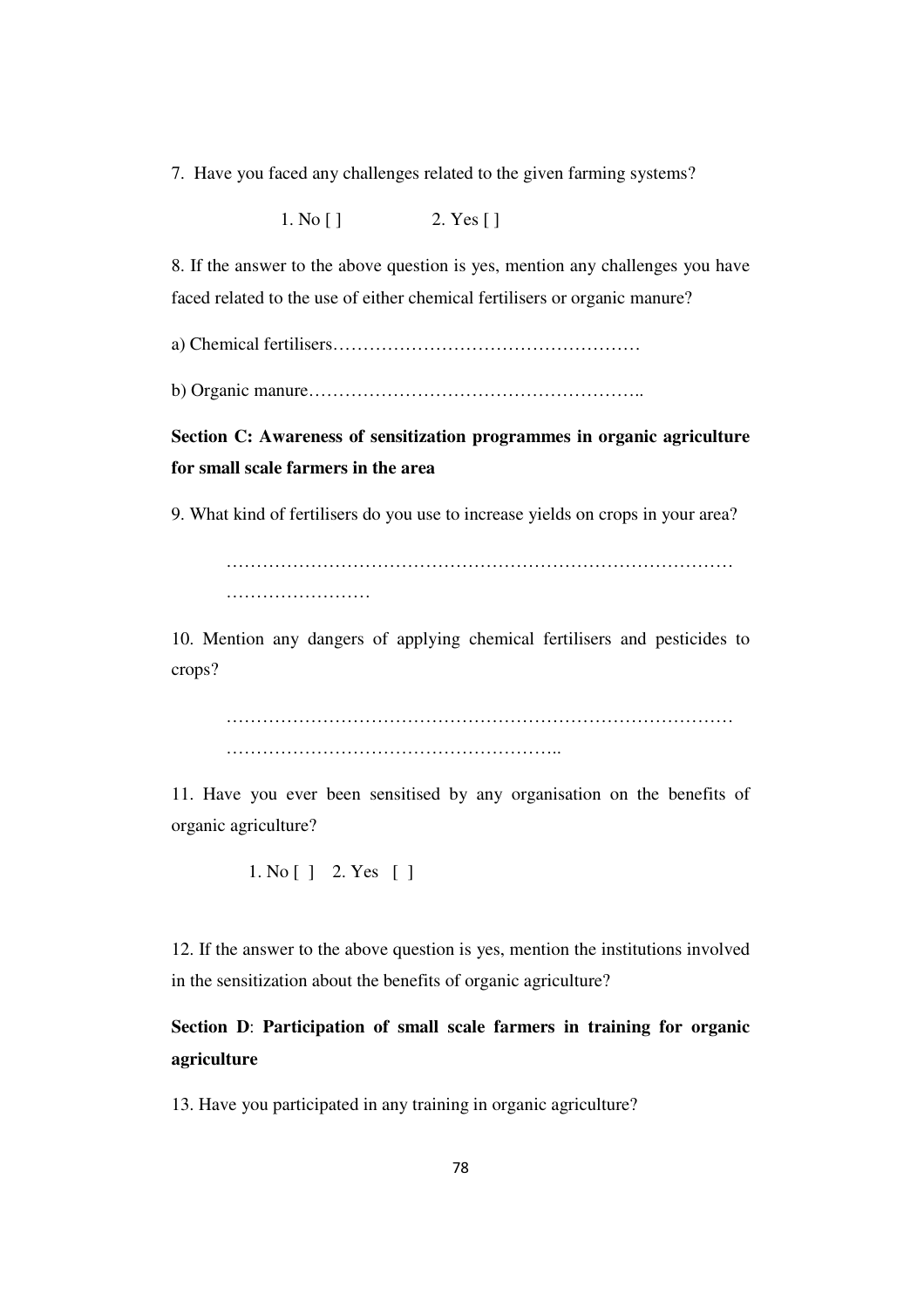7. Have you faced any challenges related to the given farming systems?

1. No [ ]  2. Yes [ ]

8. If the answer to the above question is yes, mention any challenges you have faced related to the use of either chemical fertilisers or organic manure?

a) Chemical fertilisers……………………………………………

b) Organic manure………………………………………………..

**Section C: Awareness of sensitization programmes in organic agriculture for small scale farmers in the area**

9. What kind of fertilisers do you use to increase yields on crops in your area?

………………………………………………………………………… ……………………

10. Mention any dangers of applying chemical fertilisers and pesticides to crops?

………………………………………………………………………… ………………………………………………..

11. Have you ever been sensitised by any organisation on the benefits of organic agriculture?

1. No [ ]  2. Yes [ ]

12. If the answer to the above question is yes, mention the institutions involved in the sensitization about the benefits of organic agriculture?

**Section D**: **Participation of small scale farmers in training for organic agriculture**

13. Have you participated in any training in organic agriculture?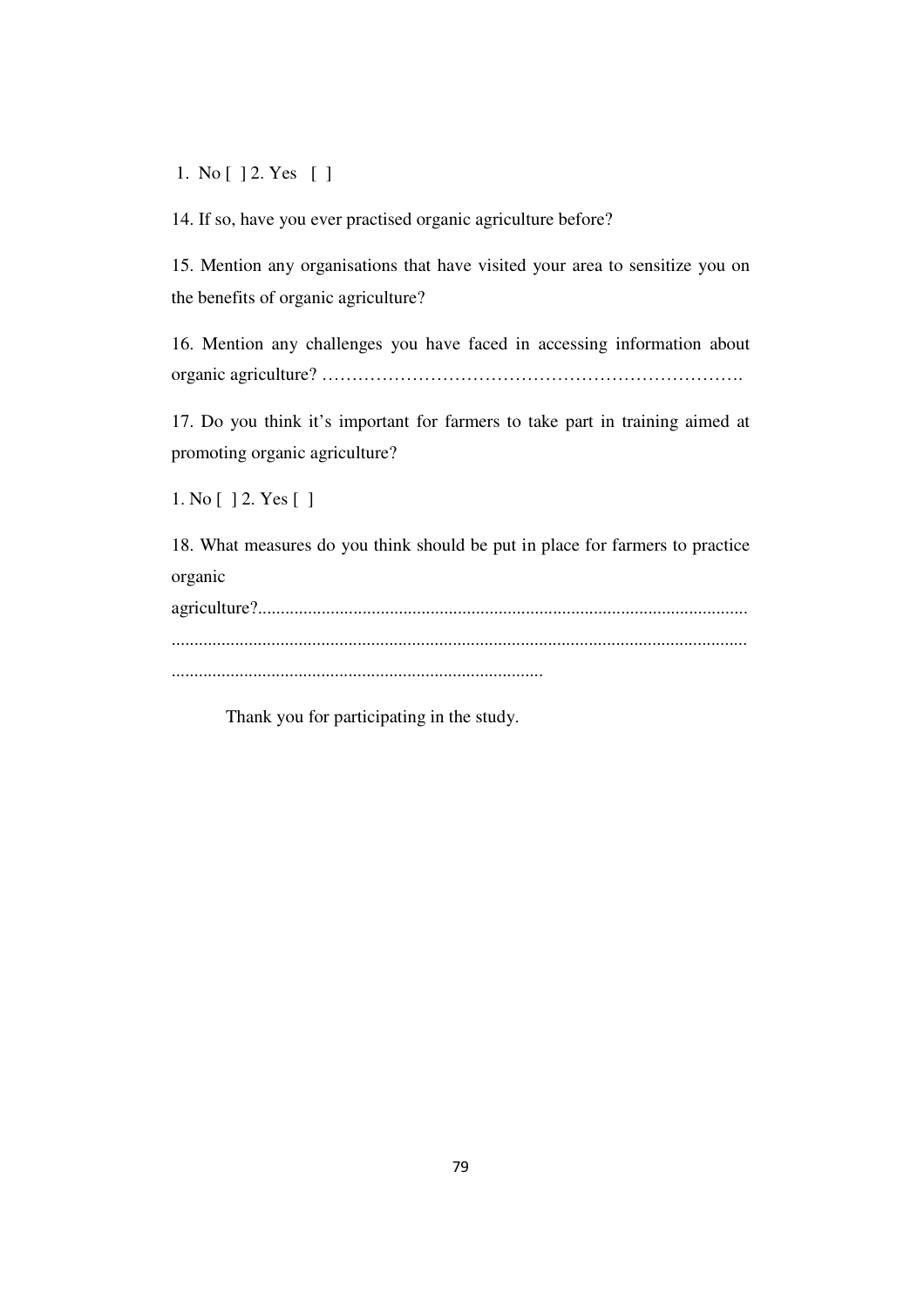1. No [ ] 2. Yes [ ]

14. If so, have you ever practised organic agriculture before?

15. Mention any organisations that have visited your area to sensitize you on the benefits of organic agriculture?

16. Mention any challenges you have faced in accessing information about organic agriculture? ……………………………………………………………….

17. Do you think it's important for farmers to take part in training aimed at promoting organic agriculture?

1. No [ ] 2. Yes [ ]

18. What measures do you think should be put in place for farmers to practice organic agriculture?..........................................................................................................
.............................................................................................................................
.................................................................................

Thank you for participating in the study.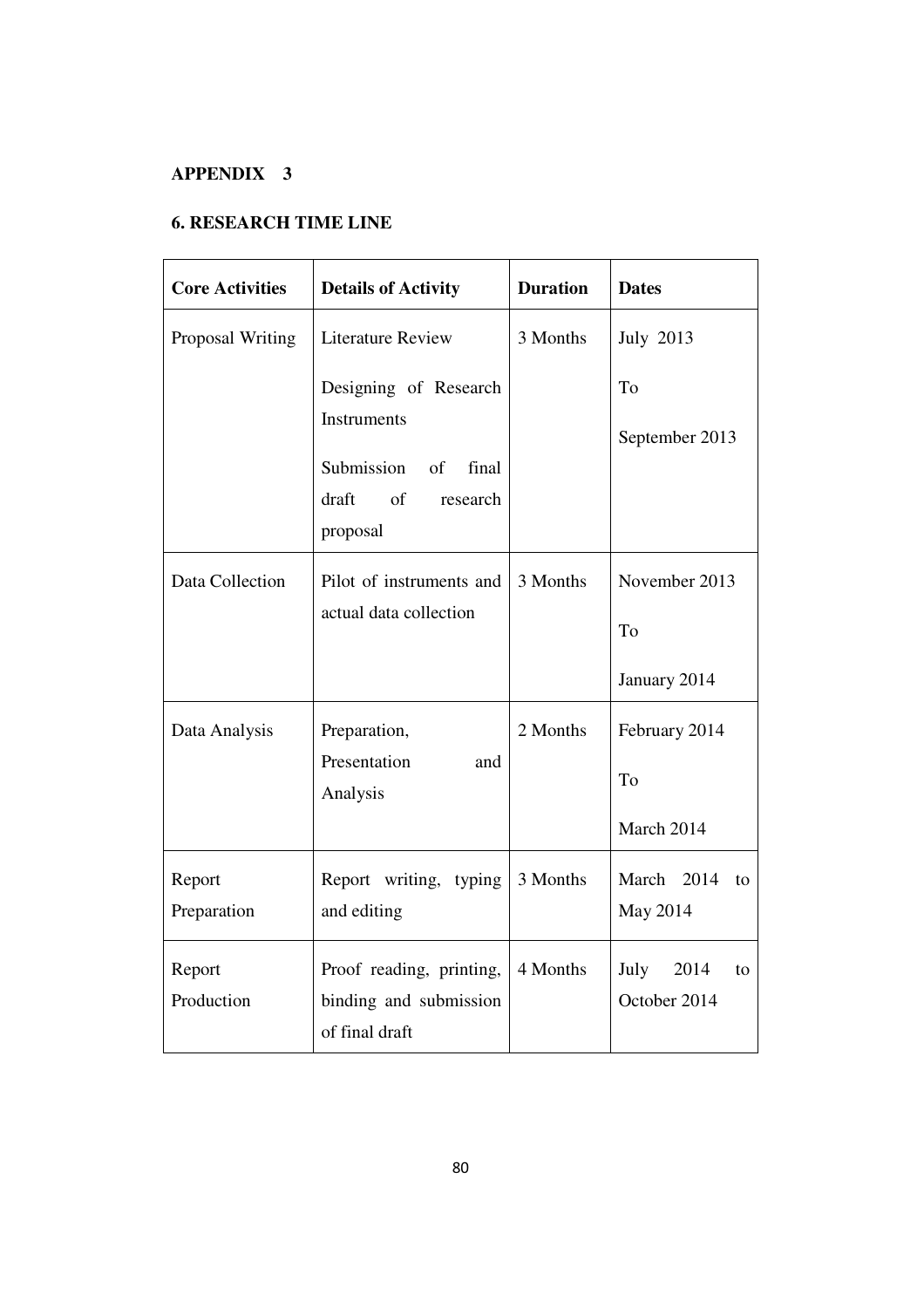**APPENDIX 3**

**6. RESEARCH TIME LINE**

| Core Activities | Details of Activity | Duration | Dates |
|---|---|---|---|
| Proposal Writing | Literature Review<br>Designing of Research Instruments<br>Submission of final draft of research proposal | 3 Months | July 2013<br>To<br>September 2013 |
| Data Collection | Pilot of instruments and actual data collection | 3 Months | November 2013<br>To<br>January 2014 |
| Data Analysis | Preparation, Presentation and Analysis | 2 Months | February 2014<br>To<br>March 2014 |
| Report Preparation | Report writing, typing and editing | 3 Months | March 2014 to May 2014 |
| Report Production | Proof reading, printing, binding and submission of final draft | 4 Months | July 2014 to October 2014 |